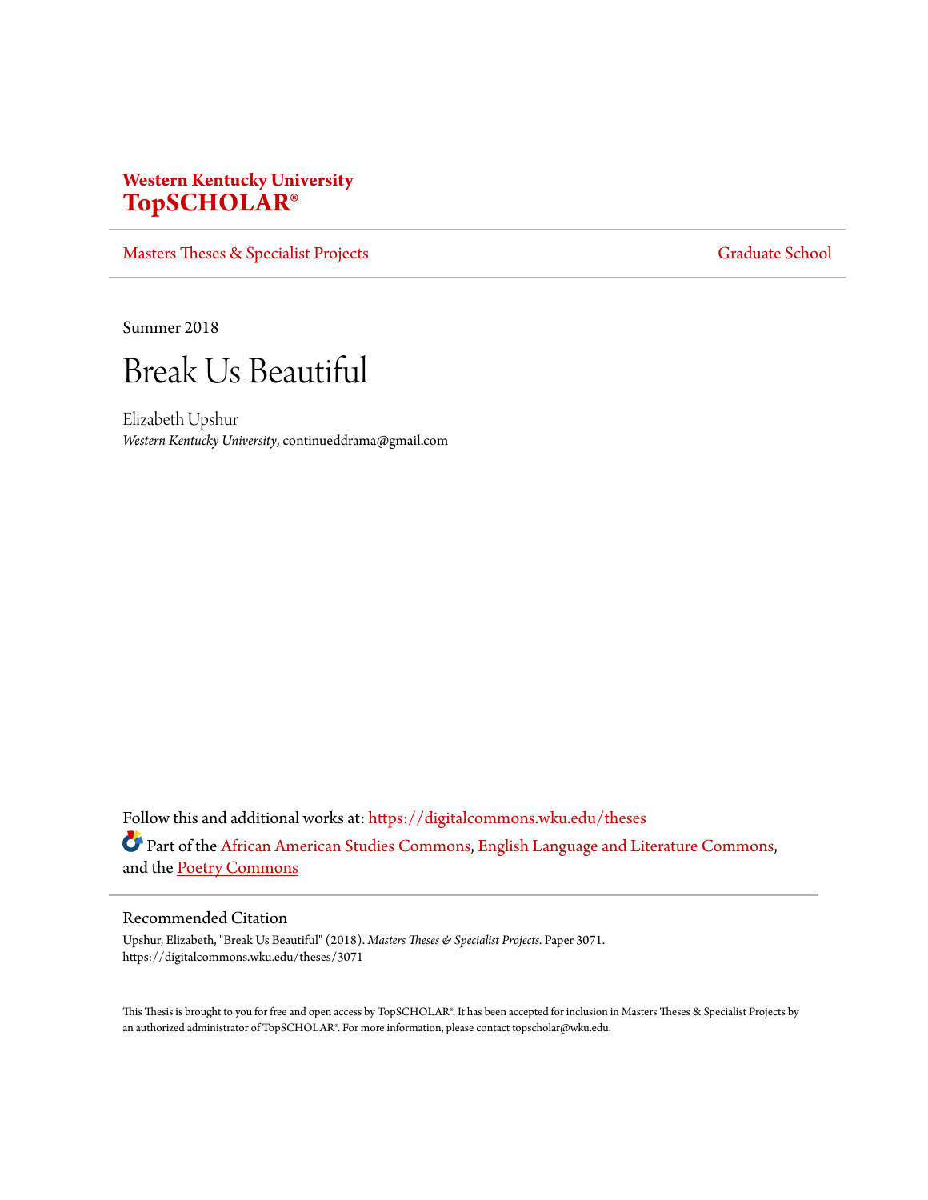# Western Kentucky University
# TopSCHOLAR®

Masters Theses & Specialist Projects — Graduate School

Summer 2018

# Break Us Beautiful

Elizabeth Upshur
*Western Kentucky University*, continueddrama@gmail.com

Follow this and additional works at: https://digitalcommons.wku.edu/theses

Part of the African American Studies Commons, English Language and Literature Commons, and the Poetry Commons

## Recommended Citation

Upshur, Elizabeth, "Break Us Beautiful" (2018). *Masters Theses & Specialist Projects*. Paper 3071.
https://digitalcommons.wku.edu/theses/3071

This Thesis is brought to you for free and open access by TopSCHOLAR®. It has been accepted for inclusion in Masters Theses & Specialist Projects by an authorized administrator of TopSCHOLAR®. For more information, please contact topscholar@wku.edu.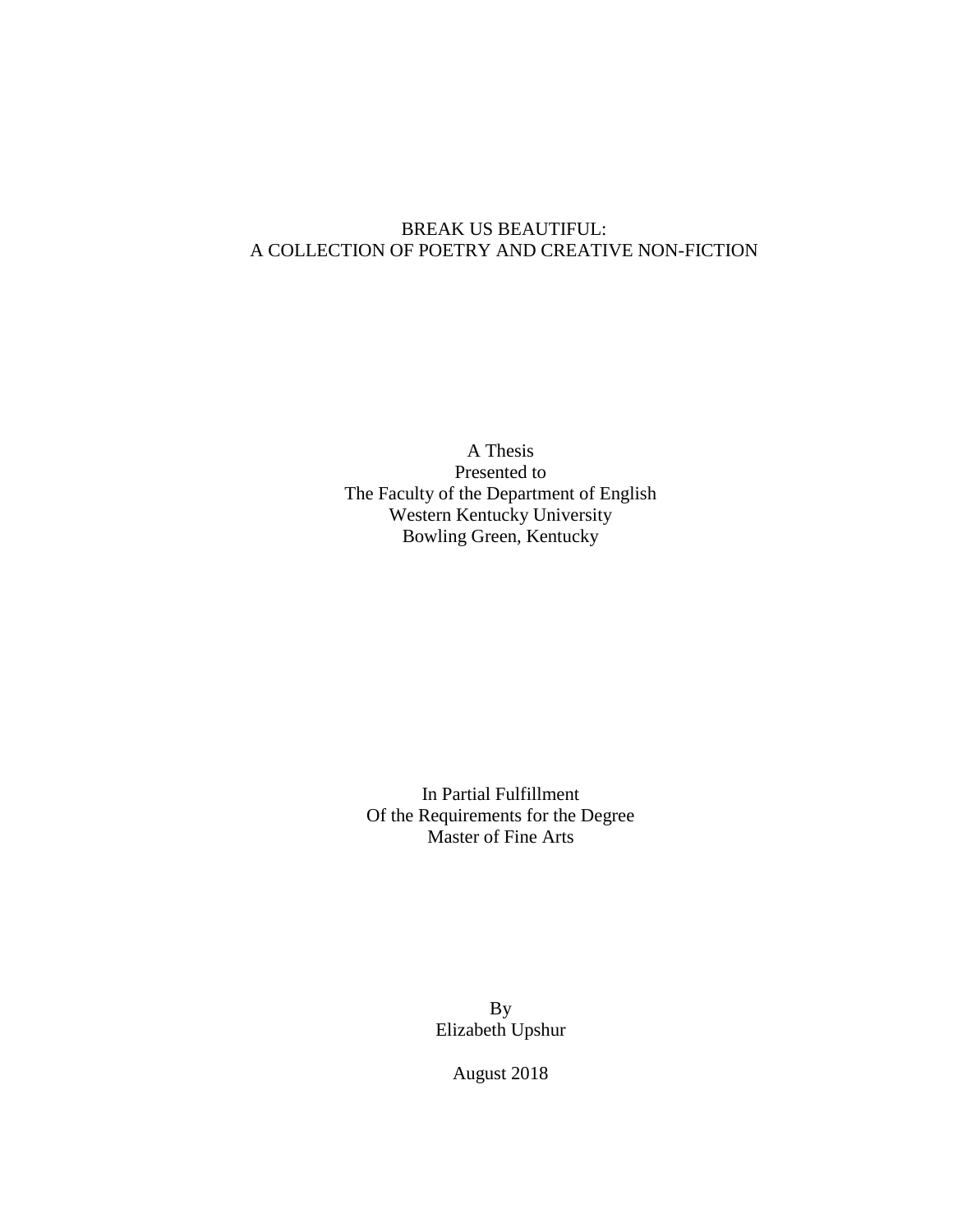BREAK US BEAUTIFUL:
A COLLECTION OF POETRY AND CREATIVE NON-FICTION

A Thesis
Presented to
The Faculty of the Department of English
Western Kentucky University
Bowling Green, Kentucky

In Partial Fulfillment
Of the Requirements for the Degree
Master of Fine Arts

By
Elizabeth Upshur

August 2018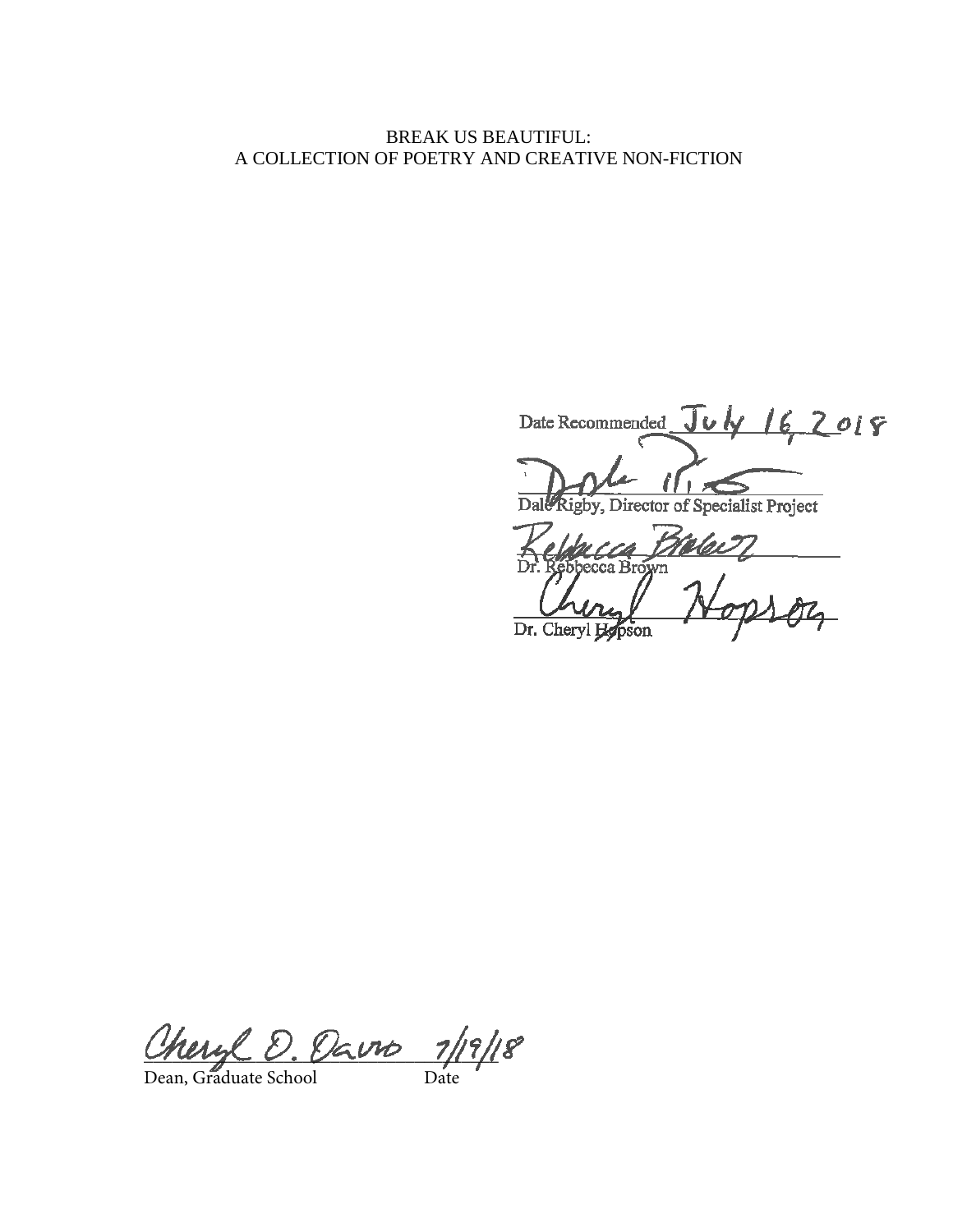BREAK US BEAUTIFUL:
A COLLECTION OF POETRY AND CREATIVE NON-FICTION

Date Recommended July 16, 2018

Dale Rigby, Director of Specialist Project

Dr. Rebbecca Brown

Dr. Cheryl Hopson

Cheryl D. Davis 7/19/18

Dean, Graduate School Date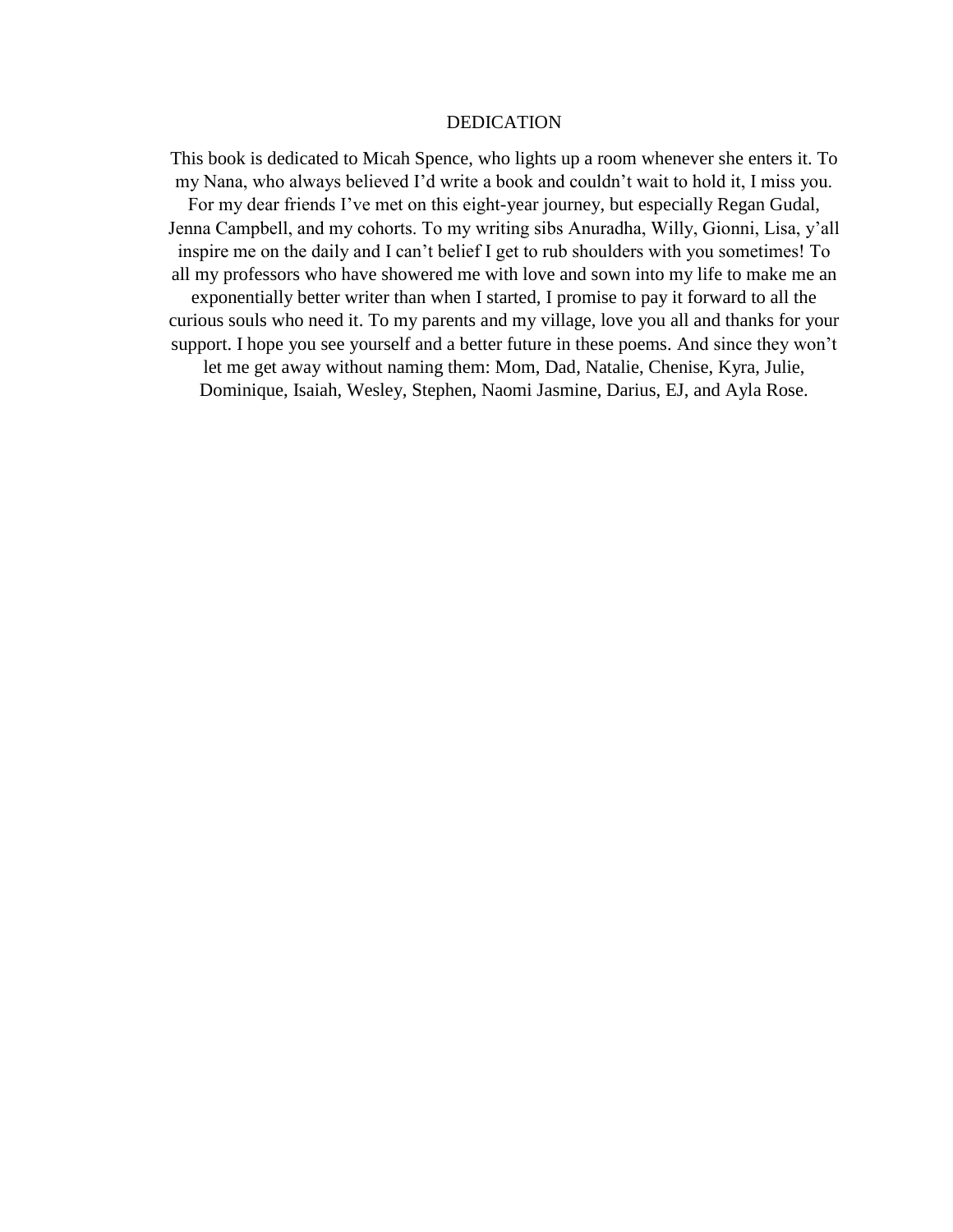# DEDICATION

This book is dedicated to Micah Spence, who lights up a room whenever she enters it. To my Nana, who always believed I'd write a book and couldn't wait to hold it, I miss you. For my dear friends I've met on this eight-year journey, but especially Regan Gudal, Jenna Campbell, and my cohorts. To my writing sibs Anuradha, Willy, Gionni, Lisa, y'all inspire me on the daily and I can't belief I get to rub shoulders with you sometimes! To all my professors who have showered me with love and sown into my life to make me an exponentially better writer than when I started, I promise to pay it forward to all the curious souls who need it. To my parents and my village, love you all and thanks for your support. I hope you see yourself and a better future in these poems. And since they won't let me get away without naming them: Mom, Dad, Natalie, Chenise, Kyra, Julie, Dominique, Isaiah, Wesley, Stephen, Naomi Jasmine, Darius, EJ, and Ayla Rose.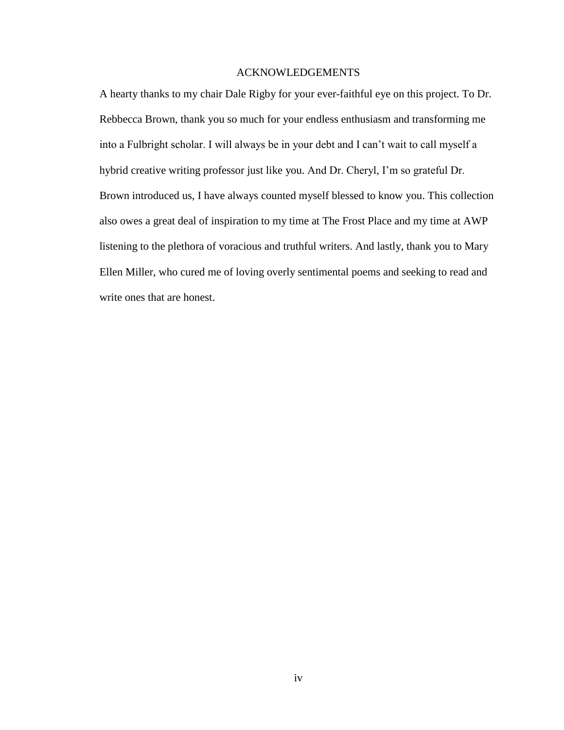# ACKNOWLEDGEMENTS

A hearty thanks to my chair Dale Rigby for your ever-faithful eye on this project. To Dr. Rebbecca Brown, thank you so much for your endless enthusiasm and transforming me into a Fulbright scholar. I will always be in your debt and I can't wait to call myself a hybrid creative writing professor just like you. And Dr. Cheryl, I'm so grateful Dr. Brown introduced us, I have always counted myself blessed to know you. This collection also owes a great deal of inspiration to my time at The Frost Place and my time at AWP listening to the plethora of voracious and truthful writers. And lastly, thank you to Mary Ellen Miller, who cured me of loving overly sentimental poems and seeking to read and write ones that are honest.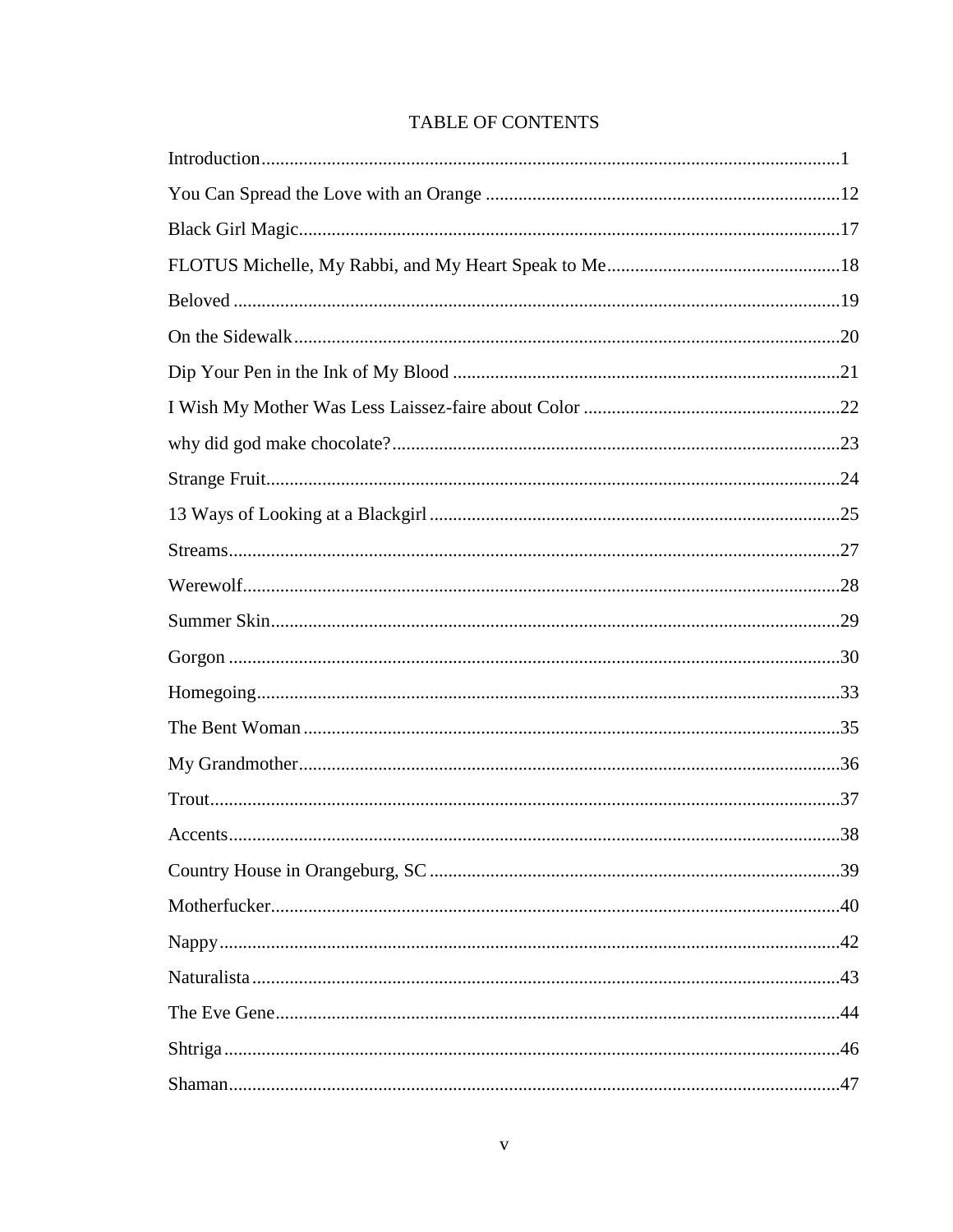# TABLE OF CONTENTS

Introduction ........................................................................................................................ 1
You Can Spread the Love with an Orange ........................................................................ 12
Black Girl Magic................................................................................................................ 17
FLOTUS Michelle, My Rabbi, and My Heart Speak to Me .............................................. 18
Beloved .............................................................................................................................. 19
On the Sidewalk ................................................................................................................. 20
Dip Your Pen in the Ink of My Blood ............................................................................... 21
I Wish My Mother Was Less Laissez-faire about Color .................................................... 22
why did god make chocolate? ............................................................................................ 23
Strange Fruit ....................................................................................................................... 24
13 Ways of Looking at a Blackgirl .................................................................................... 25
Streams ............................................................................................................................... 27
Werewolf ............................................................................................................................ 28
Summer Skin ...................................................................................................................... 29
Gorgon ............................................................................................................................... 30
Homegoing ......................................................................................................................... 33
The Bent Woman ............................................................................................................... 35
My Grandmother ................................................................................................................ 36
Trout ................................................................................................................................... 37
Accents ............................................................................................................................... 38
Country House in Orangeburg, SC .................................................................................... 39
Motherfucker ...................................................................................................................... 40
Nappy ................................................................................................................................. 42
Naturalista .......................................................................................................................... 43
The Eve Gene ..................................................................................................................... 44
Shtriga ................................................................................................................................ 46
Shaman ............................................................................................................................... 47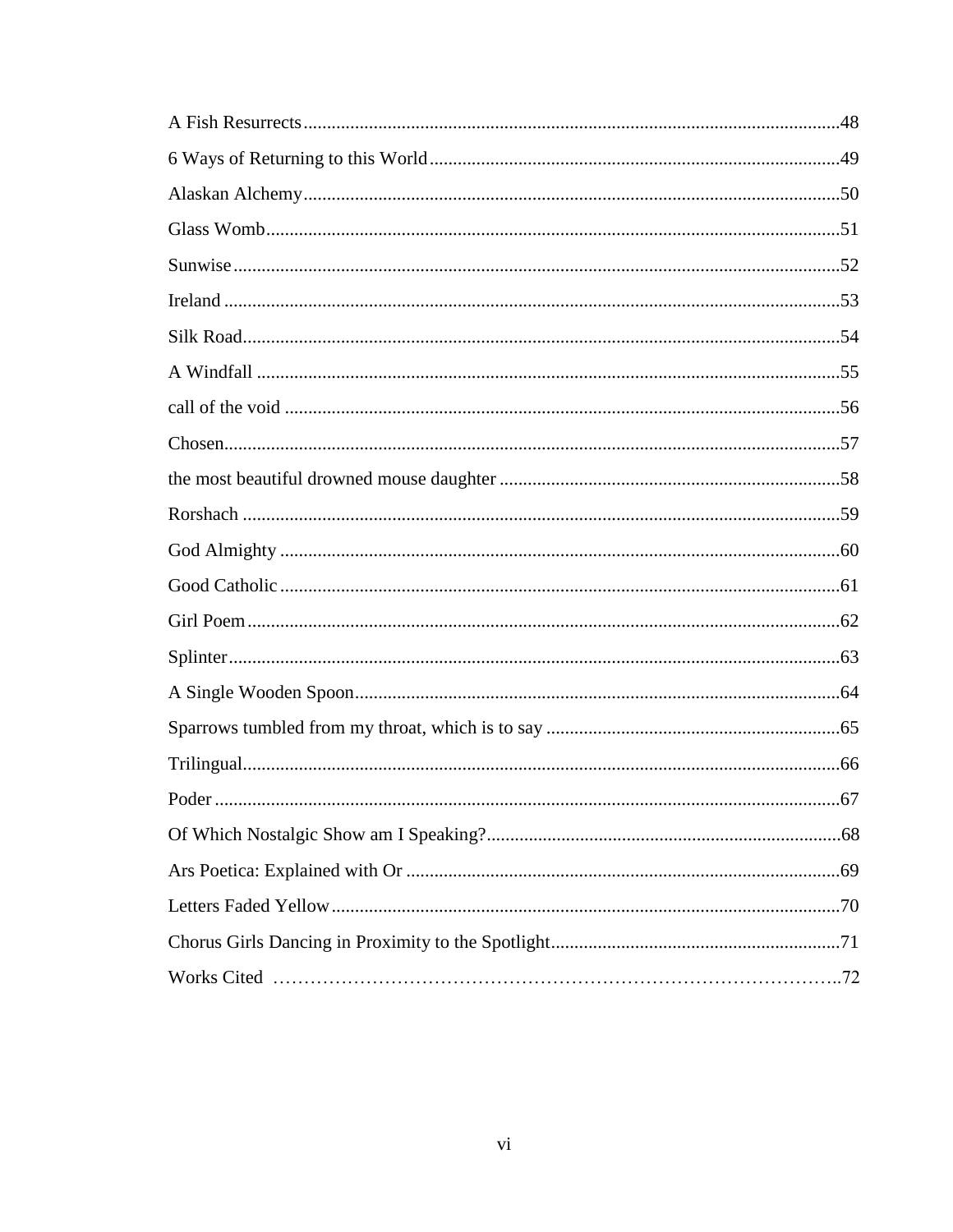A Fish Resurrects .................................................................................................................48

6 Ways of Returning to this World.......................................................................................49

Alaskan Alchemy.................................................................................................................50

Glass Womb.........................................................................................................................51

Sunwise................................................................................................................................52

Ireland ..................................................................................................................................53

Silk Road..............................................................................................................................54

A Windfall ............................................................................................................................55

call of the void ......................................................................................................................56

Chosen..................................................................................................................................57

the most beautiful drowned mouse daughter ........................................................................58

Rorshach ..............................................................................................................................59

God Almighty ......................................................................................................................60

Good Catholic ......................................................................................................................61

Girl Poem .............................................................................................................................62

Splinter.................................................................................................................................63

A Single Wooden Spoon.......................................................................................................64

Sparrows tumbled from my throat, which is to say ..............................................................65

Trilingual..............................................................................................................................66

Poder ....................................................................................................................................67

Of Which Nostalgic Show am I Speaking?...........................................................................68

Ars Poetica: Explained with Or ............................................................................................69

Letters Faded Yellow............................................................................................................70

Chorus Girls Dancing in Proximity to the Spotlight.............................................................71

Works Cited ………………………………………………………………………………..72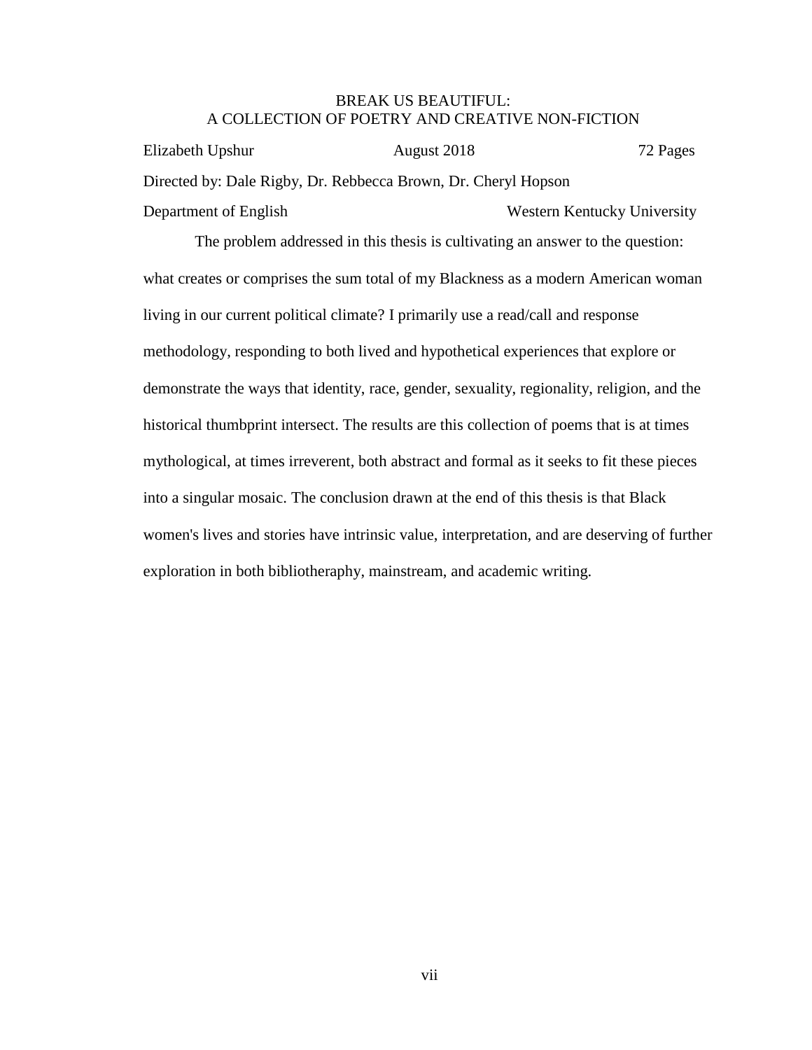BREAK US BEAUTIFUL:
A COLLECTION OF POETRY AND CREATIVE NON-FICTION

Elizabeth Upshur August 2018 72 Pages

Directed by: Dale Rigby, Dr. Rebbecca Brown, Dr. Cheryl Hopson

Department of English Western Kentucky University

The problem addressed in this thesis is cultivating an answer to the question: what creates or comprises the sum total of my Blackness as a modern American woman living in our current political climate? I primarily use a read/call and response methodology, responding to both lived and hypothetical experiences that explore or demonstrate the ways that identity, race, gender, sexuality, regionality, religion, and the historical thumbprint intersect. The results are this collection of poems that is at times mythological, at times irreverent, both abstract and formal as it seeks to fit these pieces into a singular mosaic. The conclusion drawn at the end of this thesis is that Black women's lives and stories have intrinsic value, interpretation, and are deserving of further exploration in both bibliotheraphy, mainstream, and academic writing.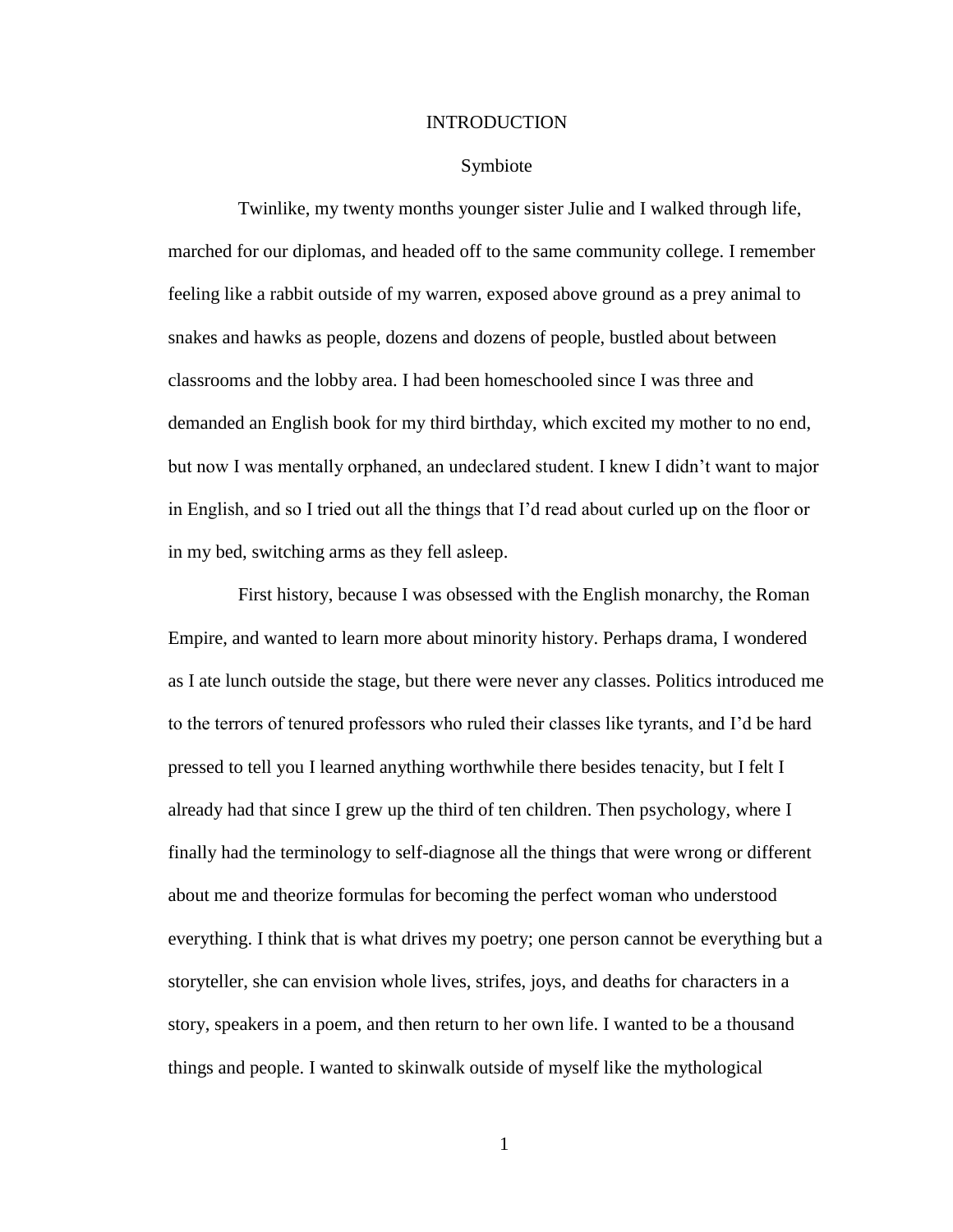# INTRODUCTION

## Symbiote

Twinlike, my twenty months younger sister Julie and I walked through life, marched for our diplomas, and headed off to the same community college. I remember feeling like a rabbit outside of my warren, exposed above ground as a prey animal to snakes and hawks as people, dozens and dozens of people, bustled about between classrooms and the lobby area. I had been homeschooled since I was three and demanded an English book for my third birthday, which excited my mother to no end, but now I was mentally orphaned, an undeclared student. I knew I didn't want to major in English, and so I tried out all the things that I'd read about curled up on the floor or in my bed, switching arms as they fell asleep.

First history, because I was obsessed with the English monarchy, the Roman Empire, and wanted to learn more about minority history. Perhaps drama, I wondered as I ate lunch outside the stage, but there were never any classes. Politics introduced me to the terrors of tenured professors who ruled their classes like tyrants, and I'd be hard pressed to tell you I learned anything worthwhile there besides tenacity, but I felt I already had that since I grew up the third of ten children. Then psychology, where I finally had the terminology to self-diagnose all the things that were wrong or different about me and theorize formulas for becoming the perfect woman who understood everything. I think that is what drives my poetry; one person cannot be everything but a storyteller, she can envision whole lives, strifes, joys, and deaths for characters in a story, speakers in a poem, and then return to her own life. I wanted to be a thousand things and people. I wanted to skinwalk outside of myself like the mythological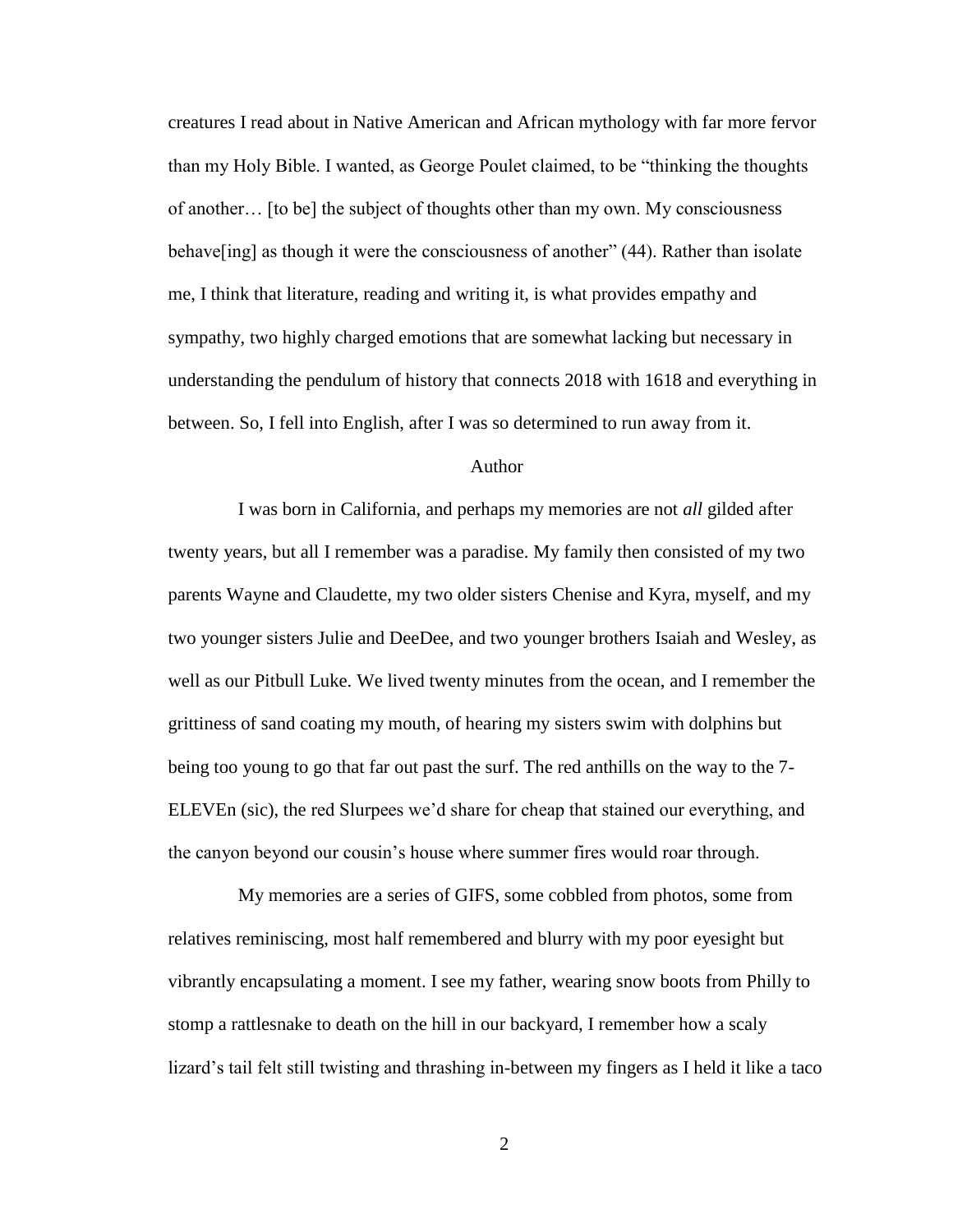creatures I read about in Native American and African mythology with far more fervor than my Holy Bible. I wanted, as George Poulet claimed, to be "thinking the thoughts of another… [to be] the subject of thoughts other than my own. My consciousness behave[ing] as though it were the consciousness of another" (44). Rather than isolate me, I think that literature, reading and writing it, is what provides empathy and sympathy, two highly charged emotions that are somewhat lacking but necessary in understanding the pendulum of history that connects 2018 with 1618 and everything in between. So, I fell into English, after I was so determined to run away from it.

## Author

I was born in California, and perhaps my memories are not *all* gilded after twenty years, but all I remember was a paradise. My family then consisted of my two parents Wayne and Claudette, my two older sisters Chenise and Kyra, myself, and my two younger sisters Julie and DeeDee, and two younger brothers Isaiah and Wesley, as well as our Pitbull Luke. We lived twenty minutes from the ocean, and I remember the grittiness of sand coating my mouth, of hearing my sisters swim with dolphins but being too young to go that far out past the surf. The red anthills on the way to the 7-ELEVEn (sic), the red Slurpees we'd share for cheap that stained our everything, and the canyon beyond our cousin's house where summer fires would roar through.

My memories are a series of GIFS, some cobbled from photos, some from relatives reminiscing, most half remembered and blurry with my poor eyesight but vibrantly encapsulating a moment. I see my father, wearing snow boots from Philly to stomp a rattlesnake to death on the hill in our backyard, I remember how a scaly lizard's tail felt still twisting and thrashing in-between my fingers as I held it like a taco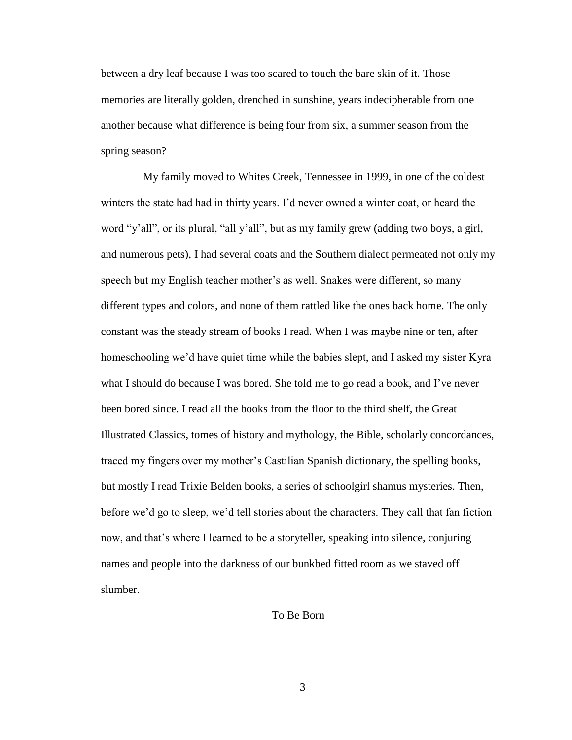between a dry leaf because I was too scared to touch the bare skin of it. Those memories are literally golden, drenched in sunshine, years indecipherable from one another because what difference is being four from six, a summer season from the spring season?

My family moved to Whites Creek, Tennessee in 1999, in one of the coldest winters the state had had in thirty years. I'd never owned a winter coat, or heard the word "y'all", or its plural, "all y'all", but as my family grew (adding two boys, a girl, and numerous pets), I had several coats and the Southern dialect permeated not only my speech but my English teacher mother's as well. Snakes were different, so many different types and colors, and none of them rattled like the ones back home. The only constant was the steady stream of books I read. When I was maybe nine or ten, after homeschooling we'd have quiet time while the babies slept, and I asked my sister Kyra what I should do because I was bored. She told me to go read a book, and I've never been bored since. I read all the books from the floor to the third shelf, the Great Illustrated Classics, tomes of history and mythology, the Bible, scholarly concordances, traced my fingers over my mother's Castilian Spanish dictionary, the spelling books, but mostly I read Trixie Belden books, a series of schoolgirl shamus mysteries. Then, before we'd go to sleep, we'd tell stories about the characters. They call that fan fiction now, and that's where I learned to be a storyteller, speaking into silence, conjuring names and people into the darkness of our bunkbed fitted room as we staved off slumber.

## To Be Born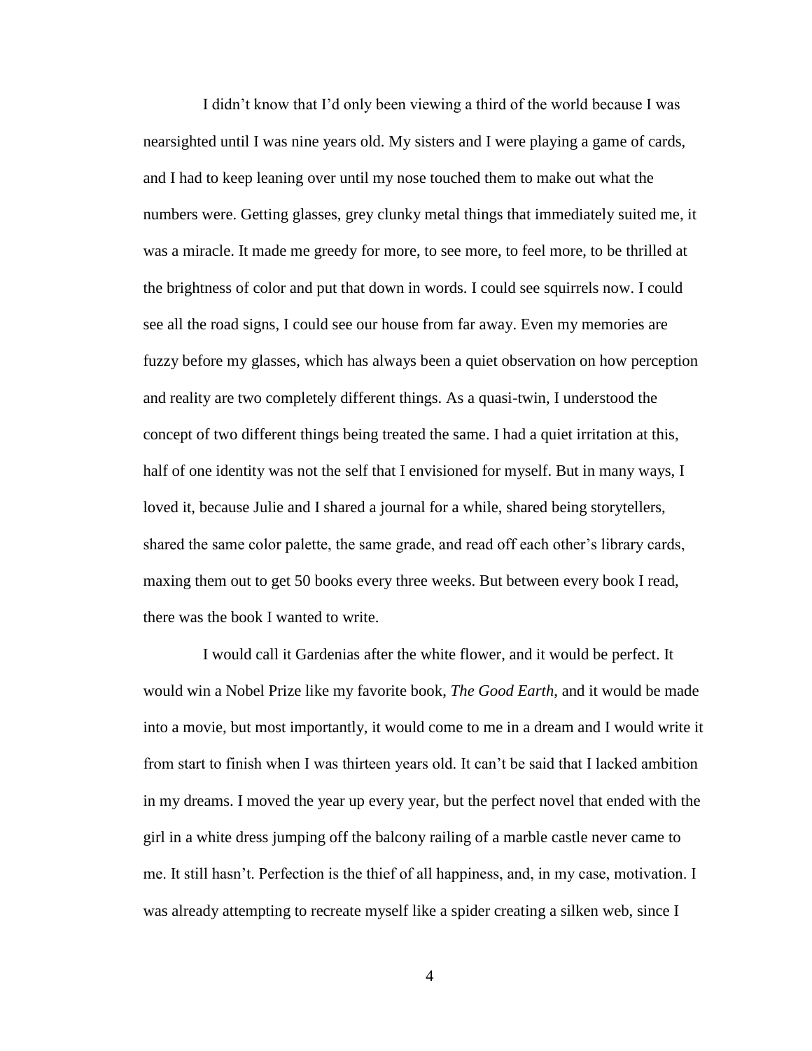I didn't know that I'd only been viewing a third of the world because I was nearsighted until I was nine years old. My sisters and I were playing a game of cards, and I had to keep leaning over until my nose touched them to make out what the numbers were. Getting glasses, grey clunky metal things that immediately suited me, it was a miracle. It made me greedy for more, to see more, to feel more, to be thrilled at the brightness of color and put that down in words. I could see squirrels now. I could see all the road signs, I could see our house from far away. Even my memories are fuzzy before my glasses, which has always been a quiet observation on how perception and reality are two completely different things. As a quasi-twin, I understood the concept of two different things being treated the same. I had a quiet irritation at this, half of one identity was not the self that I envisioned for myself. But in many ways, I loved it, because Julie and I shared a journal for a while, shared being storytellers, shared the same color palette, the same grade, and read off each other's library cards, maxing them out to get 50 books every three weeks. But between every book I read, there was the book I wanted to write.

I would call it Gardenias after the white flower, and it would be perfect. It would win a Nobel Prize like my favorite book, *The Good Earth*, and it would be made into a movie, but most importantly, it would come to me in a dream and I would write it from start to finish when I was thirteen years old. It can't be said that I lacked ambition in my dreams. I moved the year up every year, but the perfect novel that ended with the girl in a white dress jumping off the balcony railing of a marble castle never came to me. It still hasn't. Perfection is the thief of all happiness, and, in my case, motivation. I was already attempting to recreate myself like a spider creating a silken web, since I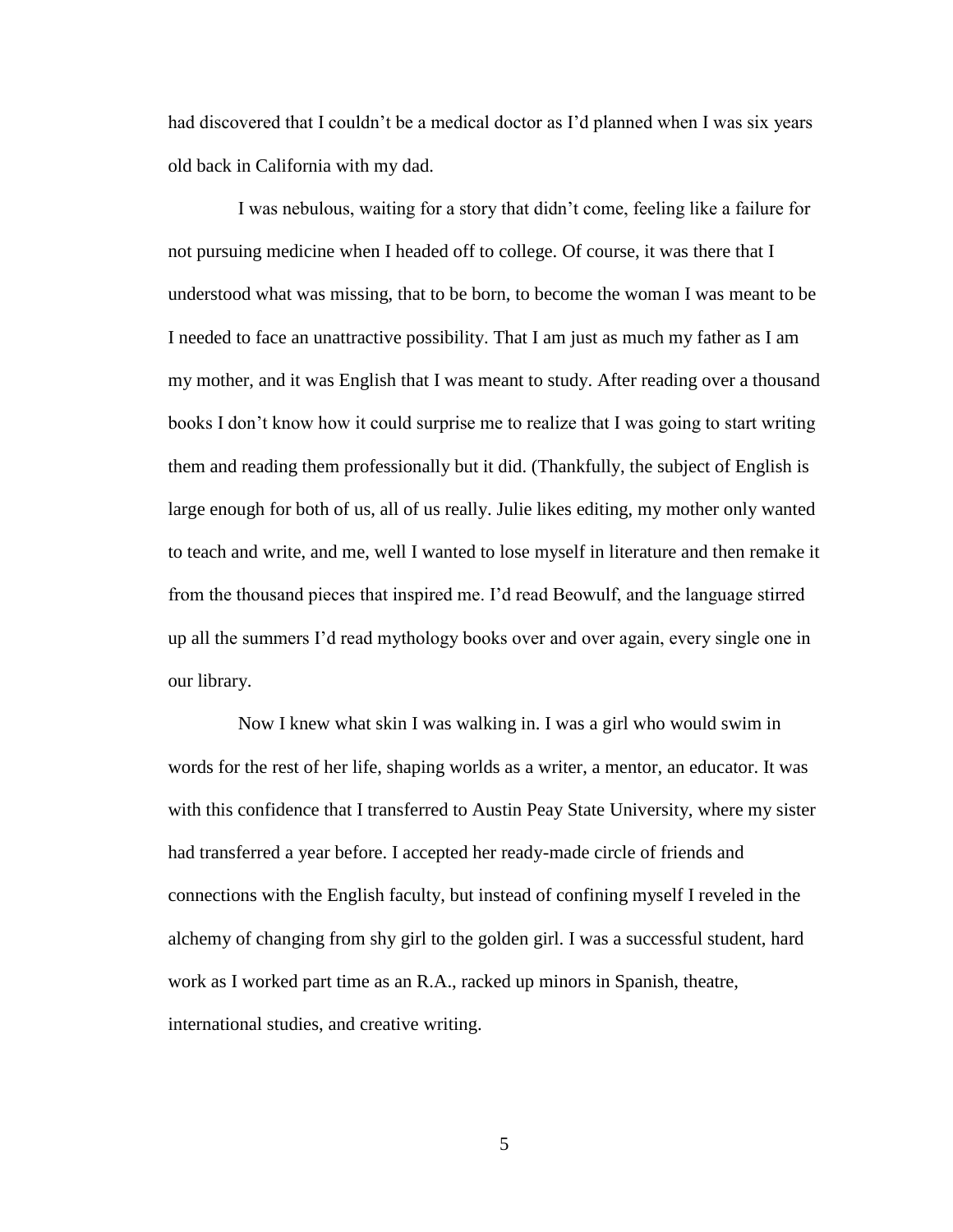had discovered that I couldn't be a medical doctor as I'd planned when I was six years old back in California with my dad.

I was nebulous, waiting for a story that didn't come, feeling like a failure for not pursuing medicine when I headed off to college. Of course, it was there that I understood what was missing, that to be born, to become the woman I was meant to be I needed to face an unattractive possibility. That I am just as much my father as I am my mother, and it was English that I was meant to study. After reading over a thousand books I don't know how it could surprise me to realize that I was going to start writing them and reading them professionally but it did. (Thankfully, the subject of English is large enough for both of us, all of us really. Julie likes editing, my mother only wanted to teach and write, and me, well I wanted to lose myself in literature and then remake it from the thousand pieces that inspired me. I'd read Beowulf, and the language stirred up all the summers I'd read mythology books over and over again, every single one in our library.

Now I knew what skin I was walking in. I was a girl who would swim in words for the rest of her life, shaping worlds as a writer, a mentor, an educator. It was with this confidence that I transferred to Austin Peay State University, where my sister had transferred a year before. I accepted her ready-made circle of friends and connections with the English faculty, but instead of confining myself I reveled in the alchemy of changing from shy girl to the golden girl. I was a successful student, hard work as I worked part time as an R.A., racked up minors in Spanish, theatre, international studies, and creative writing.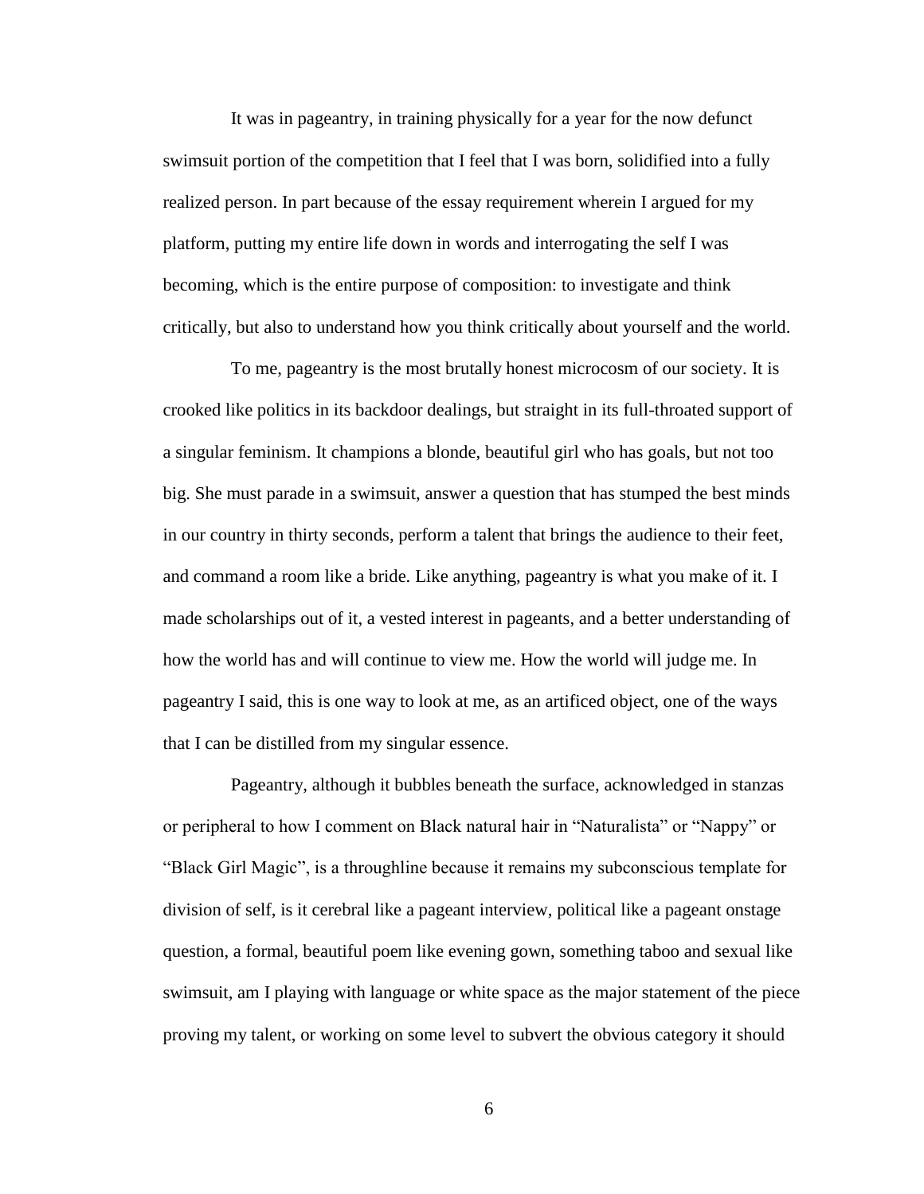It was in pageantry, in training physically for a year for the now defunct swimsuit portion of the competition that I feel that I was born, solidified into a fully realized person. In part because of the essay requirement wherein I argued for my platform, putting my entire life down in words and interrogating the self I was becoming, which is the entire purpose of composition: to investigate and think critically, but also to understand how you think critically about yourself and the world.

To me, pageantry is the most brutally honest microcosm of our society. It is crooked like politics in its backdoor dealings, but straight in its full-throated support of a singular feminism. It champions a blonde, beautiful girl who has goals, but not too big. She must parade in a swimsuit, answer a question that has stumped the best minds in our country in thirty seconds, perform a talent that brings the audience to their feet, and command a room like a bride. Like anything, pageantry is what you make of it. I made scholarships out of it, a vested interest in pageants, and a better understanding of how the world has and will continue to view me. How the world will judge me. In pageantry I said, this is one way to look at me, as an artificed object, one of the ways that I can be distilled from my singular essence.

Pageantry, although it bubbles beneath the surface, acknowledged in stanzas or peripheral to how I comment on Black natural hair in "Naturalista" or "Nappy" or "Black Girl Magic", is a throughline because it remains my subconscious template for division of self, is it cerebral like a pageant interview, political like a pageant onstage question, a formal, beautiful poem like evening gown, something taboo and sexual like swimsuit, am I playing with language or white space as the major statement of the piece proving my talent, or working on some level to subvert the obvious category it should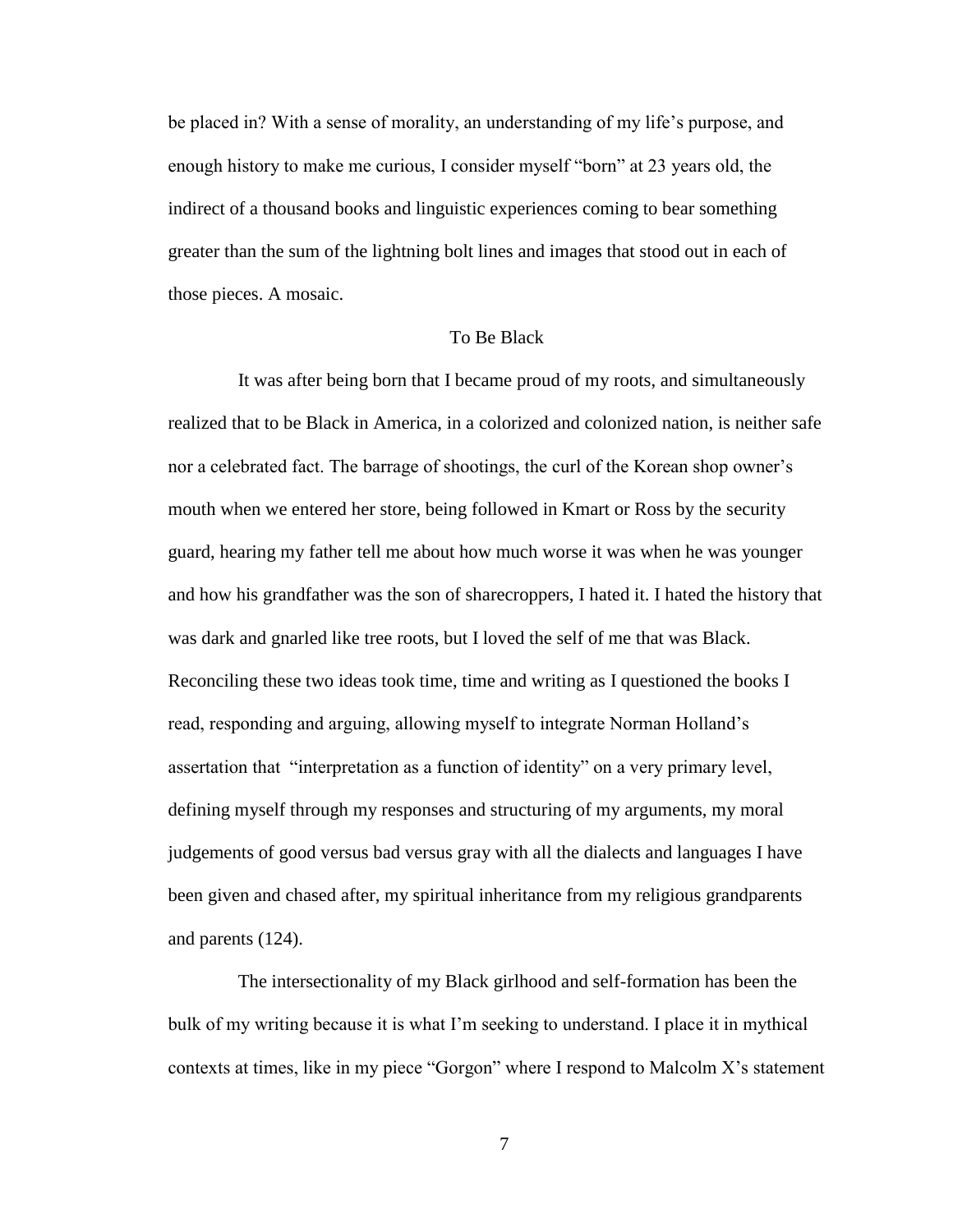be placed in? With a sense of morality, an understanding of my life's purpose, and enough history to make me curious, I consider myself "born" at 23 years old, the indirect of a thousand books and linguistic experiences coming to bear something greater than the sum of the lightning bolt lines and images that stood out in each of those pieces. A mosaic.

## To Be Black

It was after being born that I became proud of my roots, and simultaneously realized that to be Black in America, in a colorized and colonized nation, is neither safe nor a celebrated fact. The barrage of shootings, the curl of the Korean shop owner's mouth when we entered her store, being followed in Kmart or Ross by the security guard, hearing my father tell me about how much worse it was when he was younger and how his grandfather was the son of sharecroppers, I hated it. I hated the history that was dark and gnarled like tree roots, but I loved the self of me that was Black. Reconciling these two ideas took time, time and writing as I questioned the books I read, responding and arguing, allowing myself to integrate Norman Holland's assertation that "interpretation as a function of identity" on a very primary level, defining myself through my responses and structuring of my arguments, my moral judgements of good versus bad versus gray with all the dialects and languages I have been given and chased after, my spiritual inheritance from my religious grandparents and parents (124).

The intersectionality of my Black girlhood and self-formation has been the bulk of my writing because it is what I'm seeking to understand. I place it in mythical contexts at times, like in my piece "Gorgon" where I respond to Malcolm X's statement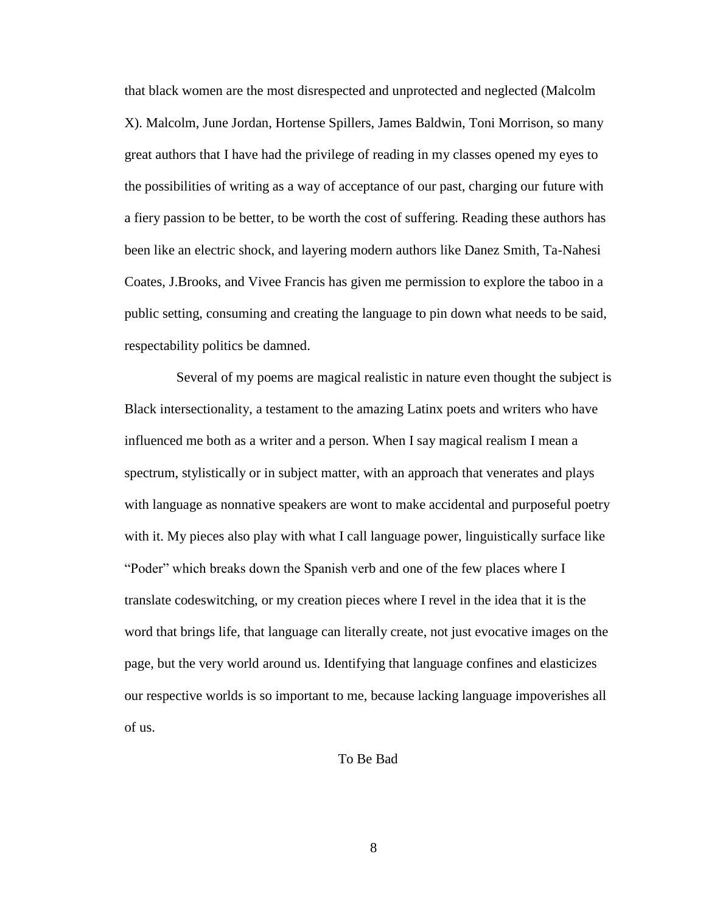that black women are the most disrespected and unprotected and neglected (Malcolm X). Malcolm, June Jordan, Hortense Spillers, James Baldwin, Toni Morrison, so many great authors that I have had the privilege of reading in my classes opened my eyes to the possibilities of writing as a way of acceptance of our past, charging our future with a fiery passion to be better, to be worth the cost of suffering. Reading these authors has been like an electric shock, and layering modern authors like Danez Smith, Ta-Nahesi Coates, J.Brooks, and Vivee Francis has given me permission to explore the taboo in a public setting, consuming and creating the language to pin down what needs to be said, respectability politics be damned.

Several of my poems are magical realistic in nature even thought the subject is Black intersectionality, a testament to the amazing Latinx poets and writers who have influenced me both as a writer and a person. When I say magical realism I mean a spectrum, stylistically or in subject matter, with an approach that venerates and plays with language as nonnative speakers are wont to make accidental and purposeful poetry with it. My pieces also play with what I call language power, linguistically surface like "Poder" which breaks down the Spanish verb and one of the few places where I translate codeswitching, or my creation pieces where I revel in the idea that it is the word that brings life, that language can literally create, not just evocative images on the page, but the very world around us. Identifying that language confines and elasticizes our respective worlds is so important to me, because lacking language impoverishes all of us.

## To Be Bad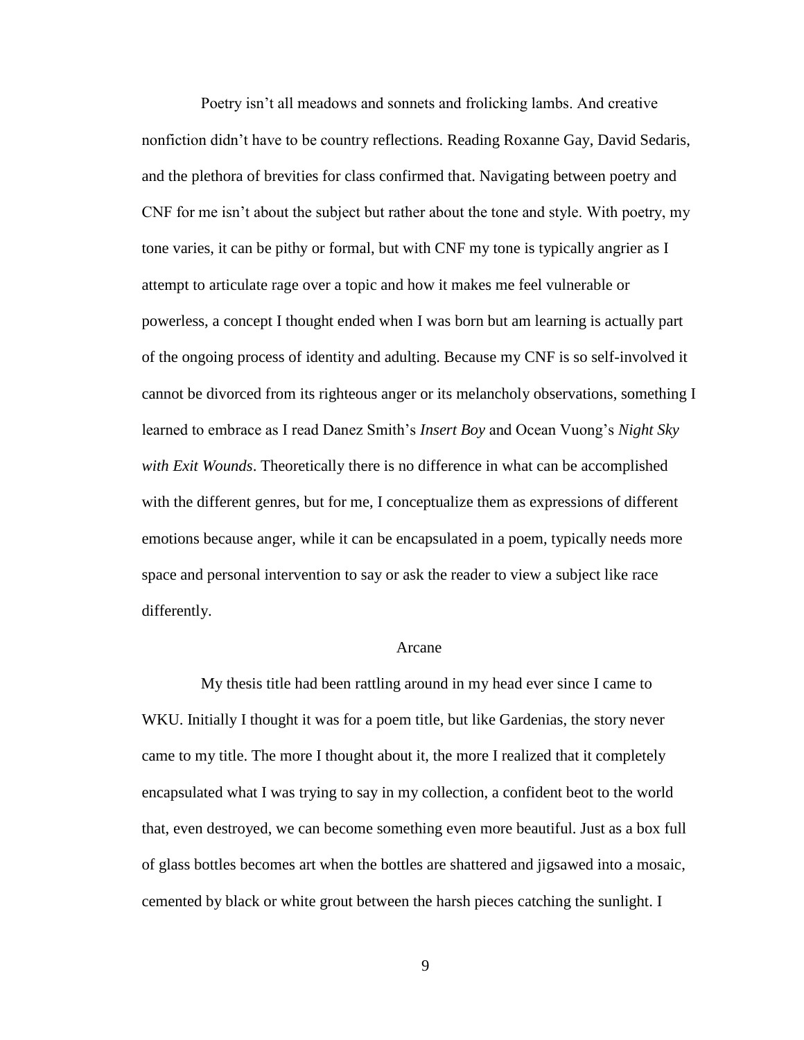Poetry isn't all meadows and sonnets and frolicking lambs. And creative nonfiction didn't have to be country reflections. Reading Roxanne Gay, David Sedaris, and the plethora of brevities for class confirmed that. Navigating between poetry and CNF for me isn't about the subject but rather about the tone and style. With poetry, my tone varies, it can be pithy or formal, but with CNF my tone is typically angrier as I attempt to articulate rage over a topic and how it makes me feel vulnerable or powerless, a concept I thought ended when I was born but am learning is actually part of the ongoing process of identity and adulting. Because my CNF is so self-involved it cannot be divorced from its righteous anger or its melancholy observations, something I learned to embrace as I read Danez Smith's *Insert Boy* and Ocean Vuong's *Night Sky with Exit Wounds*. Theoretically there is no difference in what can be accomplished with the different genres, but for me, I conceptualize them as expressions of different emotions because anger, while it can be encapsulated in a poem, typically needs more space and personal intervention to say or ask the reader to view a subject like race differently.

## Arcane

My thesis title had been rattling around in my head ever since I came to WKU. Initially I thought it was for a poem title, but like Gardenias, the story never came to my title. The more I thought about it, the more I realized that it completely encapsulated what I was trying to say in my collection, a confident beot to the world that, even destroyed, we can become something even more beautiful. Just as a box full of glass bottles becomes art when the bottles are shattered and jigsawed into a mosaic, cemented by black or white grout between the harsh pieces catching the sunlight. I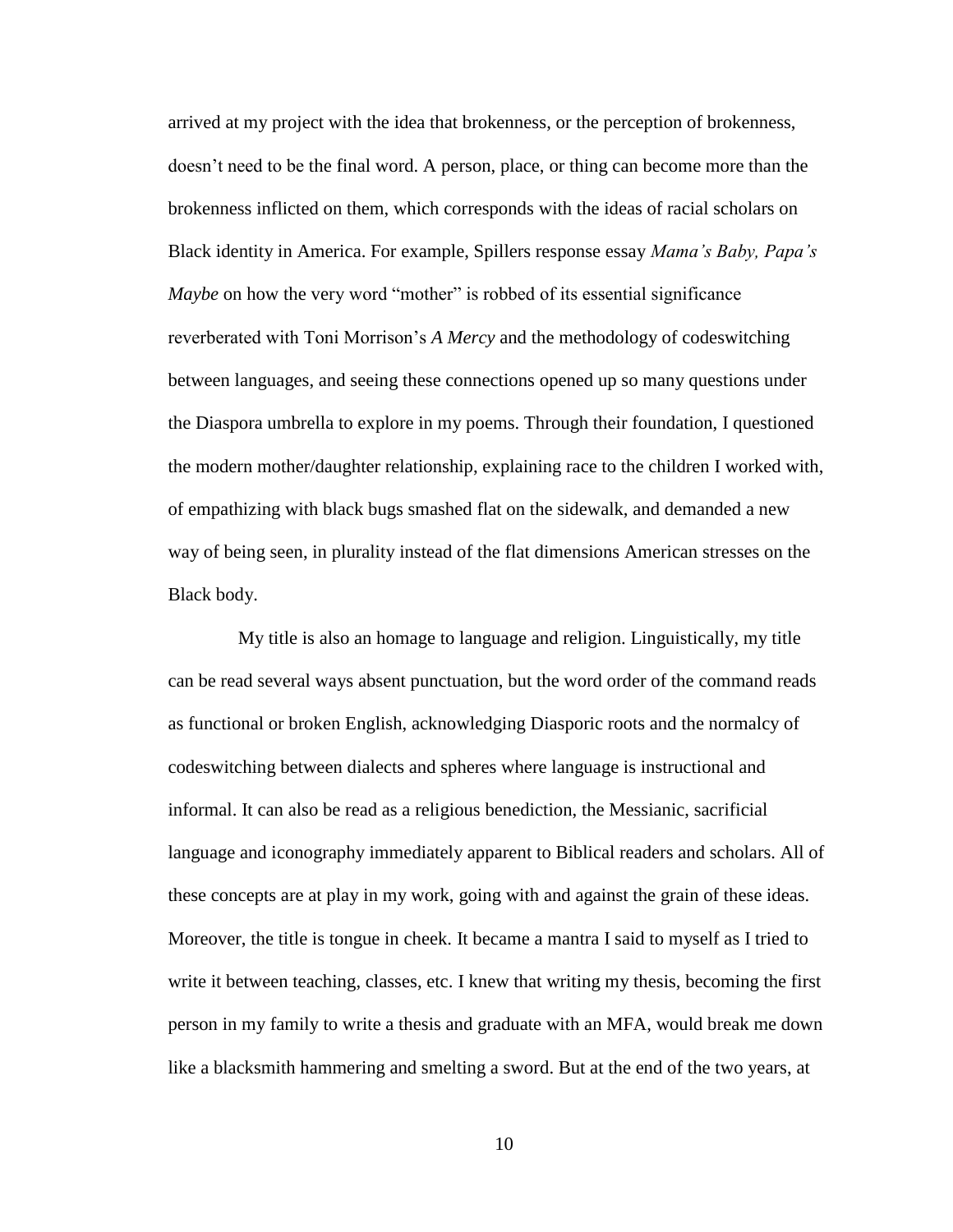arrived at my project with the idea that brokenness, or the perception of brokenness, doesn't need to be the final word. A person, place, or thing can become more than the brokenness inflicted on them, which corresponds with the ideas of racial scholars on Black identity in America. For example, Spillers response essay *Mama's Baby, Papa's Maybe* on how the very word "mother" is robbed of its essential significance reverberated with Toni Morrison's *A Mercy* and the methodology of codeswitching between languages, and seeing these connections opened up so many questions under the Diaspora umbrella to explore in my poems. Through their foundation, I questioned the modern mother/daughter relationship, explaining race to the children I worked with, of empathizing with black bugs smashed flat on the sidewalk, and demanded a new way of being seen, in plurality instead of the flat dimensions American stresses on the Black body.

My title is also an homage to language and religion. Linguistically, my title can be read several ways absent punctuation, but the word order of the command reads as functional or broken English, acknowledging Diasporic roots and the normalcy of codeswitching between dialects and spheres where language is instructional and informal. It can also be read as a religious benediction, the Messianic, sacrificial language and iconography immediately apparent to Biblical readers and scholars. All of these concepts are at play in my work, going with and against the grain of these ideas. Moreover, the title is tongue in cheek. It became a mantra I said to myself as I tried to write it between teaching, classes, etc. I knew that writing my thesis, becoming the first person in my family to write a thesis and graduate with an MFA, would break me down like a blacksmith hammering and smelting a sword. But at the end of the two years, at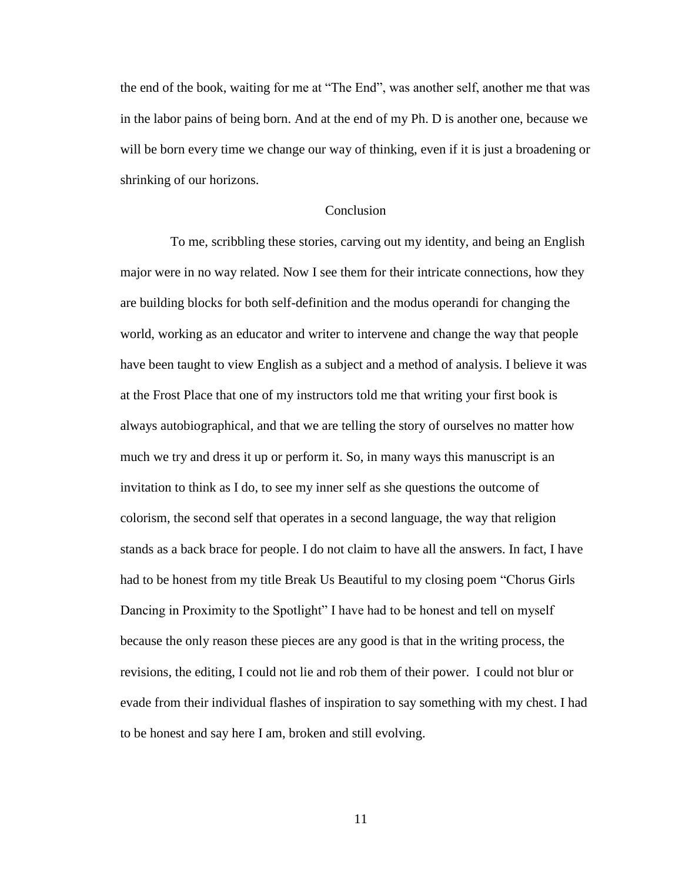the end of the book, waiting for me at "The End", was another self, another me that was in the labor pains of being born. And at the end of my Ph. D is another one, because we will be born every time we change our way of thinking, even if it is just a broadening or shrinking of our horizons.

## Conclusion

To me, scribbling these stories, carving out my identity, and being an English major were in no way related. Now I see them for their intricate connections, how they are building blocks for both self-definition and the modus operandi for changing the world, working as an educator and writer to intervene and change the way that people have been taught to view English as a subject and a method of analysis. I believe it was at the Frost Place that one of my instructors told me that writing your first book is always autobiographical, and that we are telling the story of ourselves no matter how much we try and dress it up or perform it. So, in many ways this manuscript is an invitation to think as I do, to see my inner self as she questions the outcome of colorism, the second self that operates in a second language, the way that religion stands as a back brace for people. I do not claim to have all the answers. In fact, I have had to be honest from my title Break Us Beautiful to my closing poem "Chorus Girls Dancing in Proximity to the Spotlight" I have had to be honest and tell on myself because the only reason these pieces are any good is that in the writing process, the revisions, the editing, I could not lie and rob them of their power. I could not blur or evade from their individual flashes of inspiration to say something with my chest. I had to be honest and say here I am, broken and still evolving.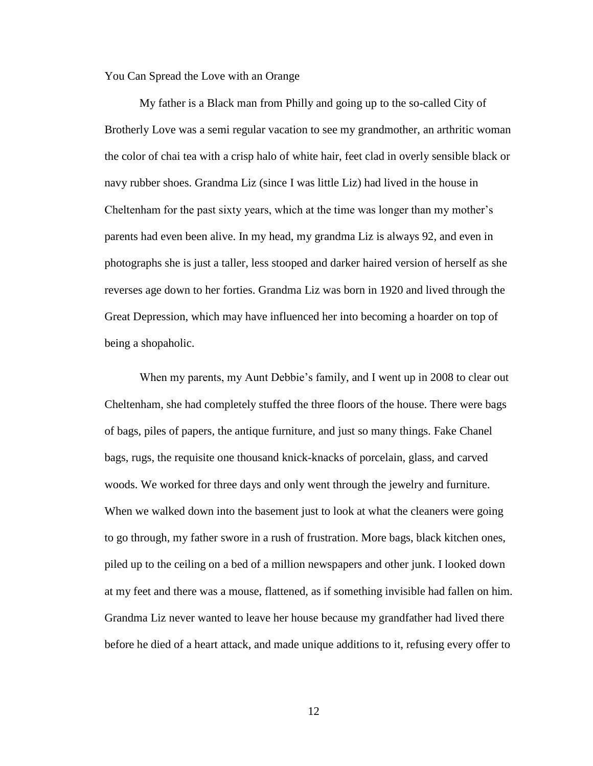## You Can Spread the Love with an Orange

My father is a Black man from Philly and going up to the so-called City of Brotherly Love was a semi regular vacation to see my grandmother, an arthritic woman the color of chai tea with a crisp halo of white hair, feet clad in overly sensible black or navy rubber shoes. Grandma Liz (since I was little Liz) had lived in the house in Cheltenham for the past sixty years, which at the time was longer than my mother's parents had even been alive. In my head, my grandma Liz is always 92, and even in photographs she is just a taller, less stooped and darker haired version of herself as she reverses age down to her forties. Grandma Liz was born in 1920 and lived through the Great Depression, which may have influenced her into becoming a hoarder on top of being a shopaholic.

When my parents, my Aunt Debbie's family, and I went up in 2008 to clear out Cheltenham, she had completely stuffed the three floors of the house. There were bags of bags, piles of papers, the antique furniture, and just so many things. Fake Chanel bags, rugs, the requisite one thousand knick-knacks of porcelain, glass, and carved woods. We worked for three days and only went through the jewelry and furniture. When we walked down into the basement just to look at what the cleaners were going to go through, my father swore in a rush of frustration. More bags, black kitchen ones, piled up to the ceiling on a bed of a million newspapers and other junk. I looked down at my feet and there was a mouse, flattened, as if something invisible had fallen on him. Grandma Liz never wanted to leave her house because my grandfather had lived there before he died of a heart attack, and made unique additions to it, refusing every offer to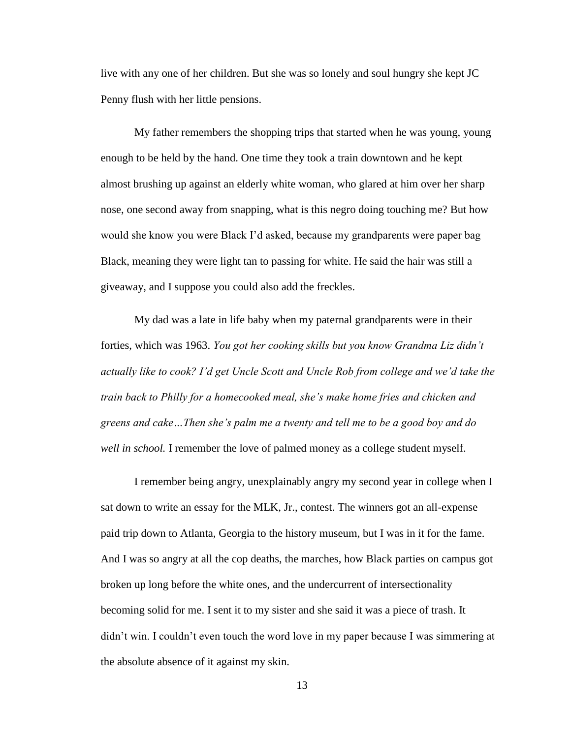live with any one of her children. But she was so lonely and soul hungry she kept JC Penny flush with her little pensions.

My father remembers the shopping trips that started when he was young, young enough to be held by the hand. One time they took a train downtown and he kept almost brushing up against an elderly white woman, who glared at him over her sharp nose, one second away from snapping, what is this negro doing touching me? But how would she know you were Black I'd asked, because my grandparents were paper bag Black, meaning they were light tan to passing for white. He said the hair was still a giveaway, and I suppose you could also add the freckles.

My dad was a late in life baby when my paternal grandparents were in their forties, which was 1963. *You got her cooking skills but you know Grandma Liz didn't actually like to cook? I'd get Uncle Scott and Uncle Rob from college and we'd take the train back to Philly for a homecooked meal, she's make home fries and chicken and greens and cake…Then she's palm me a twenty and tell me to be a good boy and do well in school.* I remember the love of palmed money as a college student myself.

I remember being angry, unexplainably angry my second year in college when I sat down to write an essay for the MLK, Jr., contest. The winners got an all-expense paid trip down to Atlanta, Georgia to the history museum, but I was in it for the fame. And I was so angry at all the cop deaths, the marches, how Black parties on campus got broken up long before the white ones, and the undercurrent of intersectionality becoming solid for me. I sent it to my sister and she said it was a piece of trash. It didn't win. I couldn't even touch the word love in my paper because I was simmering at the absolute absence of it against my skin.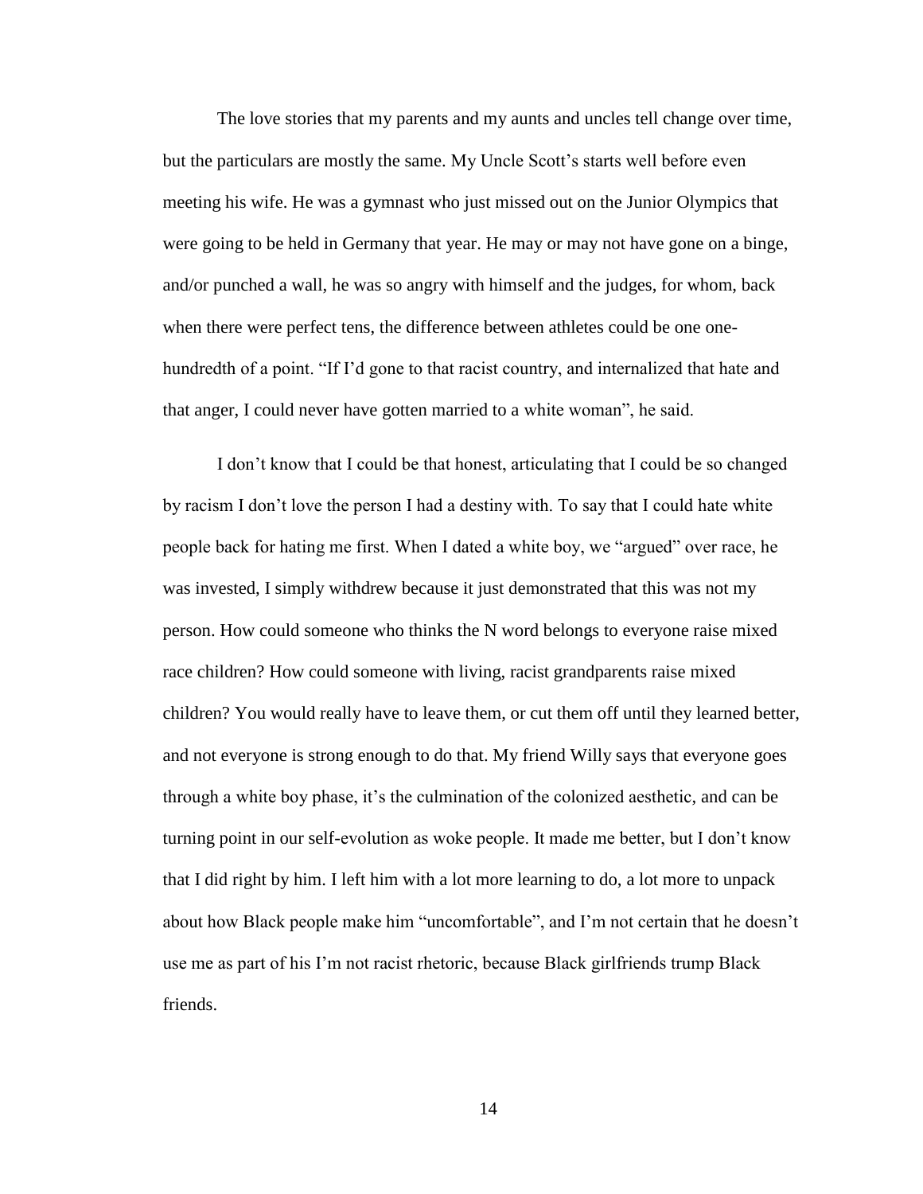The love stories that my parents and my aunts and uncles tell change over time, but the particulars are mostly the same. My Uncle Scott's starts well before even meeting his wife. He was a gymnast who just missed out on the Junior Olympics that were going to be held in Germany that year. He may or may not have gone on a binge, and/or punched a wall, he was so angry with himself and the judges, for whom, back when there were perfect tens, the difference between athletes could be one one-hundredth of a point. "If I'd gone to that racist country, and internalized that hate and that anger, I could never have gotten married to a white woman", he said.

I don't know that I could be that honest, articulating that I could be so changed by racism I don't love the person I had a destiny with. To say that I could hate white people back for hating me first. When I dated a white boy, we "argued" over race, he was invested, I simply withdrew because it just demonstrated that this was not my person. How could someone who thinks the N word belongs to everyone raise mixed race children? How could someone with living, racist grandparents raise mixed children? You would really have to leave them, or cut them off until they learned better, and not everyone is strong enough to do that. My friend Willy says that everyone goes through a white boy phase, it's the culmination of the colonized aesthetic, and can be turning point in our self-evolution as woke people. It made me better, but I don't know that I did right by him. I left him with a lot more learning to do, a lot more to unpack about how Black people make him "uncomfortable", and I'm not certain that he doesn't use me as part of his I'm not racist rhetoric, because Black girlfriends trump Black friends.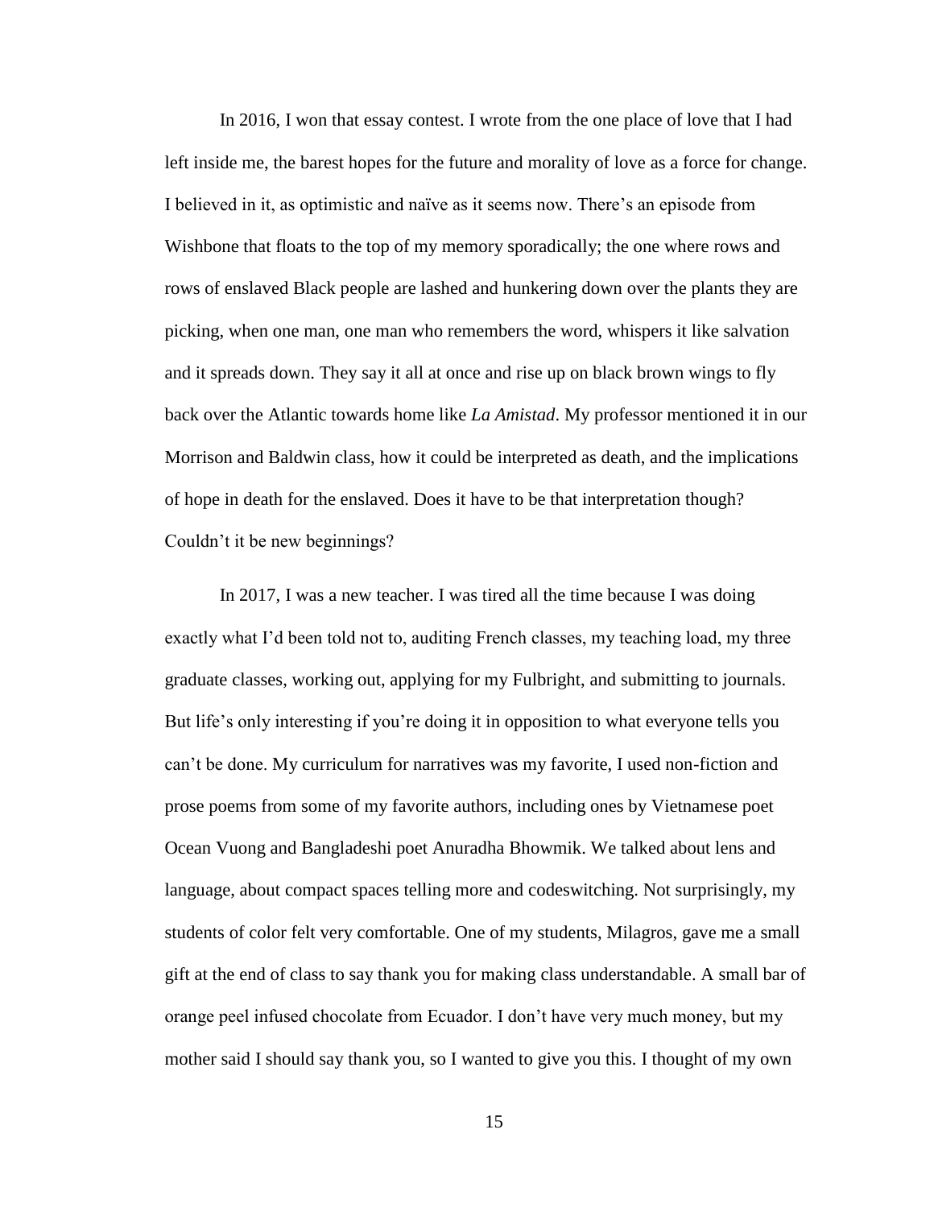In 2016, I won that essay contest. I wrote from the one place of love that I had left inside me, the barest hopes for the future and morality of love as a force for change. I believed in it, as optimistic and naïve as it seems now. There's an episode from Wishbone that floats to the top of my memory sporadically; the one where rows and rows of enslaved Black people are lashed and hunkering down over the plants they are picking, when one man, one man who remembers the word, whispers it like salvation and it spreads down. They say it all at once and rise up on black brown wings to fly back over the Atlantic towards home like *La Amistad*. My professor mentioned it in our Morrison and Baldwin class, how it could be interpreted as death, and the implications of hope in death for the enslaved. Does it have to be that interpretation though? Couldn't it be new beginnings?

In 2017, I was a new teacher. I was tired all the time because I was doing exactly what I'd been told not to, auditing French classes, my teaching load, my three graduate classes, working out, applying for my Fulbright, and submitting to journals. But life's only interesting if you're doing it in opposition to what everyone tells you can't be done. My curriculum for narratives was my favorite, I used non-fiction and prose poems from some of my favorite authors, including ones by Vietnamese poet Ocean Vuong and Bangladeshi poet Anuradha Bhowmik. We talked about lens and language, about compact spaces telling more and codeswitching. Not surprisingly, my students of color felt very comfortable. One of my students, Milagros, gave me a small gift at the end of class to say thank you for making class understandable. A small bar of orange peel infused chocolate from Ecuador. I don't have very much money, but my mother said I should say thank you, so I wanted to give you this. I thought of my own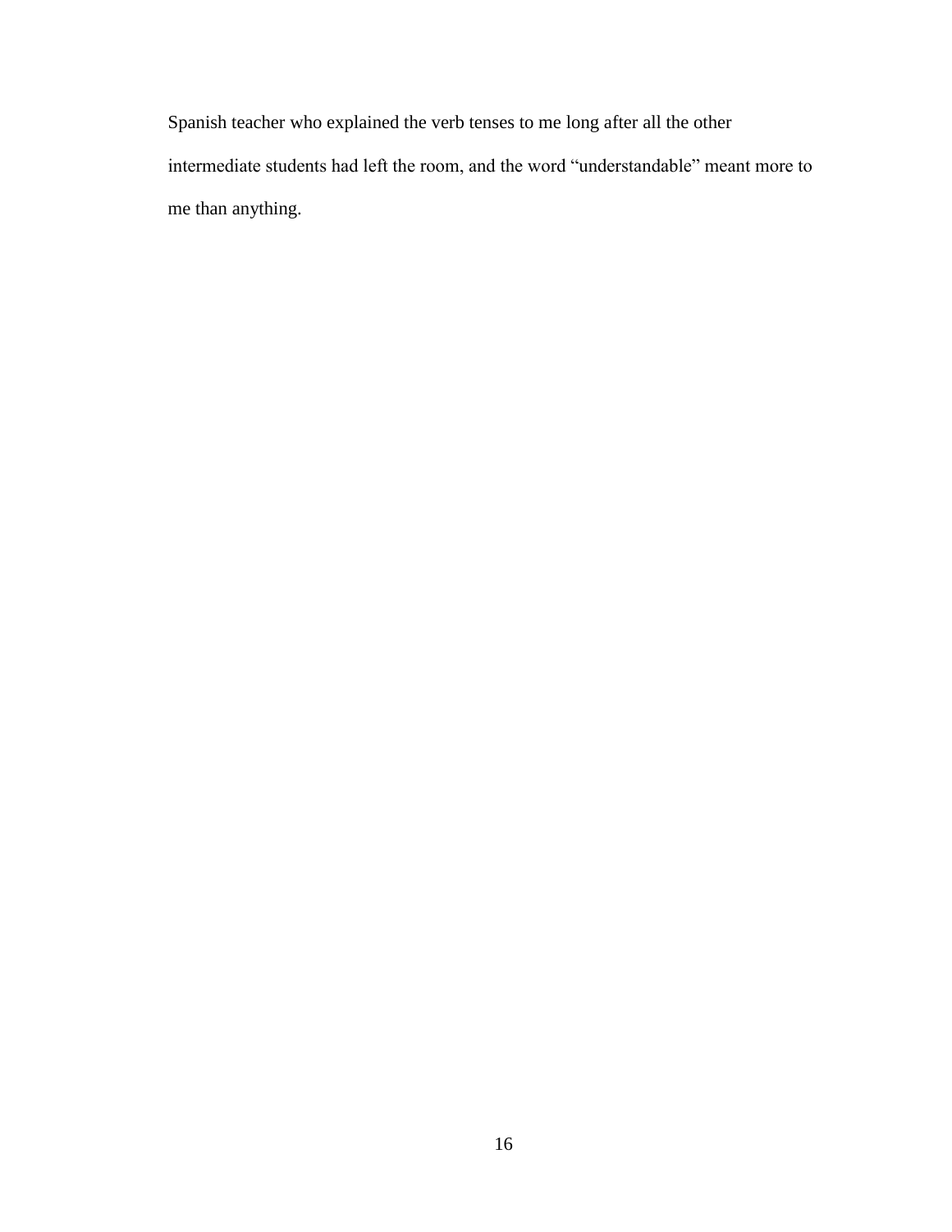Spanish teacher who explained the verb tenses to me long after all the other intermediate students had left the room, and the word "understandable" meant more to me than anything.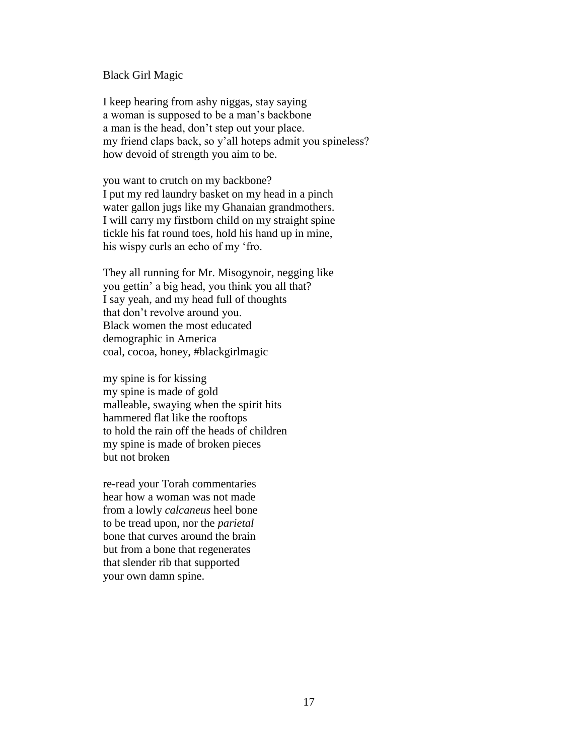# Black Girl Magic

I keep hearing from ashy niggas, stay saying  
a woman is supposed to be a man's backbone  
a man is the head, don't step out your place.  
my friend claps back, so y'all hoteps admit you spineless?  
how devoid of strength you aim to be.

you want to crutch on my backbone?  
I put my red laundry basket on my head in a pinch  
water gallon jugs like my Ghanaian grandmothers.  
I will carry my firstborn child on my straight spine  
tickle his fat round toes, hold his hand up in mine,  
his wispy curls an echo of my 'fro.

They all running for Mr. Misogynoir, negging like  
you gettin' a big head, you think you all that?  
I say yeah, and my head full of thoughts  
that don't revolve around you.  
Black women the most educated  
demographic in America  
coal, cocoa, honey, #blackgirlmagic

my spine is for kissing  
my spine is made of gold  
malleable, swaying when the spirit hits  
hammered flat like the rooftops  
to hold the rain off the heads of children  
my spine is made of broken pieces  
but not broken

re-read your Torah commentaries  
hear how a woman was not made  
from a lowly *calcaneus* heel bone  
to be tread upon, nor the *parietal*  
bone that curves around the brain  
but from a bone that regenerates  
that slender rib that supported  
your own damn spine.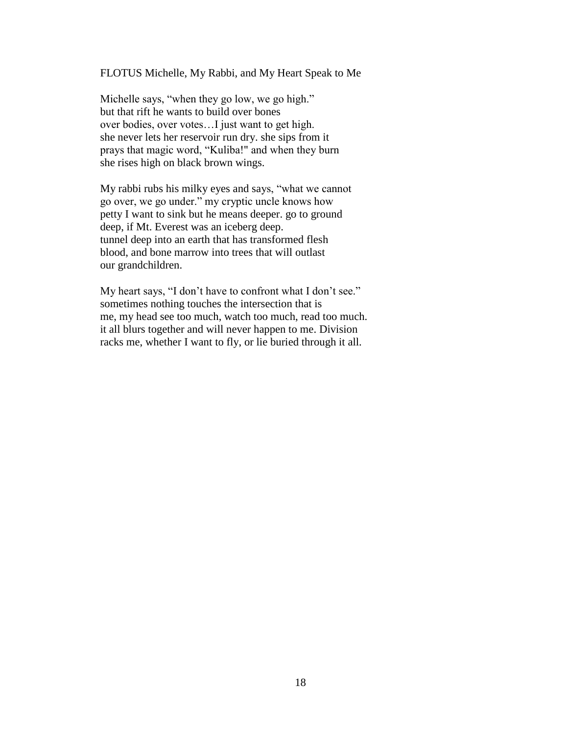# FLOTUS Michelle, My Rabbi, and My Heart Speak to Me

Michelle says, "when they go low, we go high."  
but that rift he wants to build over bones  
over bodies, over votes…I just want to get high.  
she never lets her reservoir run dry. she sips from it  
prays that magic word, "Kuliba!" and when they burn  
she rises high on black brown wings.

My rabbi rubs his milky eyes and says, "what we cannot  
go over, we go under." my cryptic uncle knows how  
petty I want to sink but he means deeper. go to ground  
deep, if Mt. Everest was an iceberg deep.  
tunnel deep into an earth that has transformed flesh  
blood, and bone marrow into trees that will outlast  
our grandchildren.

My heart says, "I don't have to confront what I don't see."  
sometimes nothing touches the intersection that is  
me, my head see too much, watch too much, read too much.  
it all blurs together and will never happen to me. Division  
racks me, whether I want to fly, or lie buried through it all.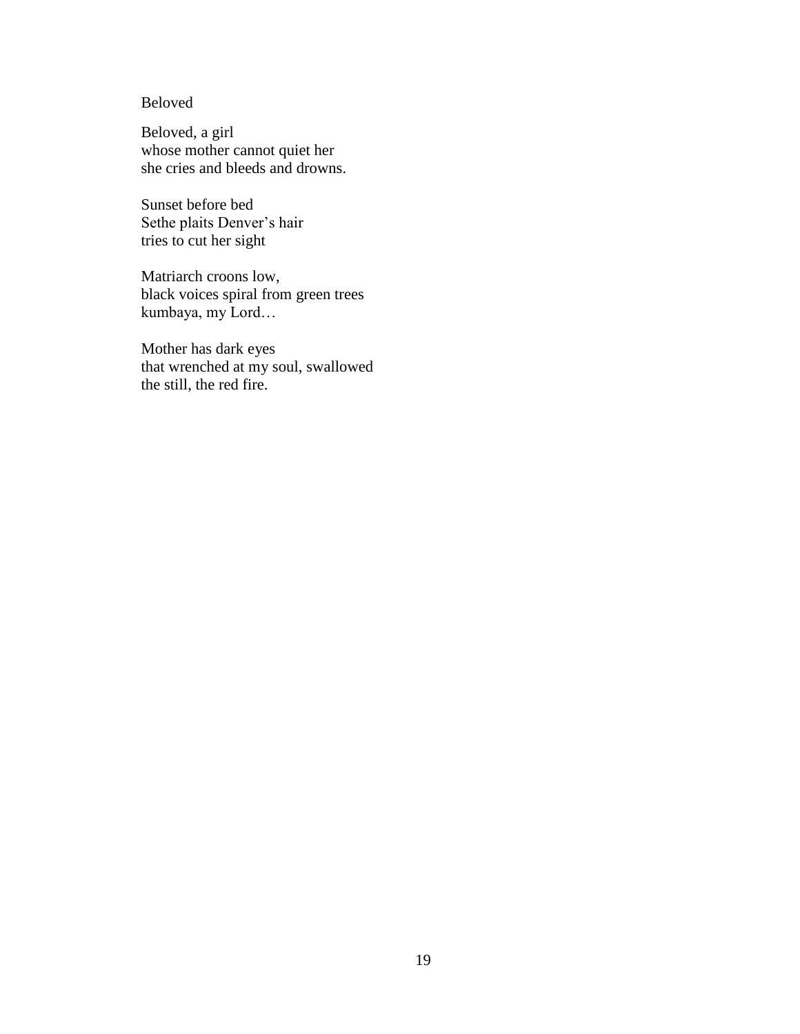Beloved

Beloved, a girl  
whose mother cannot quiet her  
she cries and bleeds and drowns.

Sunset before bed  
Sethe plaits Denver's hair  
tries to cut her sight

Matriarch croons low,  
black voices spiral from green trees  
kumbaya, my Lord…

Mother has dark eyes  
that wrenched at my soul, swallowed  
the still, the red fire.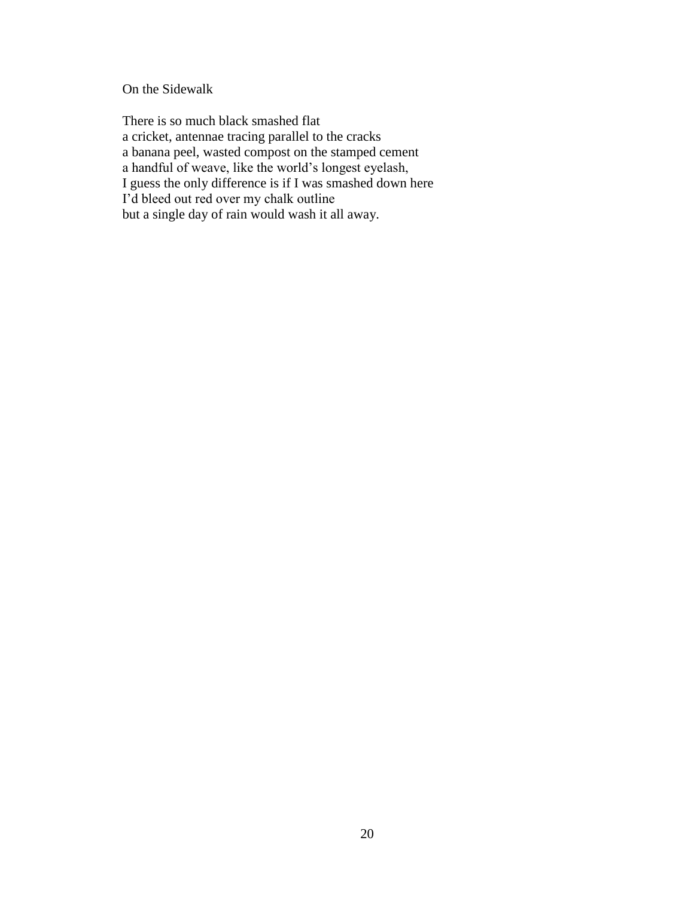## On the Sidewalk

There is so much black smashed flat  
a cricket, antennae tracing parallel to the cracks  
a banana peel, wasted compost on the stamped cement  
a handful of weave, like the world's longest eyelash,  
I guess the only difference is if I was smashed down here  
I'd bleed out red over my chalk outline  
but a single day of rain would wash it all away.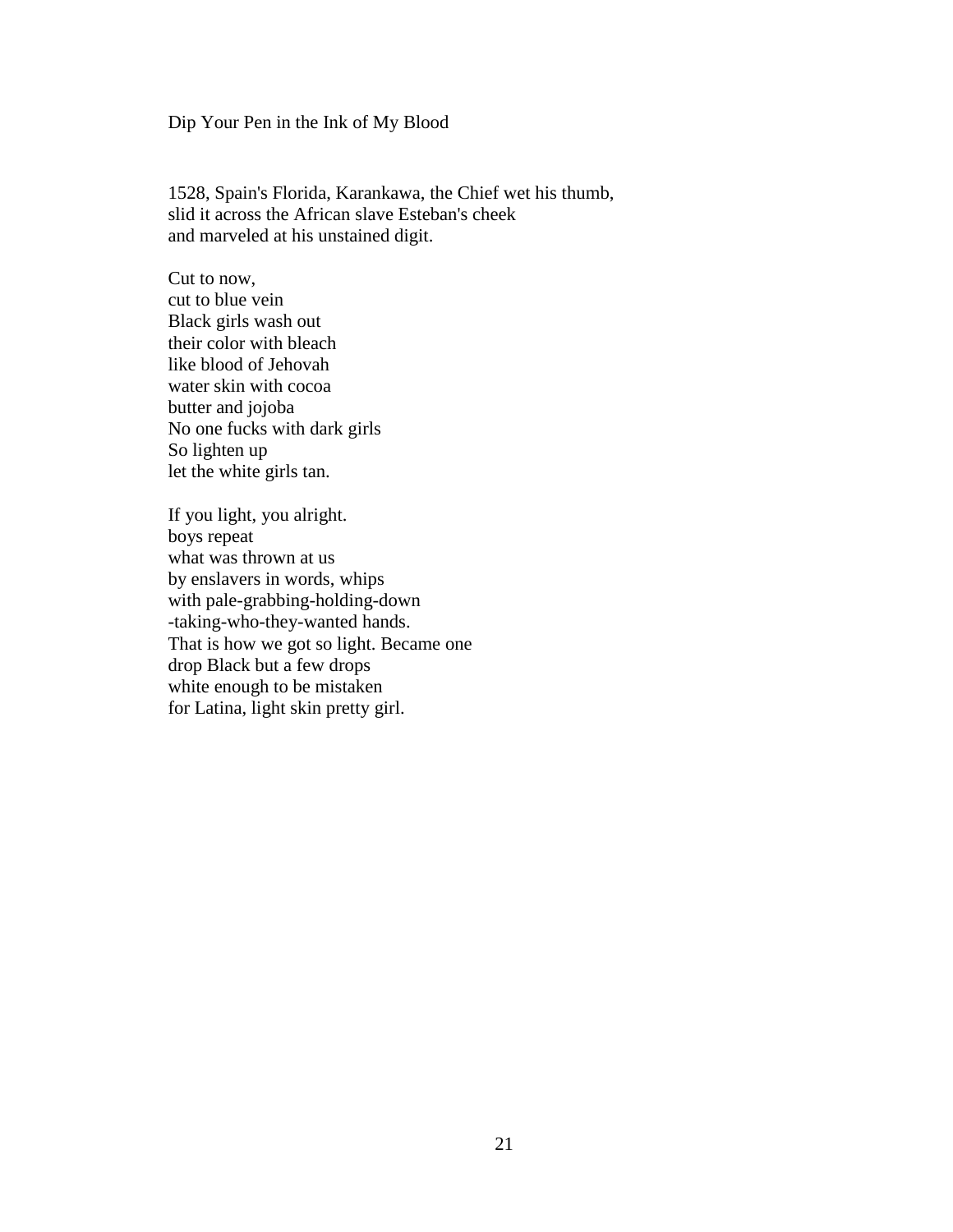# Dip Your Pen in the Ink of My Blood

1528, Spain's Florida, Karankawa, the Chief wet his thumb,  
slid it across the African slave Esteban's cheek  
and marveled at his unstained digit.

Cut to now,  
cut to blue vein  
Black girls wash out  
their color with bleach  
like blood of Jehovah  
water skin with cocoa  
butter and jojoba  
No one fucks with dark girls  
So lighten up  
let the white girls tan.

If you light, you alright.  
boys repeat  
what was thrown at us  
by enslavers in words, whips  
with pale-grabbing-holding-down  
-taking-who-they-wanted hands.  
That is how we got so light. Became one  
drop Black but a few drops  
white enough to be mistaken  
for Latina, light skin pretty girl.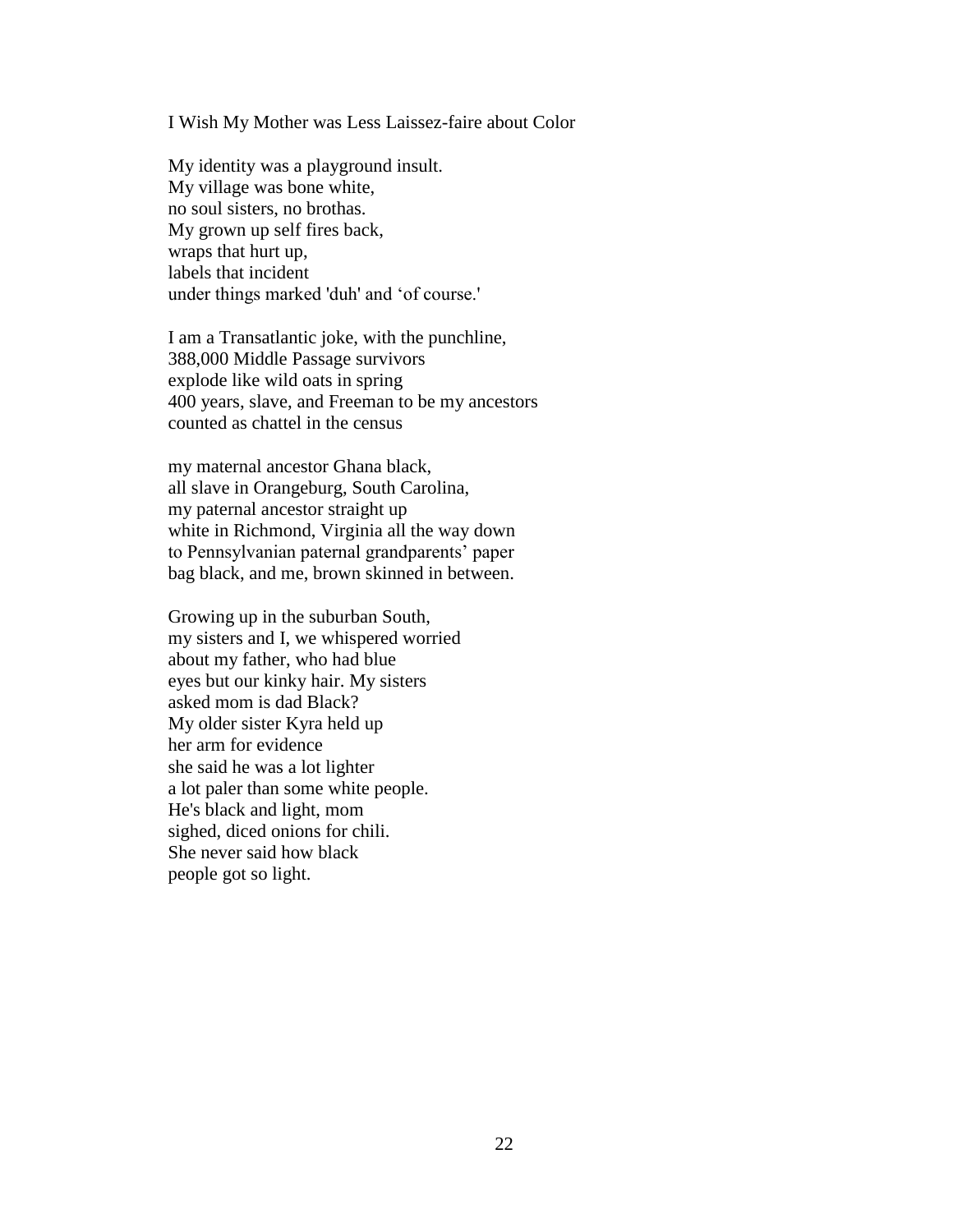## I Wish My Mother was Less Laissez-faire about Color

My identity was a playground insult.  
My village was bone white,  
no soul sisters, no brothas.  
My grown up self fires back,  
wraps that hurt up,  
labels that incident  
under things marked 'duh' and 'of course.'

I am a Transatlantic joke, with the punchline,  
388,000 Middle Passage survivors  
explode like wild oats in spring  
400 years, slave, and Freeman to be my ancestors  
counted as chattel in the census

my maternal ancestor Ghana black,  
all slave in Orangeburg, South Carolina,  
my paternal ancestor straight up  
white in Richmond, Virginia all the way down  
to Pennsylvanian paternal grandparents' paper  
bag black, and me, brown skinned in between.

Growing up in the suburban South,  
my sisters and I, we whispered worried  
about my father, who had blue  
eyes but our kinky hair. My sisters  
asked mom is dad Black?  
My older sister Kyra held up  
her arm for evidence  
she said he was a lot lighter  
a lot paler than some white people.  
He's black and light, mom  
sighed, diced onions for chili.  
She never said how black  
people got so light.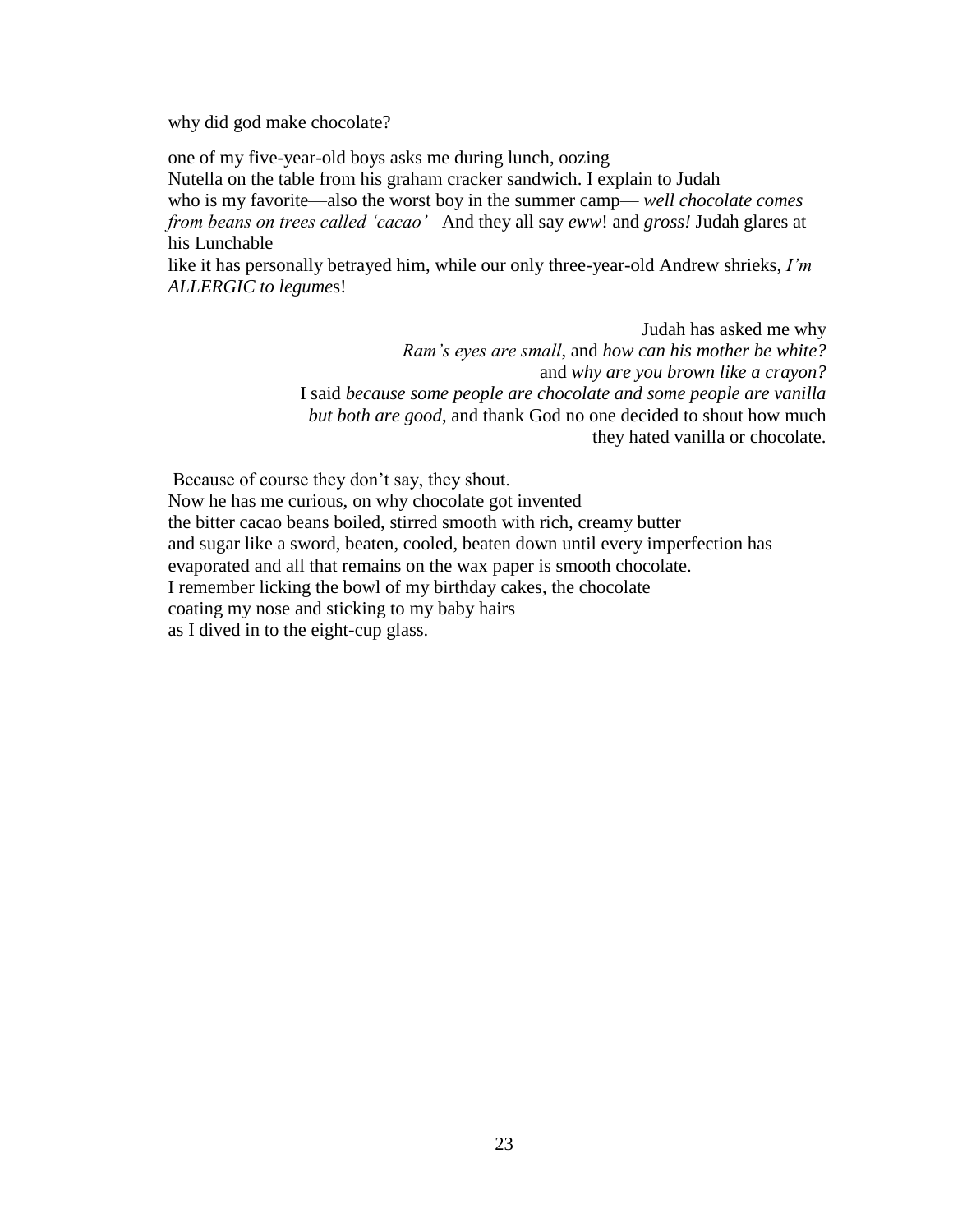why did god make chocolate?

one of my five-year-old boys asks me during lunch, oozing
Nutella on the table from his graham cracker sandwich. I explain to Judah
who is my favorite—also the worst boy in the summer camp— *well chocolate comes from beans on trees called 'cacao'* –And they all say *eww*! and *gross!* Judah glares at his Lunchable
like it has personally betrayed him, while our only three-year-old Andrew shrieks, *I'm ALLERGIC to legumes*!

Judah has asked me why
*Ram's eyes are small*, and *how can his mother be white?*
and *why are you brown like a crayon?*
I said *because some people are chocolate and some people are vanilla but both are good*, and thank God no one decided to shout how much
they hated vanilla or chocolate.

Because of course they don't say, they shout.
Now he has me curious, on why chocolate got invented
the bitter cacao beans boiled, stirred smooth with rich, creamy butter
and sugar like a sword, beaten, cooled, beaten down until every imperfection has
evaporated and all that remains on the wax paper is smooth chocolate.
I remember licking the bowl of my birthday cakes, the chocolate
coating my nose and sticking to my baby hairs
as I dived in to the eight-cup glass.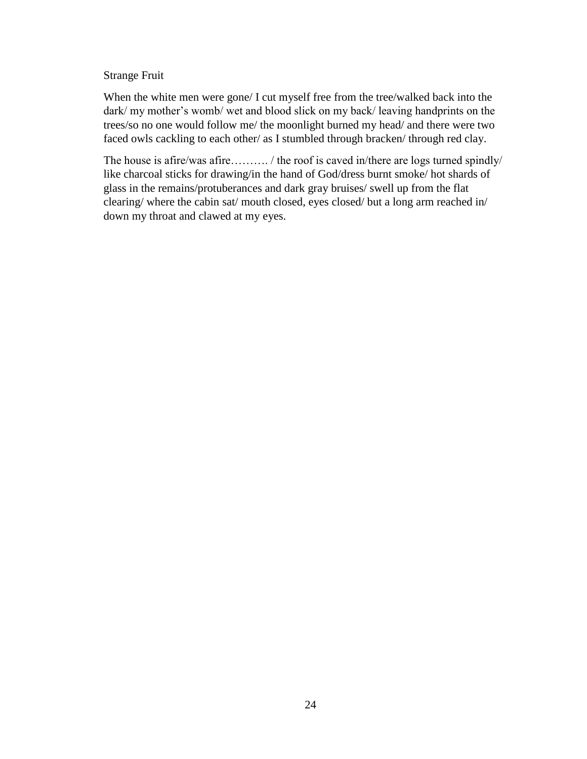Strange Fruit

When the white men were gone/ I cut myself free from the tree/walked back into the dark/ my mother's womb/ wet and blood slick on my back/ leaving handprints on the trees/so no one would follow me/ the moonlight burned my head/ and there were two faced owls cackling to each other/ as I stumbled through bracken/ through red clay.

The house is afire/was afire………. / the roof is caved in/there are logs turned spindly/ like charcoal sticks for drawing/in the hand of God/dress burnt smoke/ hot shards of glass in the remains/protuberances and dark gray bruises/ swell up from the flat clearing/ where the cabin sat/ mouth closed, eyes closed/ but a long arm reached in/ down my throat and clawed at my eyes.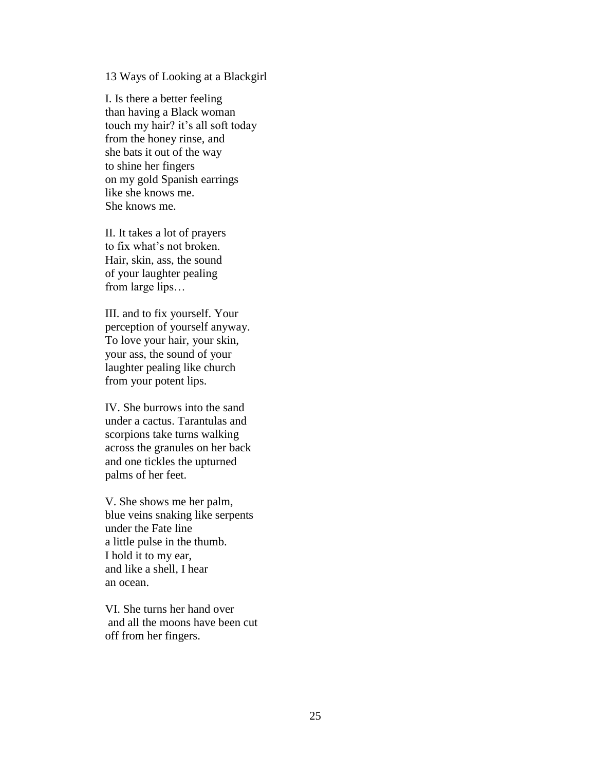13 Ways of Looking at a Blackgirl

I. Is there a better feeling  
than having a Black woman  
touch my hair? it's all soft today  
from the honey rinse, and  
she bats it out of the way  
to shine her fingers  
on my gold Spanish earrings  
like she knows me.  
She knows me.

II. It takes a lot of prayers  
to fix what's not broken.  
Hair, skin, ass, the sound  
of your laughter pealing  
from large lips…

III. and to fix yourself. Your  
perception of yourself anyway.  
To love your hair, your skin,  
your ass, the sound of your  
laughter pealing like church  
from your potent lips.

IV. She burrows into the sand  
under a cactus. Tarantulas and  
scorpions take turns walking  
across the granules on her back  
and one tickles the upturned  
palms of her feet.

V. She shows me her palm,  
blue veins snaking like serpents  
under the Fate line  
a little pulse in the thumb.  
I hold it to my ear,  
and like a shell, I hear  
an ocean.

VI. She turns her hand over  
and all the moons have been cut  
off from her fingers.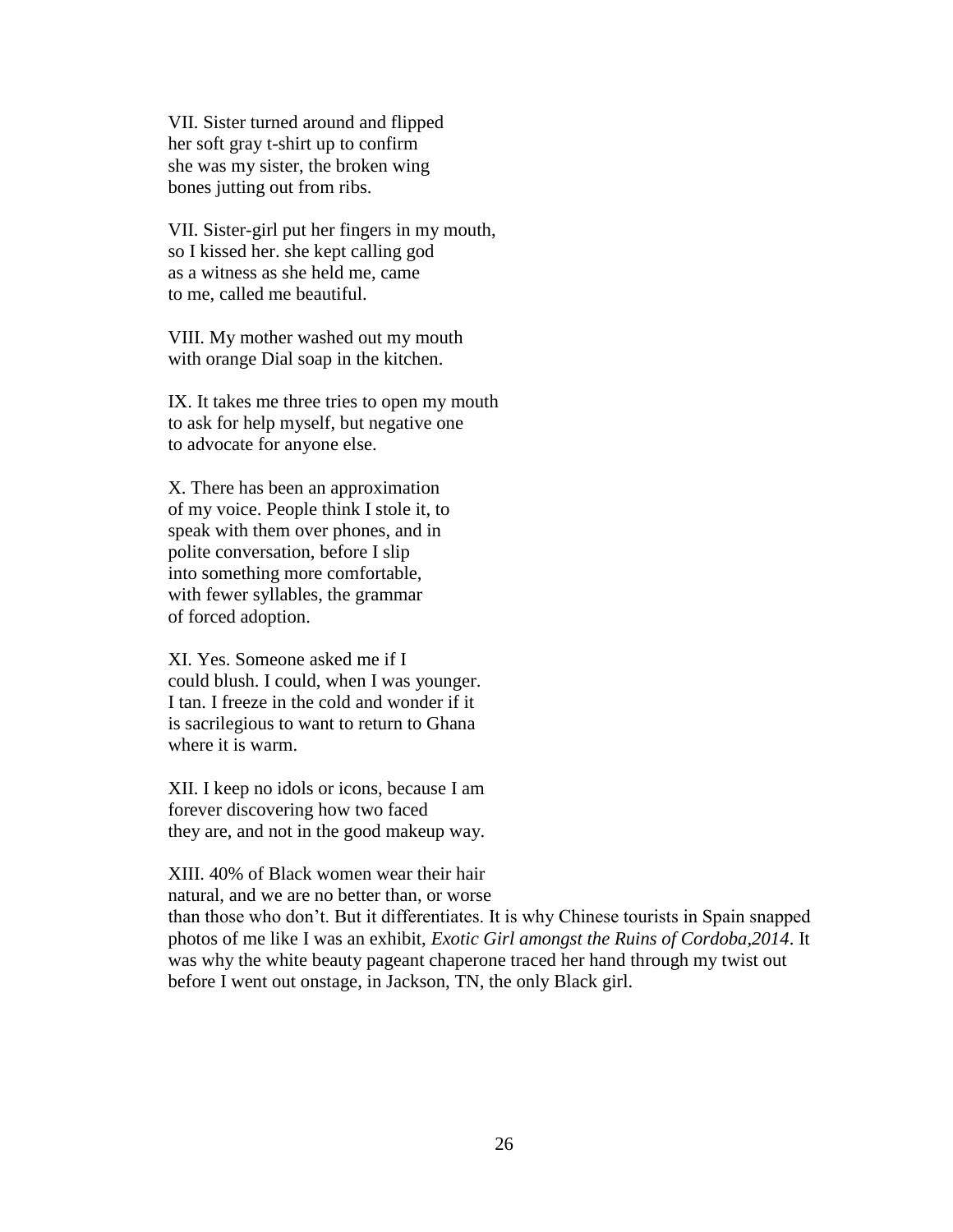VII. Sister turned around and flipped
her soft gray t-shirt up to confirm
she was my sister, the broken wing
bones jutting out from ribs.

VII. Sister-girl put her fingers in my mouth,
so I kissed her. she kept calling god
as a witness as she held me, came
to me, called me beautiful.

VIII. My mother washed out my mouth
with orange Dial soap in the kitchen.

IX. It takes me three tries to open my mouth
to ask for help myself, but negative one
to advocate for anyone else.

X. There has been an approximation
of my voice. People think I stole it, to
speak with them over phones, and in
polite conversation, before I slip
into something more comfortable,
with fewer syllables, the grammar
of forced adoption.

XI. Yes. Someone asked me if I
could blush. I could, when I was younger.
I tan. I freeze in the cold and wonder if it
is sacrilegious to want to return to Ghana
where it is warm.

XII. I keep no idols or icons, because I am
forever discovering how two faced
they are, and not in the good makeup way.

XIII. 40% of Black women wear their hair
natural, and we are no better than, or worse
than those who don't. But it differentiates. It is why Chinese tourists in Spain snapped photos of me like I was an exhibit, *Exotic Girl amongst the Ruins of Cordoba,2014*. It was why the white beauty pageant chaperone traced her hand through my twist out before I went out onstage, in Jackson, TN, the only Black girl.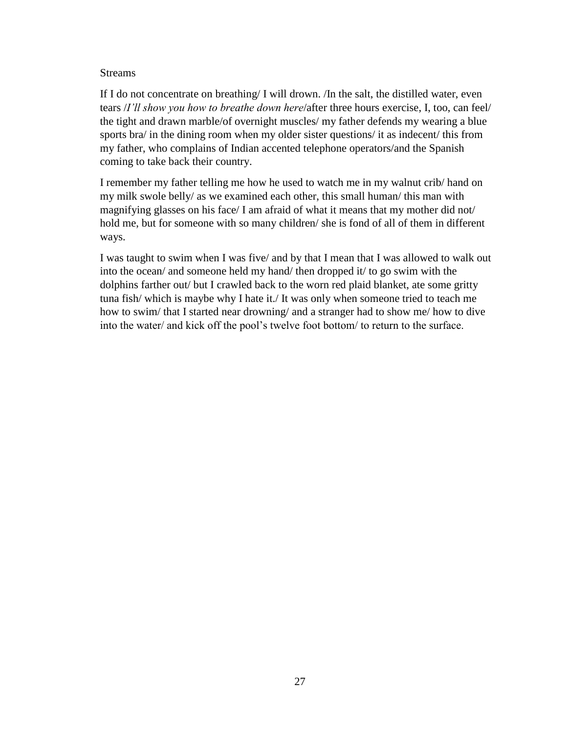Streams

If I do not concentrate on breathing/ I will drown. /In the salt, the distilled water, even tears /*I'll show you how to breathe down here*/after three hours exercise, I, too, can feel/ the tight and drawn marble/of overnight muscles/ my father defends my wearing a blue sports bra/ in the dining room when my older sister questions/ it as indecent/ this from my father, who complains of Indian accented telephone operators/and the Spanish coming to take back their country.

I remember my father telling me how he used to watch me in my walnut crib/ hand on my milk swole belly/ as we examined each other, this small human/ this man with magnifying glasses on his face/ I am afraid of what it means that my mother did not/ hold me, but for someone with so many children/ she is fond of all of them in different ways.

I was taught to swim when I was five/ and by that I mean that I was allowed to walk out into the ocean/ and someone held my hand/ then dropped it/ to go swim with the dolphins farther out/ but I crawled back to the worn red plaid blanket, ate some gritty tuna fish/ which is maybe why I hate it./ It was only when someone tried to teach me how to swim/ that I started near drowning/ and a stranger had to show me/ how to dive into the water/ and kick off the pool's twelve foot bottom/ to return to the surface.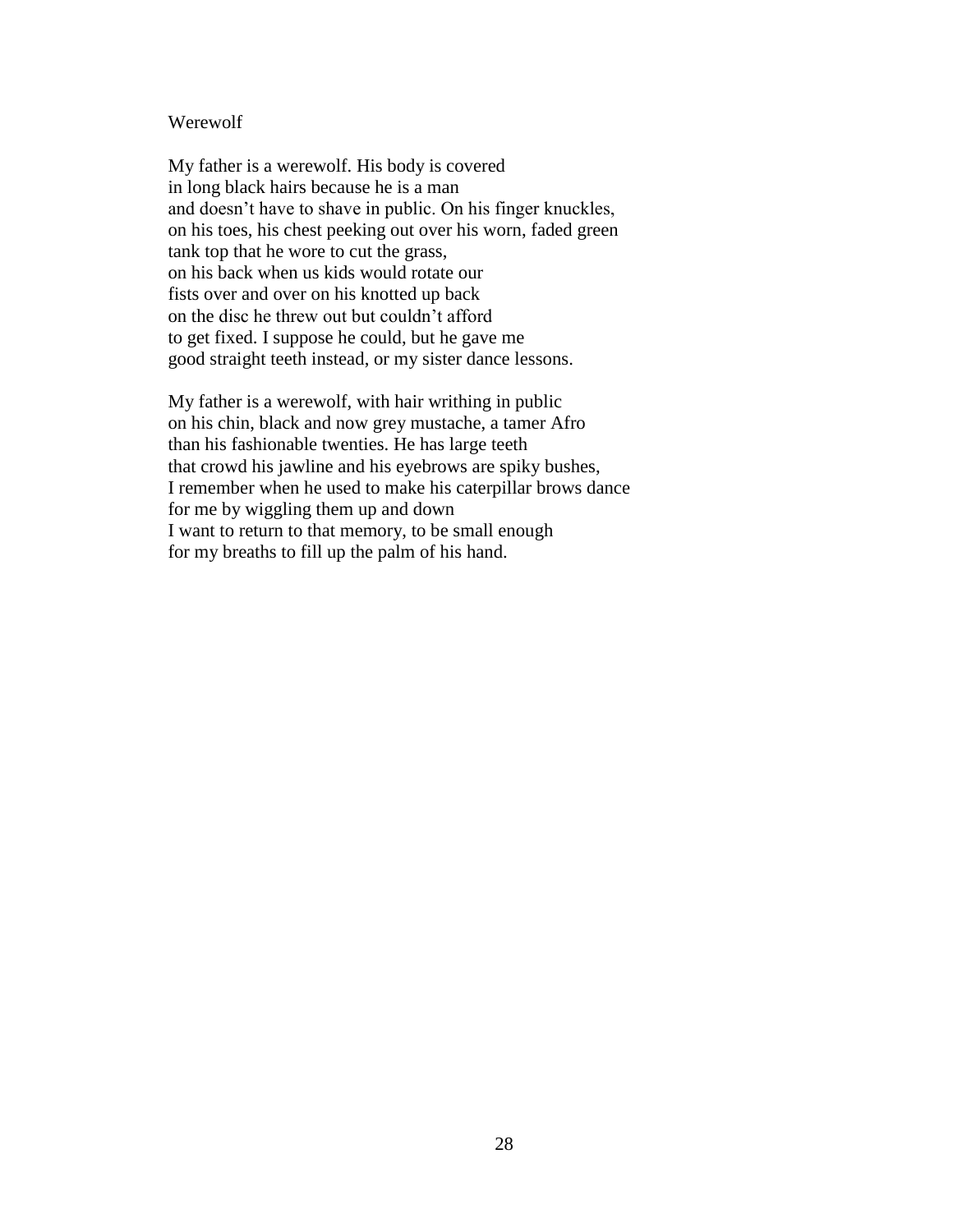# Werewolf

My father is a werewolf. His body is covered  
in long black hairs because he is a man  
and doesn't have to shave in public. On his finger knuckles,  
on his toes, his chest peeking out over his worn, faded green  
tank top that he wore to cut the grass,  
on his back when us kids would rotate our  
fists over and over on his knotted up back  
on the disc he threw out but couldn't afford  
to get fixed. I suppose he could, but he gave me  
good straight teeth instead, or my sister dance lessons.

My father is a werewolf, with hair writhing in public  
on his chin, black and now grey mustache, a tamer Afro  
than his fashionable twenties. He has large teeth  
that crowd his jawline and his eyebrows are spiky bushes,  
I remember when he used to make his caterpillar brows dance  
for me by wiggling them up and down  
I want to return to that memory, to be small enough  
for my breaths to fill up the palm of his hand.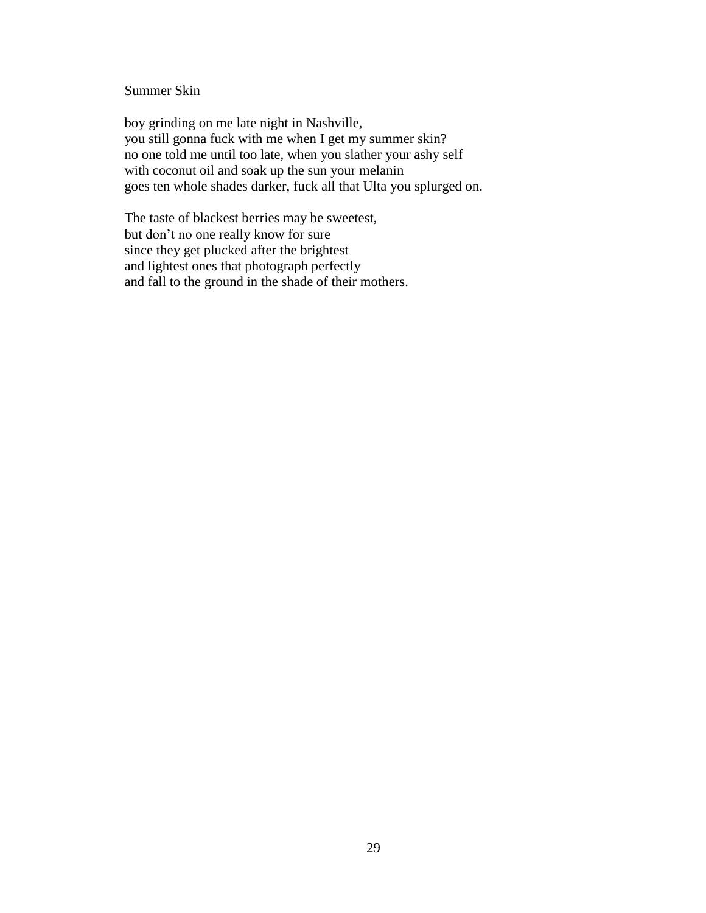Summer Skin

boy grinding on me late night in Nashville,
you still gonna fuck with me when I get my summer skin?
no one told me until too late, when you slather your ashy self
with coconut oil and soak up the sun your melanin
goes ten whole shades darker, fuck all that Ulta you splurged on.

The taste of blackest berries may be sweetest,
but don't no one really know for sure
since they get plucked after the brightest
and lightest ones that photograph perfectly
and fall to the ground in the shade of their mothers.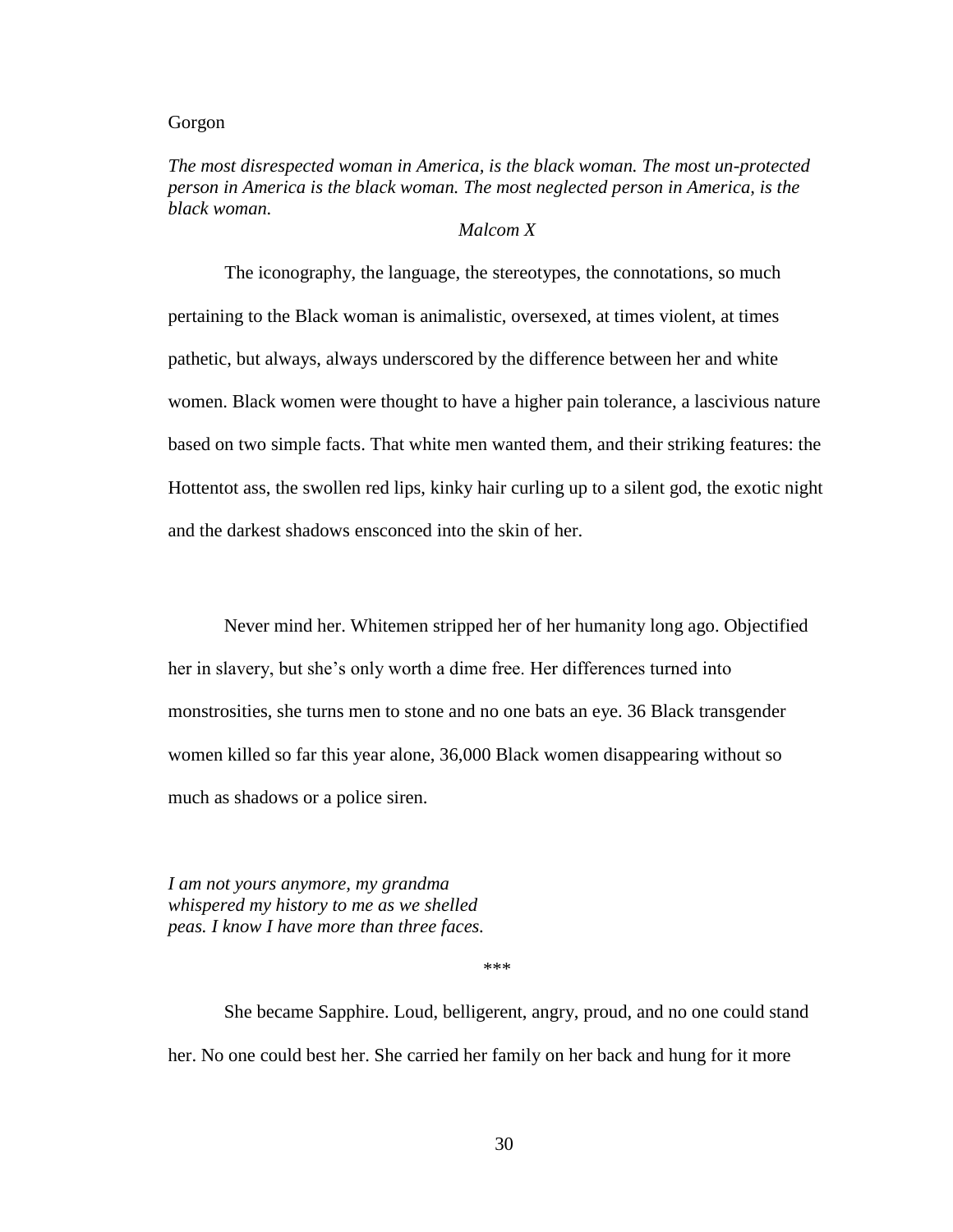Gorgon

*The most disrespected woman in America, is the black woman. The most un-protected person in America is the black woman. The most neglected person in America, is the black woman.*

*Malcom X*

The iconography, the language, the stereotypes, the connotations, so much pertaining to the Black woman is animalistic, oversexed, at times violent, at times pathetic, but always, always underscored by the difference between her and white women. Black women were thought to have a higher pain tolerance, a lascivious nature based on two simple facts. That white men wanted them, and their striking features: the Hottentot ass, the swollen red lips, kinky hair curling up to a silent god, the exotic night and the darkest shadows ensconced into the skin of her.

Never mind her. Whitemen stripped her of her humanity long ago. Objectified her in slavery, but she's only worth a dime free. Her differences turned into monstrosities, she turns men to stone and no one bats an eye. 36 Black transgender women killed so far this year alone, 36,000 Black women disappearing without so much as shadows or a police siren.

*I am not yours anymore, my grandma*
*whispered my history to me as we shelled*
*peas. I know I have more than three faces.*

\*\*\*

She became Sapphire. Loud, belligerent, angry, proud, and no one could stand her. No one could best her. She carried her family on her back and hung for it more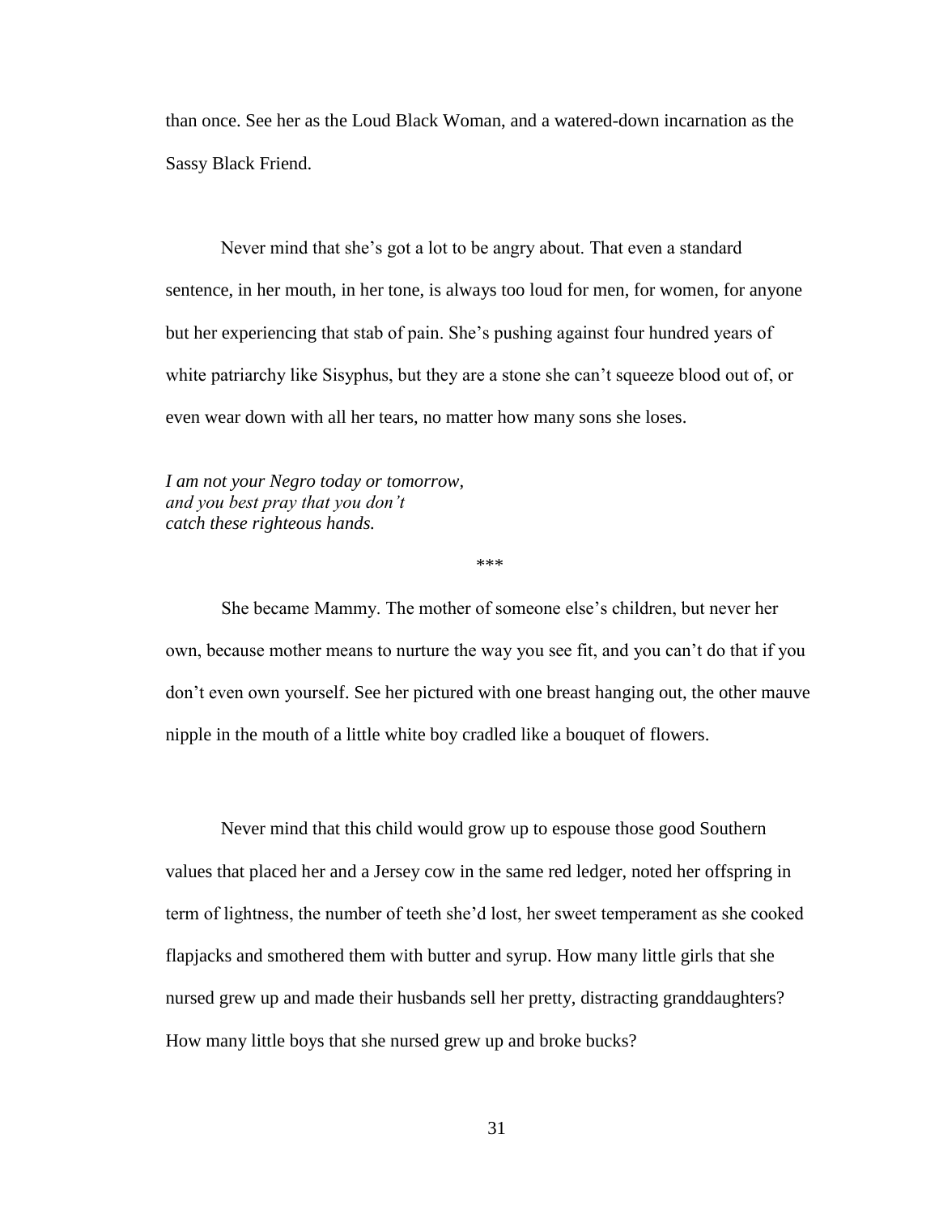than once. See her as the Loud Black Woman, and a watered-down incarnation as the Sassy Black Friend.

Never mind that she's got a lot to be angry about. That even a standard sentence, in her mouth, in her tone, is always too loud for men, for women, for anyone but her experiencing that stab of pain. She's pushing against four hundred years of white patriarchy like Sisyphus, but they are a stone she can't squeeze blood out of, or even wear down with all her tears, no matter how many sons she loses.

*I am not your Negro today or tomorrow,*
*and you best pray that you don't*
*catch these righteous hands.*

***

She became Mammy. The mother of someone else's children, but never her own, because mother means to nurture the way you see fit, and you can't do that if you don't even own yourself. See her pictured with one breast hanging out, the other mauve nipple in the mouth of a little white boy cradled like a bouquet of flowers.

Never mind that this child would grow up to espouse those good Southern values that placed her and a Jersey cow in the same red ledger, noted her offspring in term of lightness, the number of teeth she'd lost, her sweet temperament as she cooked flapjacks and smothered them with butter and syrup. How many little girls that she nursed grew up and made their husbands sell her pretty, distracting granddaughters? How many little boys that she nursed grew up and broke bucks?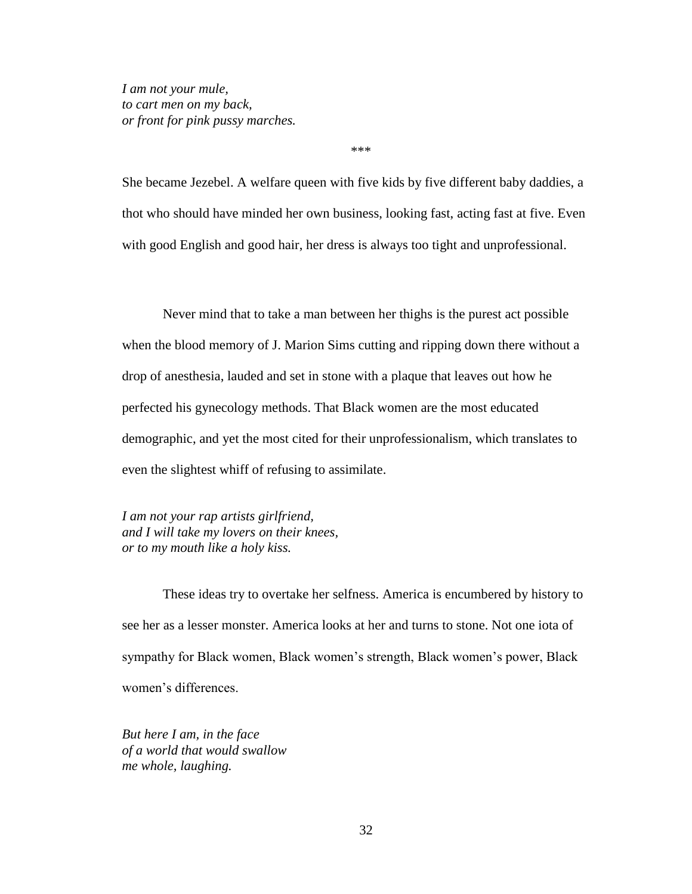*I am not your mule,*  
*to cart men on my back,*  
*or front for pink pussy marches.*

\*\*\*

She became Jezebel. A welfare queen with five kids by five different baby daddies, a thot who should have minded her own business, looking fast, acting fast at five. Even with good English and good hair, her dress is always too tight and unprofessional.

Never mind that to take a man between her thighs is the purest act possible when the blood memory of J. Marion Sims cutting and ripping down there without a drop of anesthesia, lauded and set in stone with a plaque that leaves out how he perfected his gynecology methods. That Black women are the most educated demographic, and yet the most cited for their unprofessionalism, which translates to even the slightest whiff of refusing to assimilate.

*I am not your rap artists girlfriend,*  
*and I will take my lovers on their knees,*  
*or to my mouth like a holy kiss.*

These ideas try to overtake her selfness. America is encumbered by history to see her as a lesser monster. America looks at her and turns to stone. Not one iota of sympathy for Black women, Black women's strength, Black women's power, Black women's differences.

*But here I am, in the face*  
*of a world that would swallow*  
*me whole, laughing.*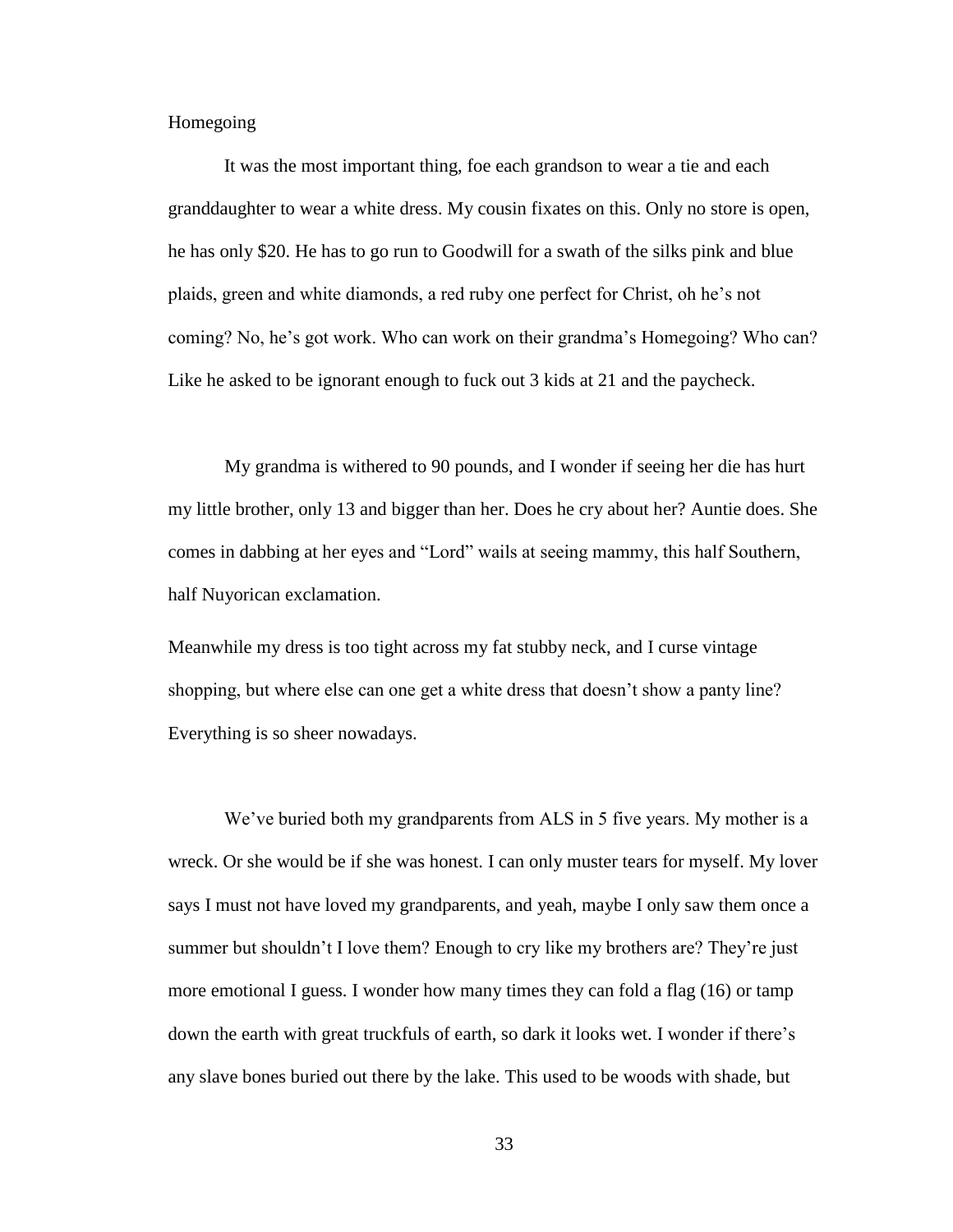Homegoing

It was the most important thing, foe each grandson to wear a tie and each granddaughter to wear a white dress. My cousin fixates on this. Only no store is open, he has only $20. He has to go run to Goodwill for a swath of the silks pink and blue plaids, green and white diamonds, a red ruby one perfect for Christ, oh he's not coming? No, he's got work. Who can work on their grandma's Homegoing? Who can? Like he asked to be ignorant enough to fuck out 3 kids at 21 and the paycheck.

My grandma is withered to 90 pounds, and I wonder if seeing her die has hurt my little brother, only 13 and bigger than her. Does he cry about her? Auntie does. She comes in dabbing at her eyes and "Lord" wails at seeing mammy, this half Southern, half Nuyorican exclamation.

Meanwhile my dress is too tight across my fat stubby neck, and I curse vintage shopping, but where else can one get a white dress that doesn't show a panty line? Everything is so sheer nowadays.

We've buried both my grandparents from ALS in 5 five years. My mother is a wreck. Or she would be if she was honest. I can only muster tears for myself. My lover says I must not have loved my grandparents, and yeah, maybe I only saw them once a summer but shouldn't I love them? Enough to cry like my brothers are? They're just more emotional I guess. I wonder how many times they can fold a flag (16) or tamp down the earth with great truckfuls of earth, so dark it looks wet. I wonder if there's any slave bones buried out there by the lake. This used to be woods with shade, but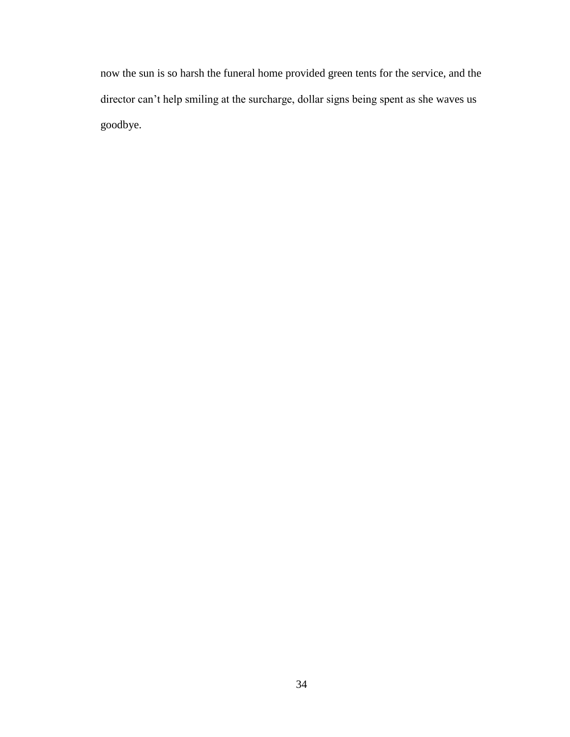now the sun is so harsh the funeral home provided green tents for the service, and the director can’t help smiling at the surcharge, dollar signs being spent as she waves us goodbye.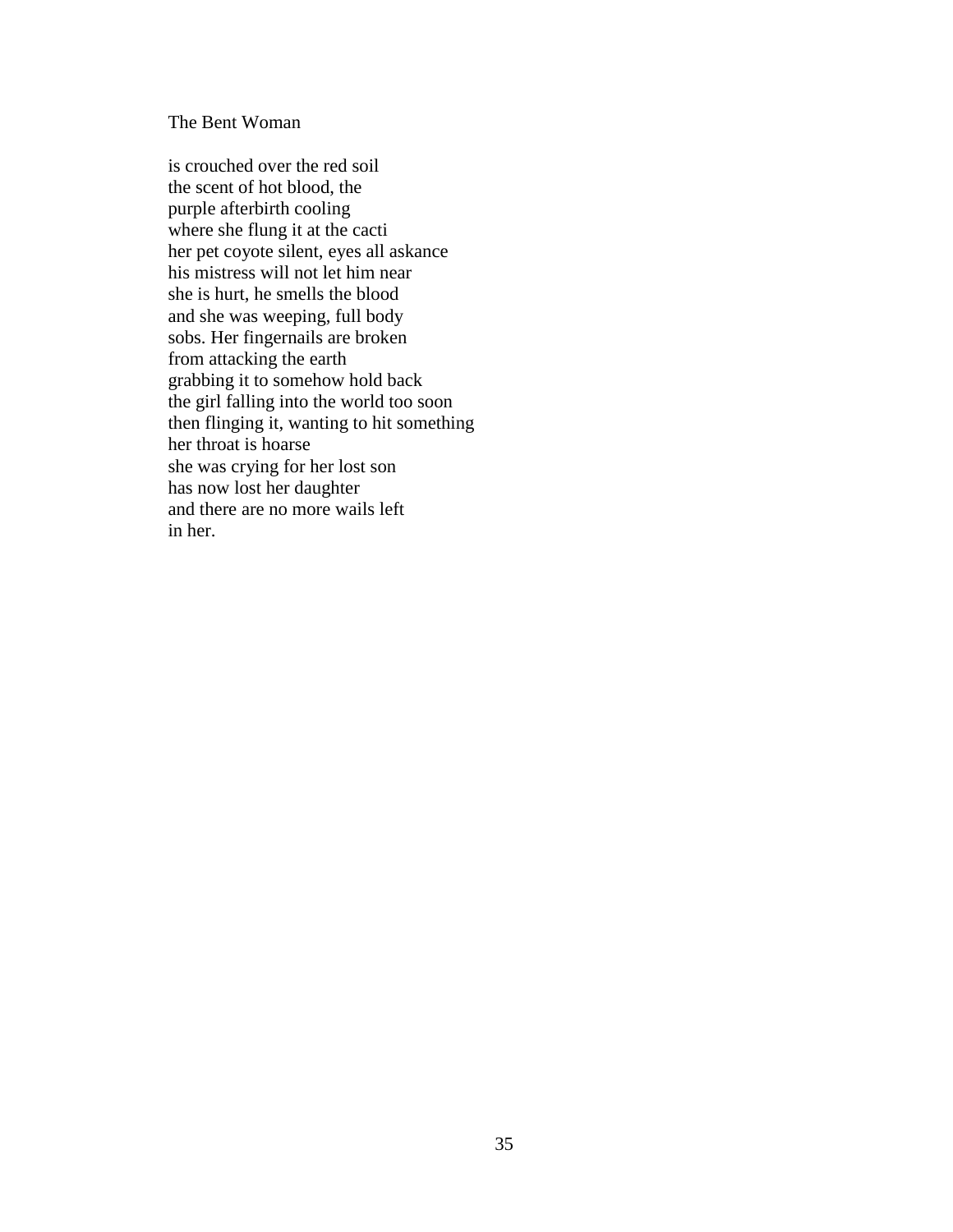The Bent Woman

is crouched over the red soil  
the scent of hot blood, the  
purple afterbirth cooling  
where she flung it at the cacti  
her pet coyote silent, eyes all askance  
his mistress will not let him near  
she is hurt, he smells the blood  
and she was weeping, full body  
sobs. Her fingernails are broken  
from attacking the earth  
grabbing it to somehow hold back  
the girl falling into the world too soon  
then flinging it, wanting to hit something  
her throat is hoarse  
she was crying for her lost son  
has now lost her daughter  
and there are no more wails left  
in her.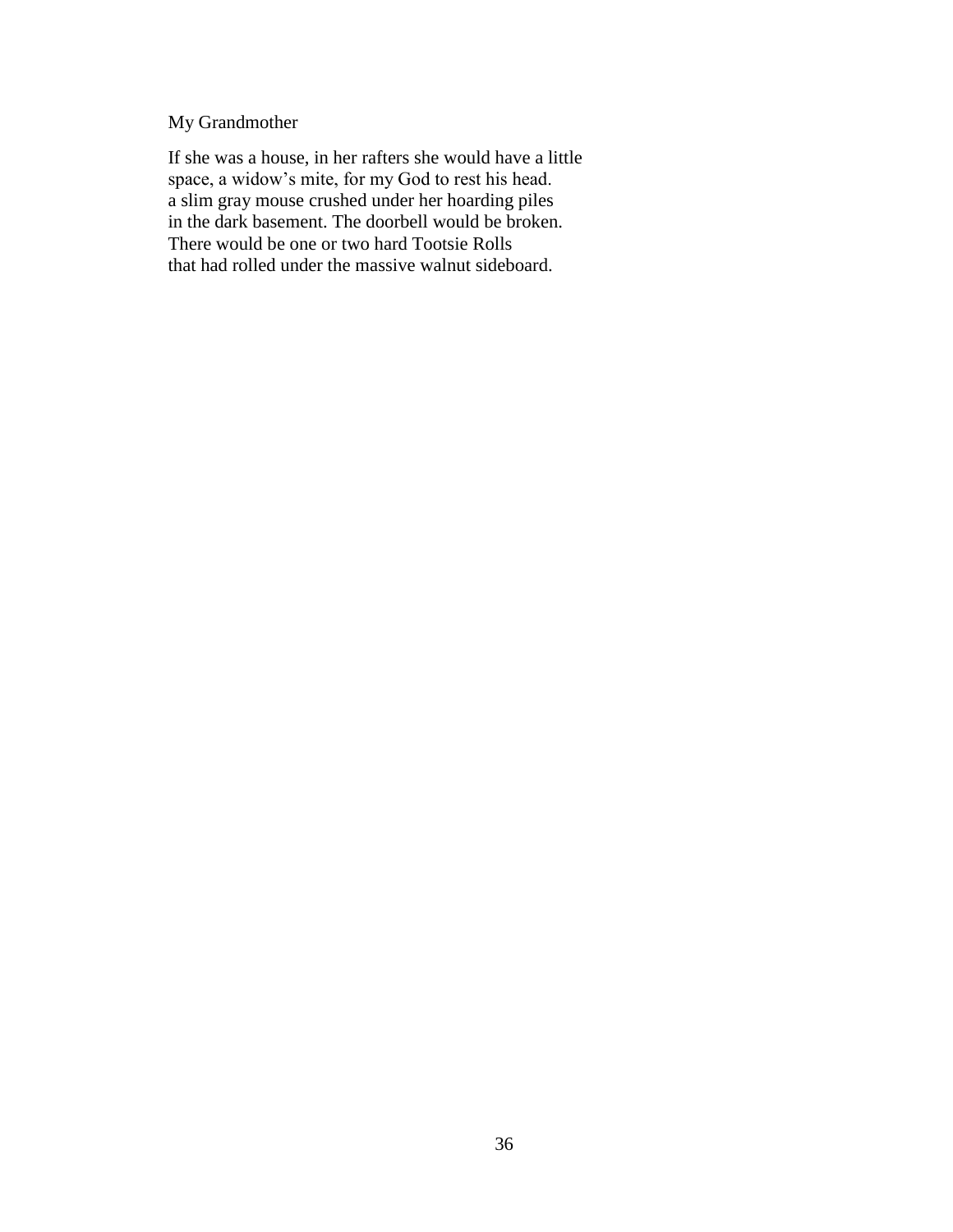My Grandmother

If she was a house, in her rafters she would have a little  
space, a widow's mite, for my God to rest his head.  
a slim gray mouse crushed under her hoarding piles  
in the dark basement. The doorbell would be broken.  
There would be one or two hard Tootsie Rolls  
that had rolled under the massive walnut sideboard.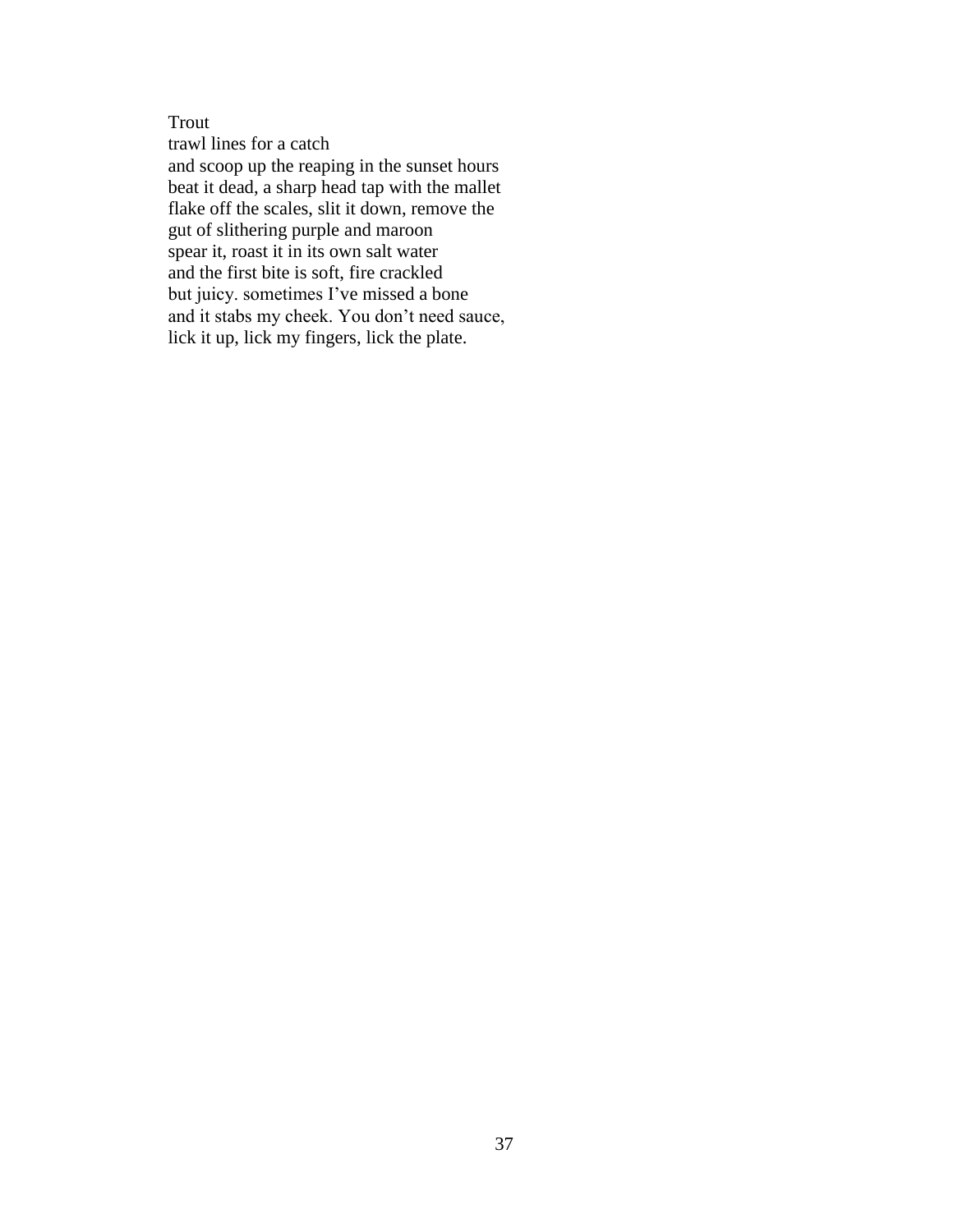Trout

trawl lines for a catch  
and scoop up the reaping in the sunset hours  
beat it dead, a sharp head tap with the mallet  
flake off the scales, slit it down, remove the  
gut of slithering purple and maroon  
spear it, roast it in its own salt water  
and the first bite is soft, fire crackled  
but juicy. sometimes I've missed a bone  
and it stabs my cheek. You don't need sauce,  
lick it up, lick my fingers, lick the plate.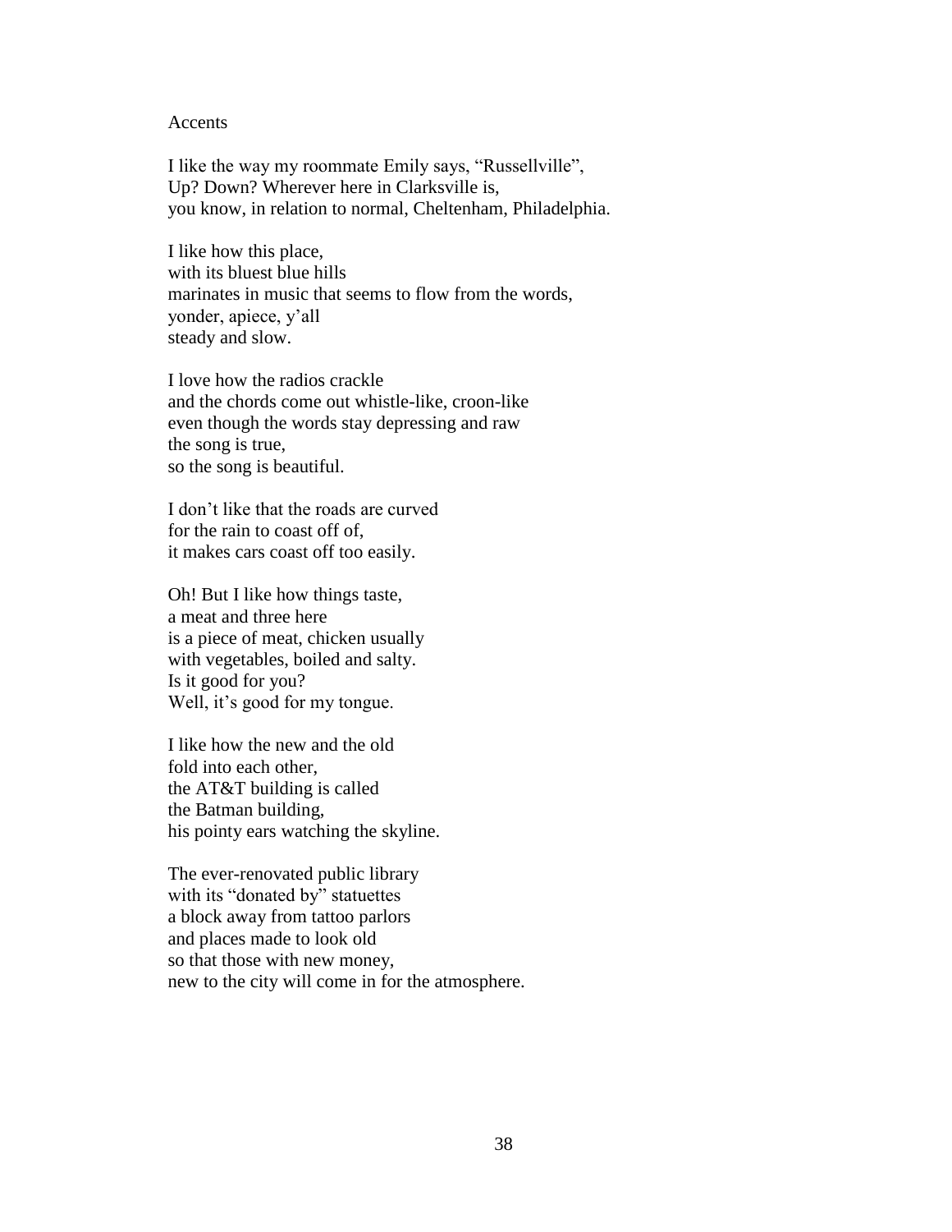# Accents

I like the way my roommate Emily says, "Russellville",  
Up? Down? Wherever here in Clarksville is,  
you know, in relation to normal, Cheltenham, Philadelphia.

I like how this place,  
with its bluest blue hills  
marinates in music that seems to flow from the words,  
yonder, apiece, y'all  
steady and slow.

I love how the radios crackle  
and the chords come out whistle-like, croon-like  
even though the words stay depressing and raw  
the song is true,  
so the song is beautiful.

I don't like that the roads are curved  
for the rain to coast off of,  
it makes cars coast off too easily.

Oh! But I like how things taste,  
a meat and three here  
is a piece of meat, chicken usually  
with vegetables, boiled and salty.  
Is it good for you?  
Well, it's good for my tongue.

I like how the new and the old  
fold into each other,  
the AT&T building is called  
the Batman building,  
his pointy ears watching the skyline.

The ever-renovated public library  
with its "donated by" statuettes  
a block away from tattoo parlors  
and places made to look old  
so that those with new money,  
new to the city will come in for the atmosphere.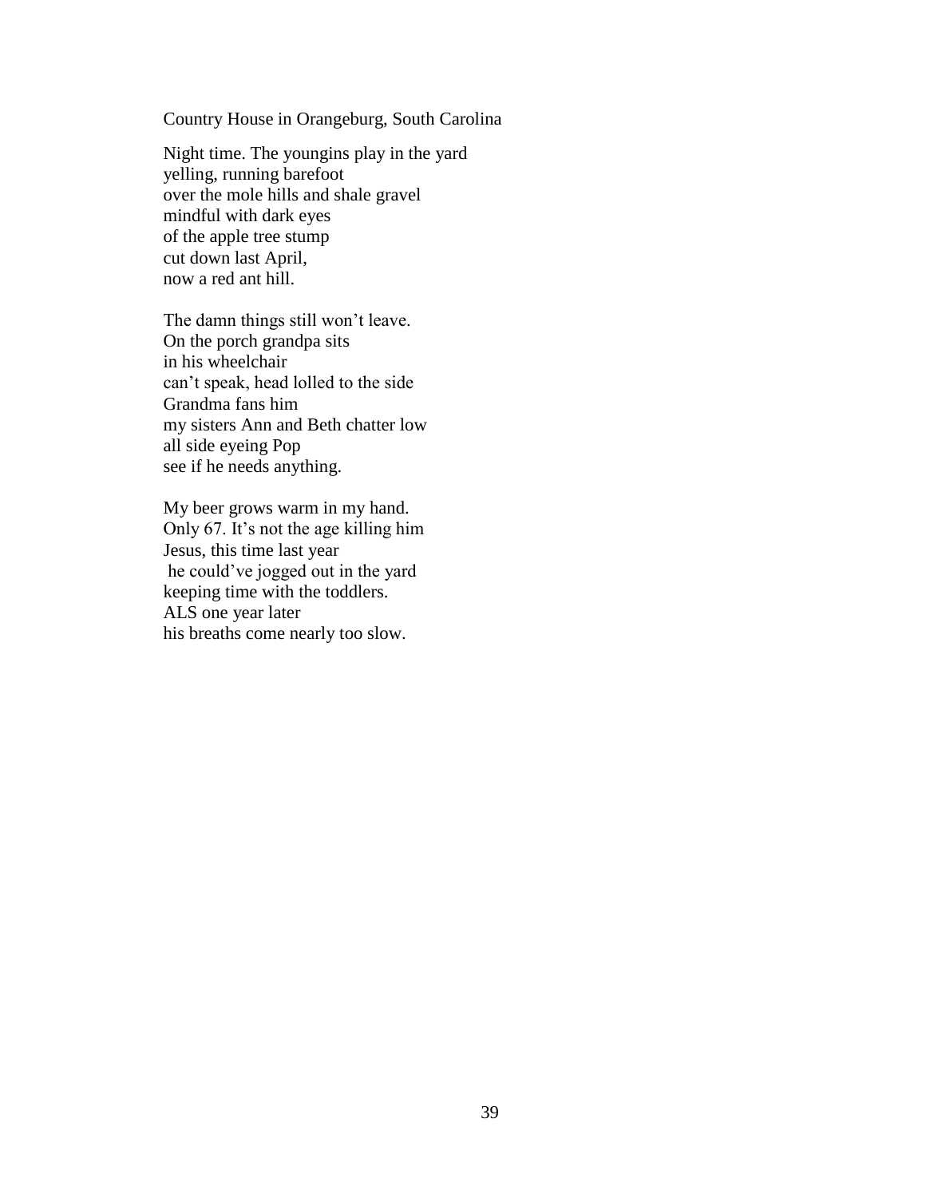Country House in Orangeburg, South Carolina

Night time. The youngins play in the yard  
yelling, running barefoot  
over the mole hills and shale gravel  
mindful with dark eyes  
of the apple tree stump  
cut down last April,  
now a red ant hill.

The damn things still won't leave.  
On the porch grandpa sits  
in his wheelchair  
can't speak, head lolled to the side  
Grandma fans him  
my sisters Ann and Beth chatter low  
all side eyeing Pop  
see if he needs anything.

My beer grows warm in my hand.  
Only 67. It's not the age killing him  
Jesus, this time last year  
he could've jogged out in the yard  
keeping time with the toddlers.  
ALS one year later  
his breaths come nearly too slow.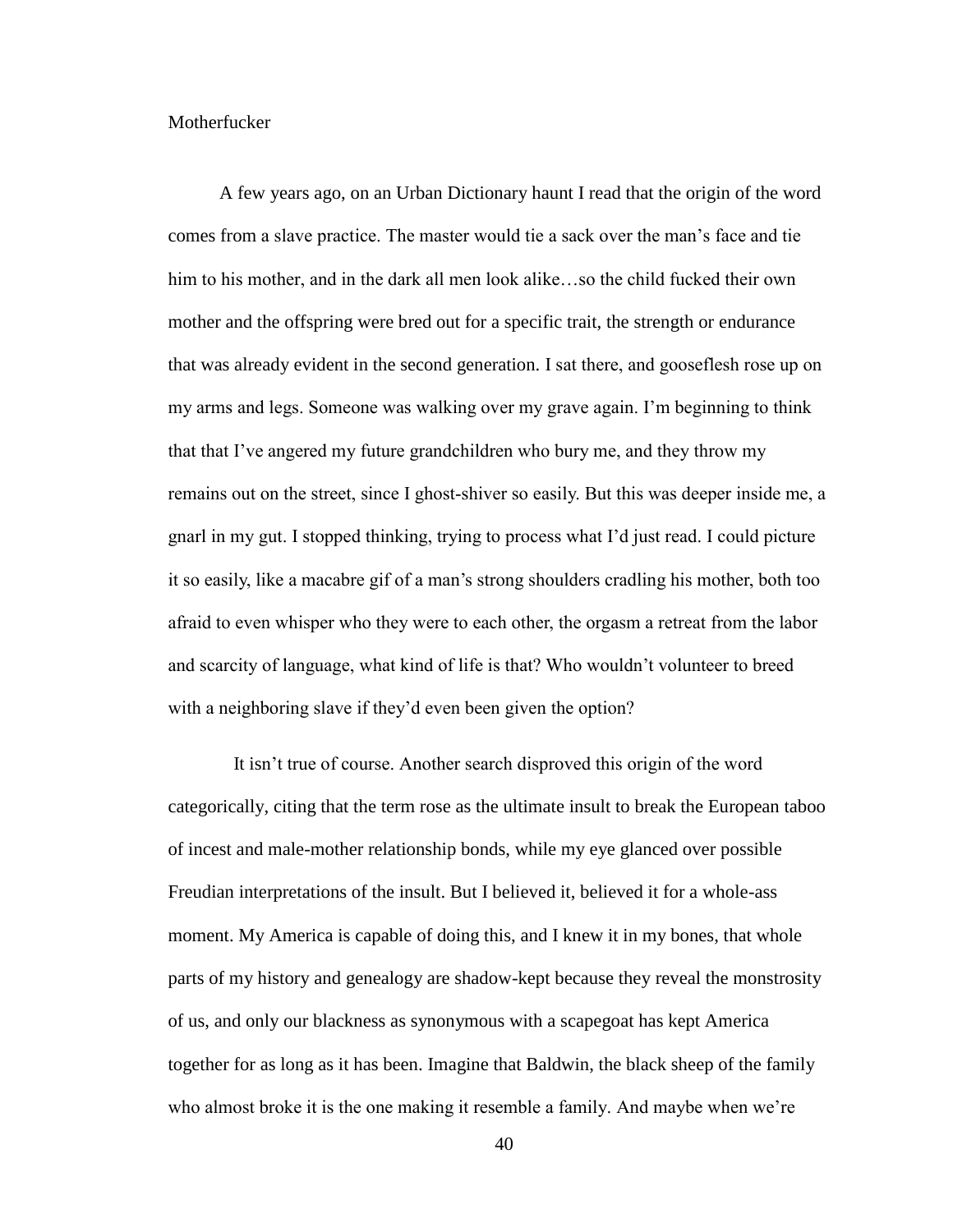Motherfucker

A few years ago, on an Urban Dictionary haunt I read that the origin of the word comes from a slave practice. The master would tie a sack over the man's face and tie him to his mother, and in the dark all men look alike…so the child fucked their own mother and the offspring were bred out for a specific trait, the strength or endurance that was already evident in the second generation. I sat there, and gooseflesh rose up on my arms and legs. Someone was walking over my grave again. I'm beginning to think that that I've angered my future grandchildren who bury me, and they throw my remains out on the street, since I ghost-shiver so easily. But this was deeper inside me, a gnarl in my gut. I stopped thinking, trying to process what I'd just read. I could picture it so easily, like a macabre gif of a man's strong shoulders cradling his mother, both too afraid to even whisper who they were to each other, the orgasm a retreat from the labor and scarcity of language, what kind of life is that? Who wouldn't volunteer to breed with a neighboring slave if they'd even been given the option?

It isn't true of course. Another search disproved this origin of the word categorically, citing that the term rose as the ultimate insult to break the European taboo of incest and male-mother relationship bonds, while my eye glanced over possible Freudian interpretations of the insult. But I believed it, believed it for a whole-ass moment. My America is capable of doing this, and I knew it in my bones, that whole parts of my history and genealogy are shadow-kept because they reveal the monstrosity of us, and only our blackness as synonymous with a scapegoat has kept America together for as long as it has been. Imagine that Baldwin, the black sheep of the family who almost broke it is the one making it resemble a family. And maybe when we're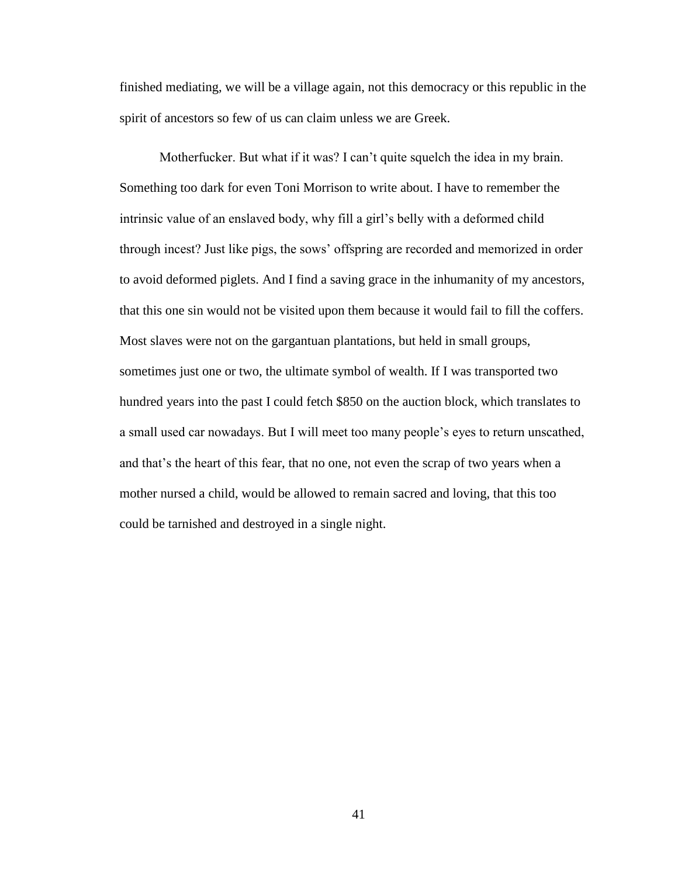finished mediating, we will be a village again, not this democracy or this republic in the spirit of ancestors so few of us can claim unless we are Greek.

Motherfucker. But what if it was? I can't quite squelch the idea in my brain. Something too dark for even Toni Morrison to write about. I have to remember the intrinsic value of an enslaved body, why fill a girl's belly with a deformed child through incest? Just like pigs, the sows' offspring are recorded and memorized in order to avoid deformed piglets. And I find a saving grace in the inhumanity of my ancestors, that this one sin would not be visited upon them because it would fail to fill the coffers. Most slaves were not on the gargantuan plantations, but held in small groups, sometimes just one or two, the ultimate symbol of wealth. If I was transported two hundred years into the past I could fetch $850 on the auction block, which translates to a small used car nowadays. But I will meet too many people's eyes to return unscathed, and that's the heart of this fear, that no one, not even the scrap of two years when a mother nursed a child, would be allowed to remain sacred and loving, that this too could be tarnished and destroyed in a single night.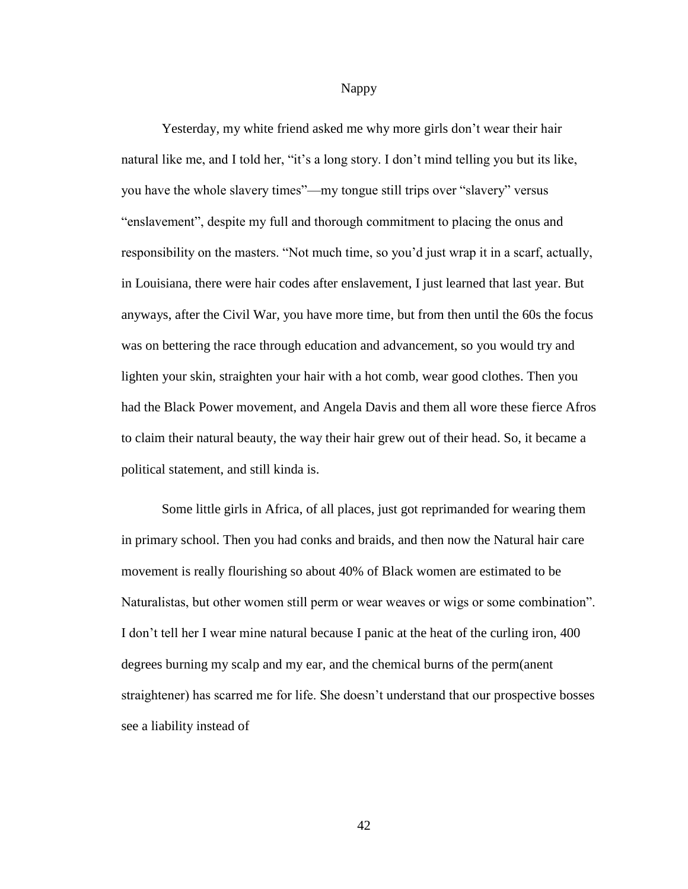# Nappy

Yesterday, my white friend asked me why more girls don't wear their hair natural like me, and I told her, "it's a long story. I don't mind telling you but its like, you have the whole slavery times"—my tongue still trips over "slavery" versus "enslavement", despite my full and thorough commitment to placing the onus and responsibility on the masters. "Not much time, so you'd just wrap it in a scarf, actually, in Louisiana, there were hair codes after enslavement, I just learned that last year. But anyways, after the Civil War, you have more time, but from then until the 60s the focus was on bettering the race through education and advancement, so you would try and lighten your skin, straighten your hair with a hot comb, wear good clothes. Then you had the Black Power movement, and Angela Davis and them all wore these fierce Afros to claim their natural beauty, the way their hair grew out of their head. So, it became a political statement, and still kinda is.

Some little girls in Africa, of all places, just got reprimanded for wearing them in primary school. Then you had conks and braids, and then now the Natural hair care movement is really flourishing so about 40% of Black women are estimated to be Naturalistas, but other women still perm or wear weaves or wigs or some combination". I don't tell her I wear mine natural because I panic at the heat of the curling iron, 400 degrees burning my scalp and my ear, and the chemical burns of the perm(anent straightener) has scarred me for life. She doesn't understand that our prospective bosses see a liability instead of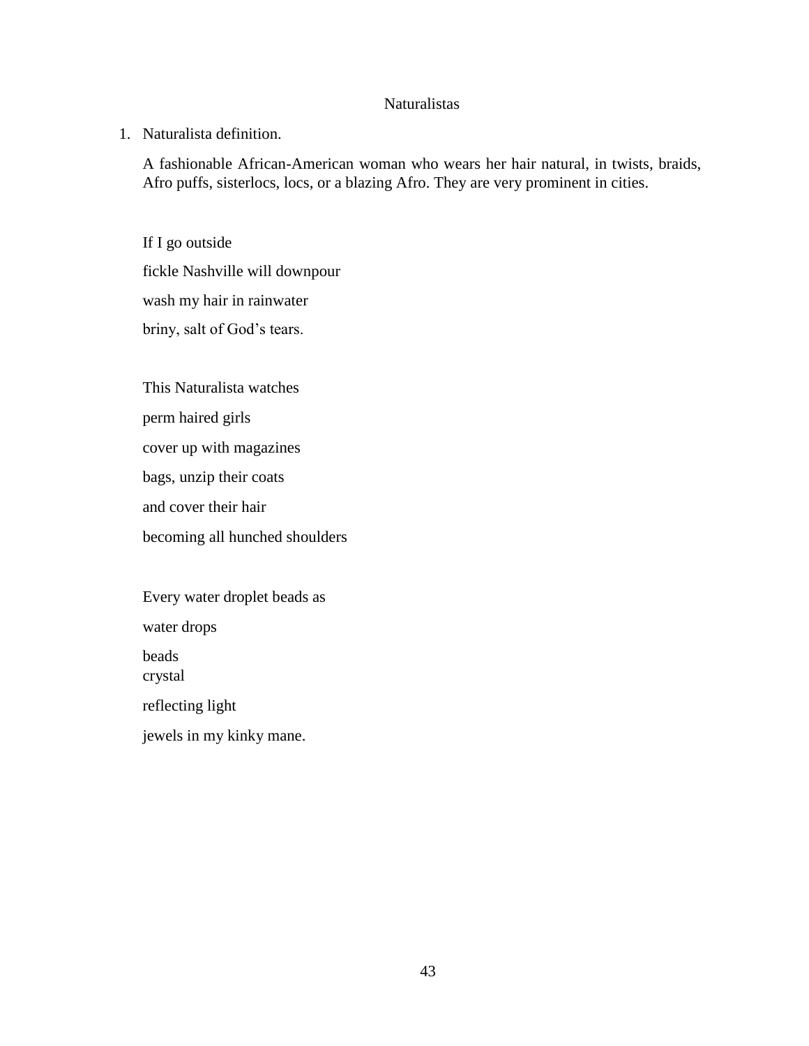# Naturalistas

1. Naturalista definition.

   A fashionable African-American woman who wears her hair natural, in twists, braids, Afro puffs, sisterlocs, locs, or a blazing Afro. They are very prominent in cities.

If I go outside

fickle Nashville will downpour

wash my hair in rainwater

briny, salt of God's tears.

This Naturalista watches

perm haired girls

cover up with magazines

bags, unzip their coats

and cover their hair

becoming all hunched shoulders

Every water droplet beads as

water drops

beads  
crystal

reflecting light

jewels in my kinky mane.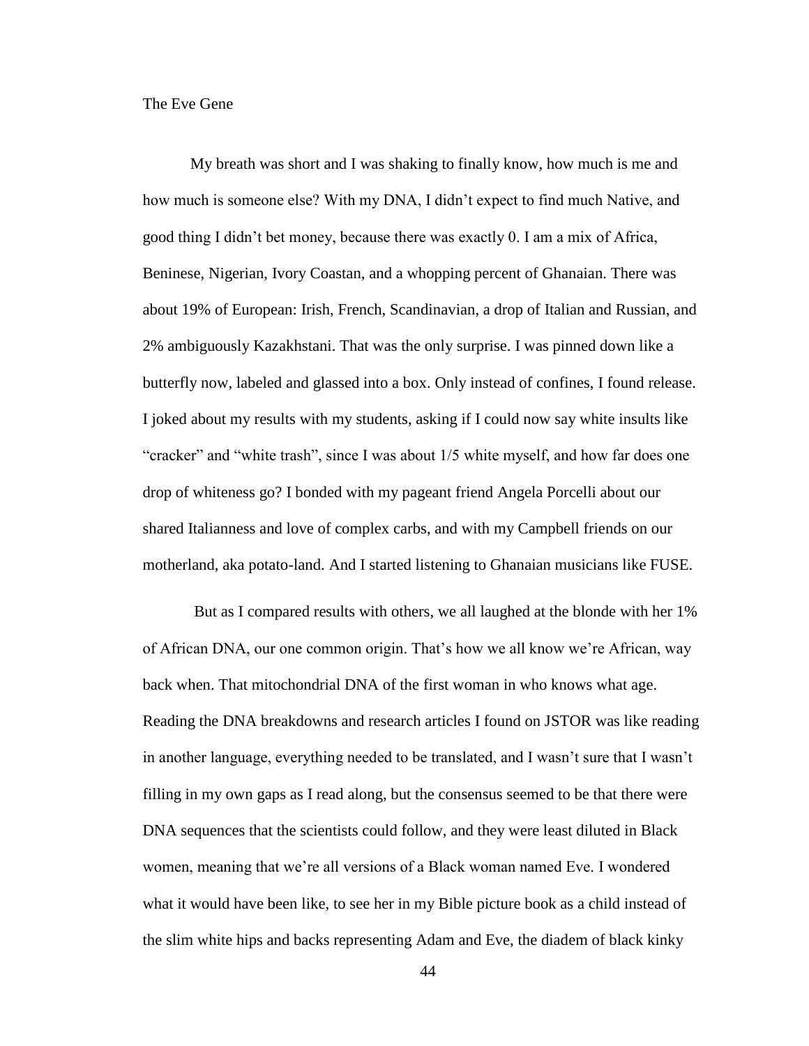The Eve Gene

My breath was short and I was shaking to finally know, how much is me and how much is someone else? With my DNA, I didn't expect to find much Native, and good thing I didn't bet money, because there was exactly 0. I am a mix of Africa, Beninese, Nigerian, Ivory Coastan, and a whopping percent of Ghanaian. There was about 19% of European: Irish, French, Scandinavian, a drop of Italian and Russian, and 2% ambiguously Kazakhstani. That was the only surprise. I was pinned down like a butterfly now, labeled and glassed into a box. Only instead of confines, I found release. I joked about my results with my students, asking if I could now say white insults like "cracker" and "white trash", since I was about 1/5 white myself, and how far does one drop of whiteness go? I bonded with my pageant friend Angela Porcelli about our shared Italianness and love of complex carbs, and with my Campbell friends on our motherland, aka potato-land. And I started listening to Ghanaian musicians like FUSE.

But as I compared results with others, we all laughed at the blonde with her 1% of African DNA, our one common origin. That's how we all know we're African, way back when. That mitochondrial DNA of the first woman in who knows what age. Reading the DNA breakdowns and research articles I found on JSTOR was like reading in another language, everything needed to be translated, and I wasn't sure that I wasn't filling in my own gaps as I read along, but the consensus seemed to be that there were DNA sequences that the scientists could follow, and they were least diluted in Black women, meaning that we're all versions of a Black woman named Eve. I wondered what it would have been like, to see her in my Bible picture book as a child instead of the slim white hips and backs representing Adam and Eve, the diadem of black kinky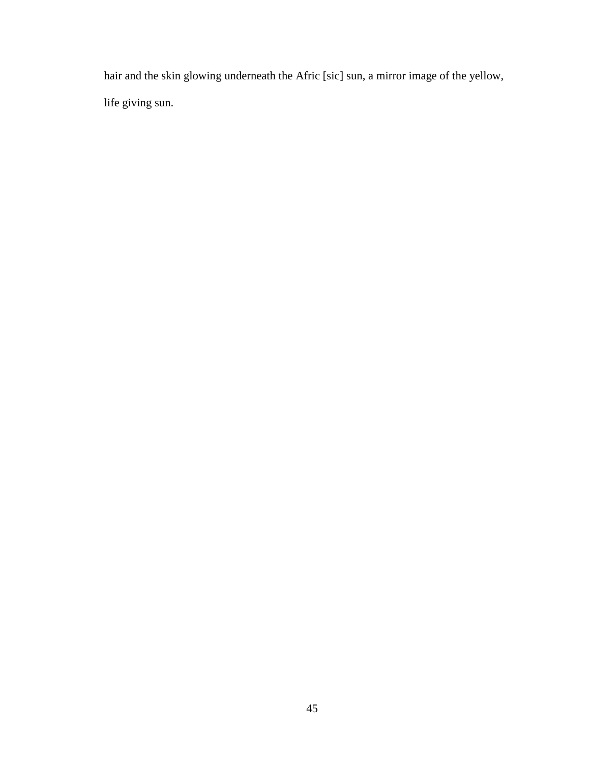hair and the skin glowing underneath the Afric [sic] sun, a mirror image of the yellow, life giving sun.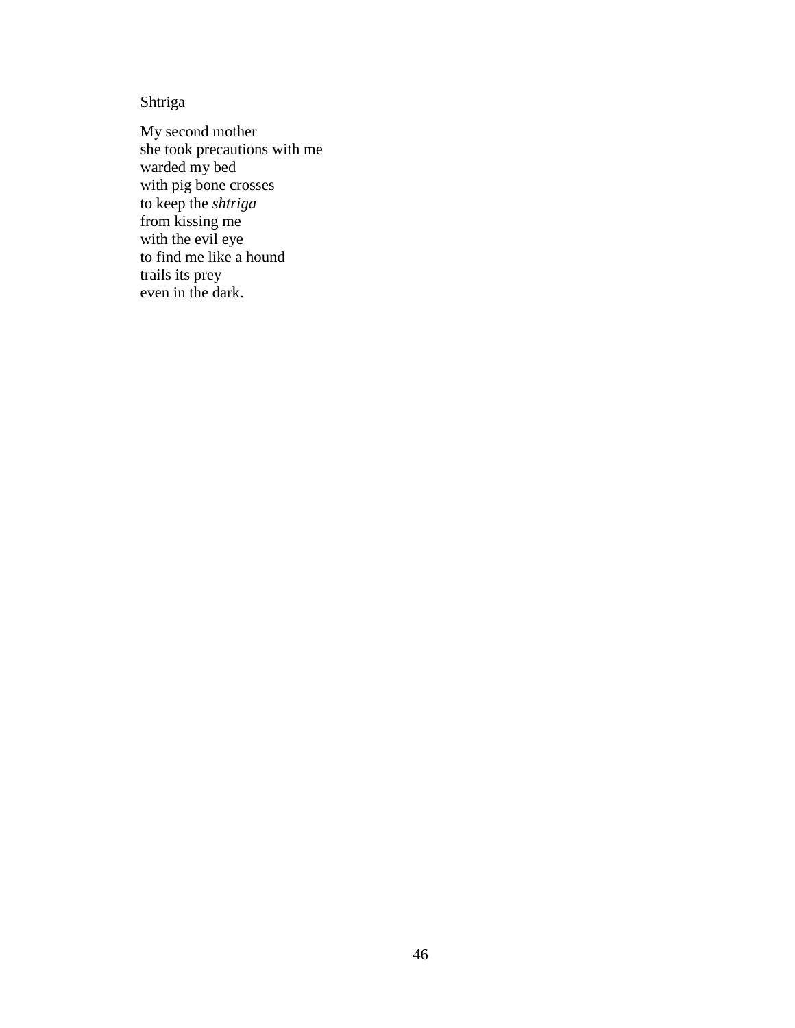## Shtriga

My second mother  
she took precautions with me  
warded my bed  
with pig bone crosses  
to keep the *shtriga*  
from kissing me  
with the evil eye  
to find me like a hound  
trails its prey  
even in the dark.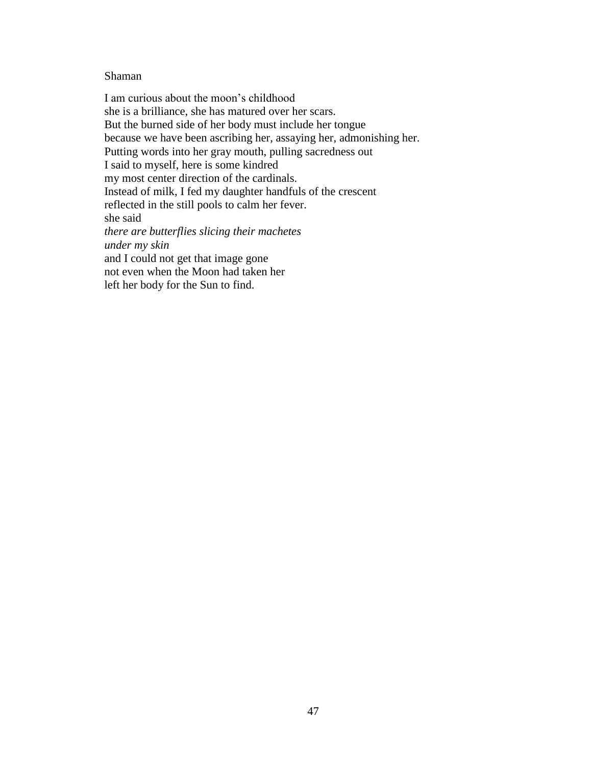Shaman

I am curious about the moon's childhood  
she is a brilliance, she has matured over her scars.  
But the burned side of her body must include her tongue  
because we have been ascribing her, assaying her, admonishing her.  
Putting words into her gray mouth, pulling sacredness out  
I said to myself, here is some kindred  
my most center direction of the cardinals.  
Instead of milk, I fed my daughter handfuls of the crescent  
reflected in the still pools to calm her fever.  
she said  
*there are butterflies slicing their machetes*  
*under my skin*  
and I could not get that image gone  
not even when the Moon had taken her  
left her body for the Sun to find.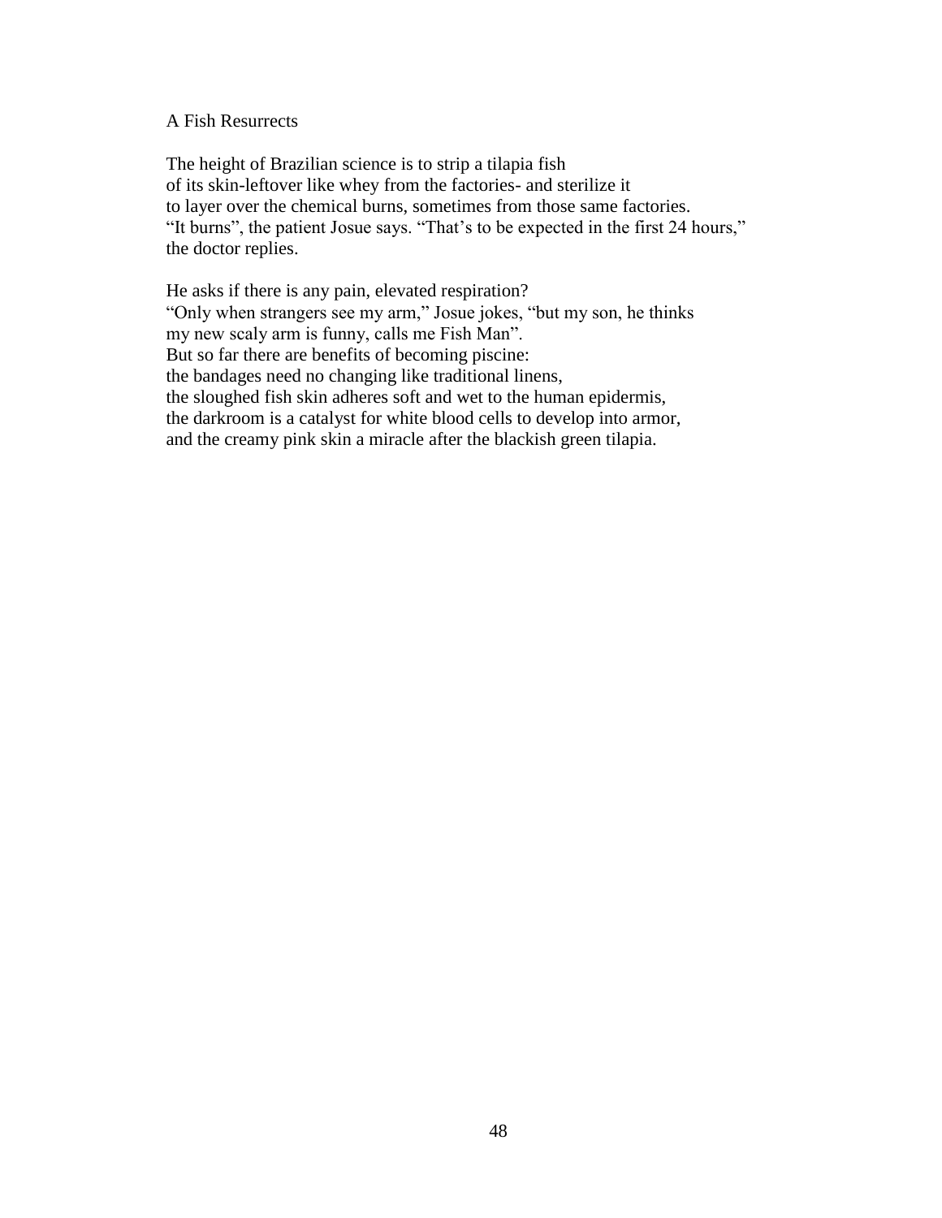A Fish Resurrects

The height of Brazilian science is to strip a tilapia fish
of its skin-leftover like whey from the factories- and sterilize it
to layer over the chemical burns, sometimes from those same factories.
"It burns", the patient Josue says. "That's to be expected in the first 24 hours,"
the doctor replies.

He asks if there is any pain, elevated respiration?
"Only when strangers see my arm," Josue jokes, "but my son, he thinks
my new scaly arm is funny, calls me Fish Man".
But so far there are benefits of becoming piscine:
the bandages need no changing like traditional linens,
the sloughed fish skin adheres soft and wet to the human epidermis,
the darkroom is a catalyst for white blood cells to develop into armor,
and the creamy pink skin a miracle after the blackish green tilapia.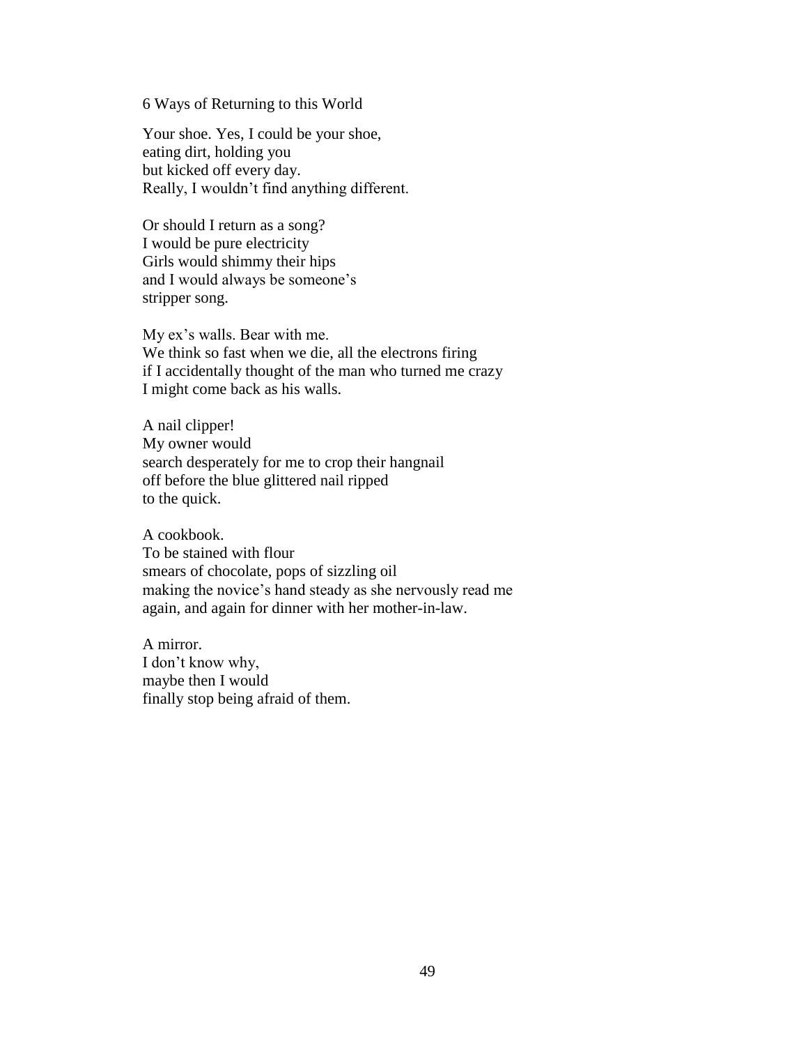# 6 Ways of Returning to this World

Your shoe. Yes, I could be your shoe,  
eating dirt, holding you  
but kicked off every day.  
Really, I wouldn't find anything different.

Or should I return as a song?  
I would be pure electricity  
Girls would shimmy their hips  
and I would always be someone's  
stripper song.

My ex's walls. Bear with me.  
We think so fast when we die, all the electrons firing  
if I accidentally thought of the man who turned me crazy  
I might come back as his walls.

A nail clipper!  
My owner would  
search desperately for me to crop their hangnail  
off before the blue glittered nail ripped  
to the quick.

A cookbook.  
To be stained with flour  
smears of chocolate, pops of sizzling oil  
making the novice's hand steady as she nervously read me  
again, and again for dinner with her mother-in-law.

A mirror.  
I don't know why,  
maybe then I would  
finally stop being afraid of them.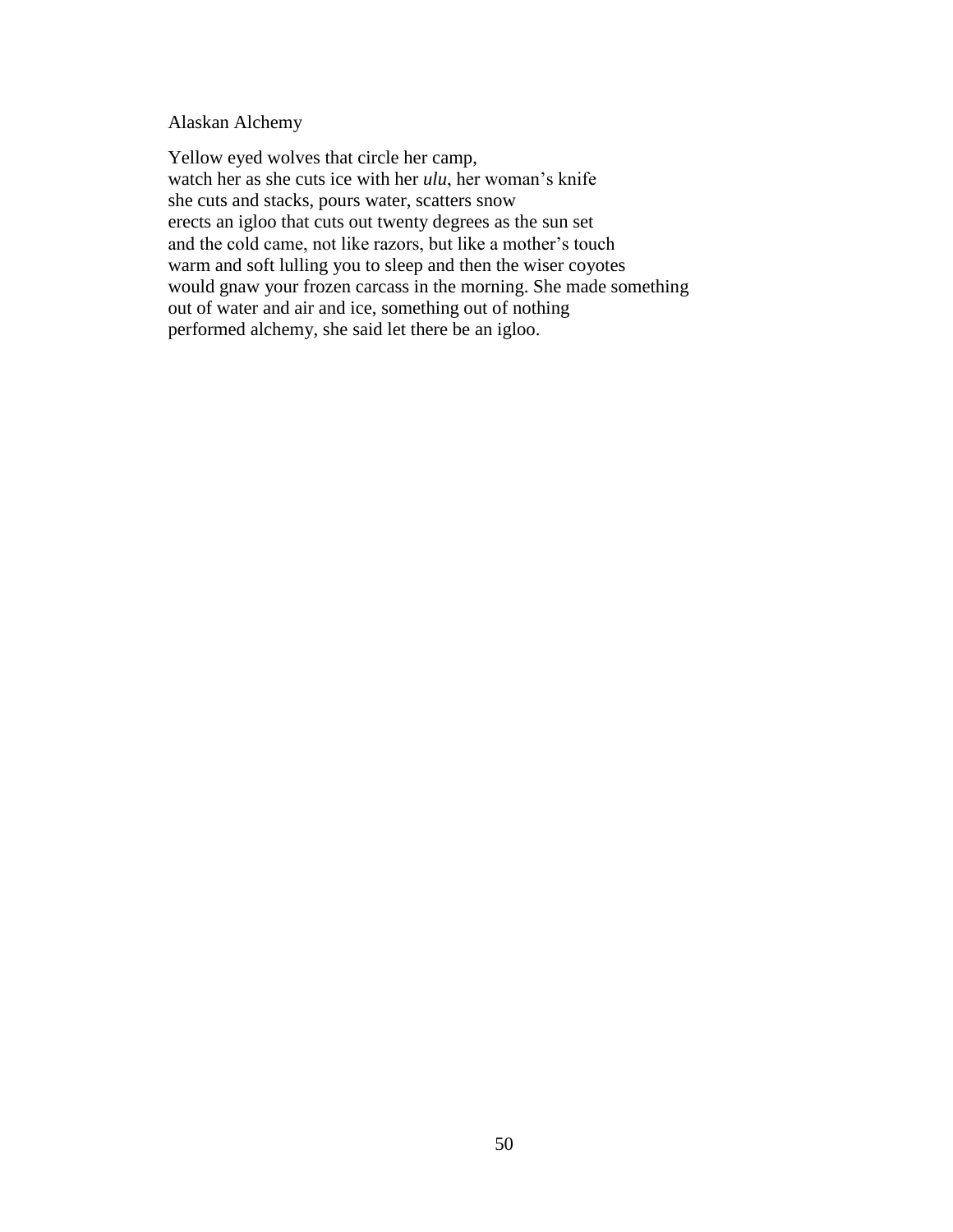Alaskan Alchemy

Yellow eyed wolves that circle her camp,  
watch her as she cuts ice with her *ulu*, her woman's knife  
she cuts and stacks, pours water, scatters snow  
erects an igloo that cuts out twenty degrees as the sun set  
and the cold came, not like razors, but like a mother's touch  
warm and soft lulling you to sleep and then the wiser coyotes  
would gnaw your frozen carcass in the morning. She made something  
out of water and air and ice, something out of nothing  
performed alchemy, she said let there be an igloo.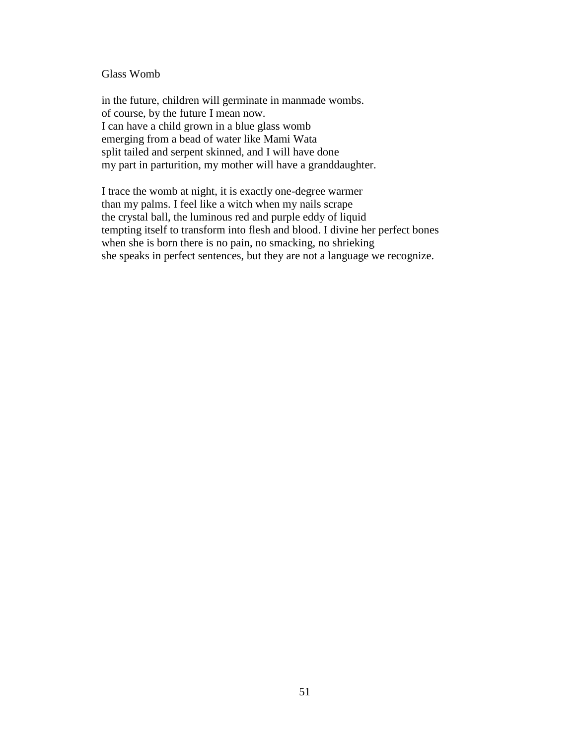## Glass Womb

in the future, children will germinate in manmade wombs.
of course, by the future I mean now.
I can have a child grown in a blue glass womb
emerging from a bead of water like Mami Wata
split tailed and serpent skinned, and I will have done
my part in parturition, my mother will have a granddaughter.

I trace the womb at night, it is exactly one-degree warmer
than my palms. I feel like a witch when my nails scrape
the crystal ball, the luminous red and purple eddy of liquid
tempting itself to transform into flesh and blood. I divine her perfect bones
when she is born there is no pain, no smacking, no shrieking
she speaks in perfect sentences, but they are not a language we recognize.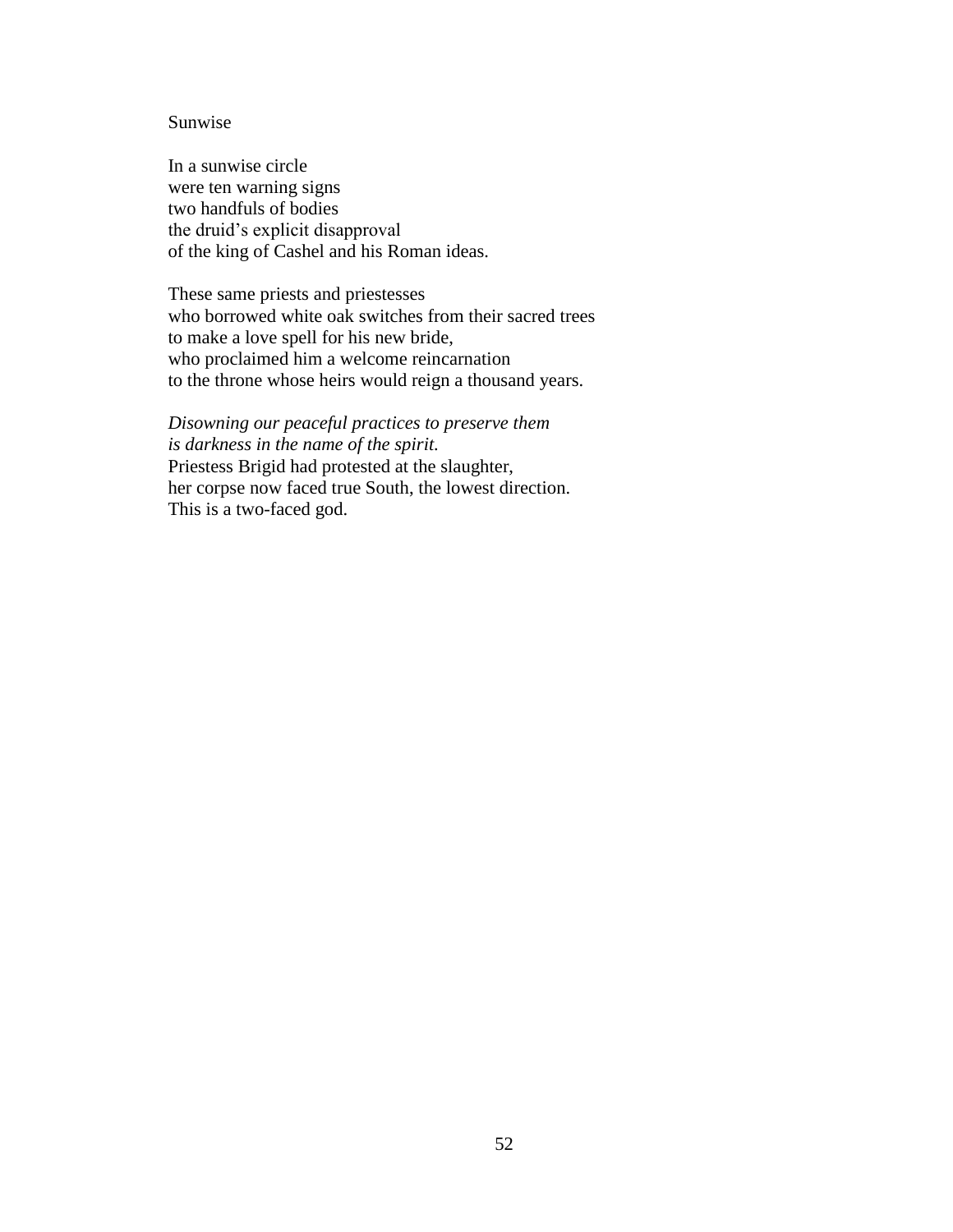# Sunwise

In a sunwise circle  
were ten warning signs  
two handfuls of bodies  
the druid’s explicit disapproval  
of the king of Cashel and his Roman ideas.

These same priests and priestesses  
who borrowed white oak switches from their sacred trees  
to make a love spell for his new bride,  
who proclaimed him a welcome reincarnation  
to the throne whose heirs would reign a thousand years.

*Disowning our peaceful practices to preserve them*  
*is darkness in the name of the spirit.*  
Priestess Brigid had protested at the slaughter,  
her corpse now faced true South, the lowest direction.  
This is a two-faced god.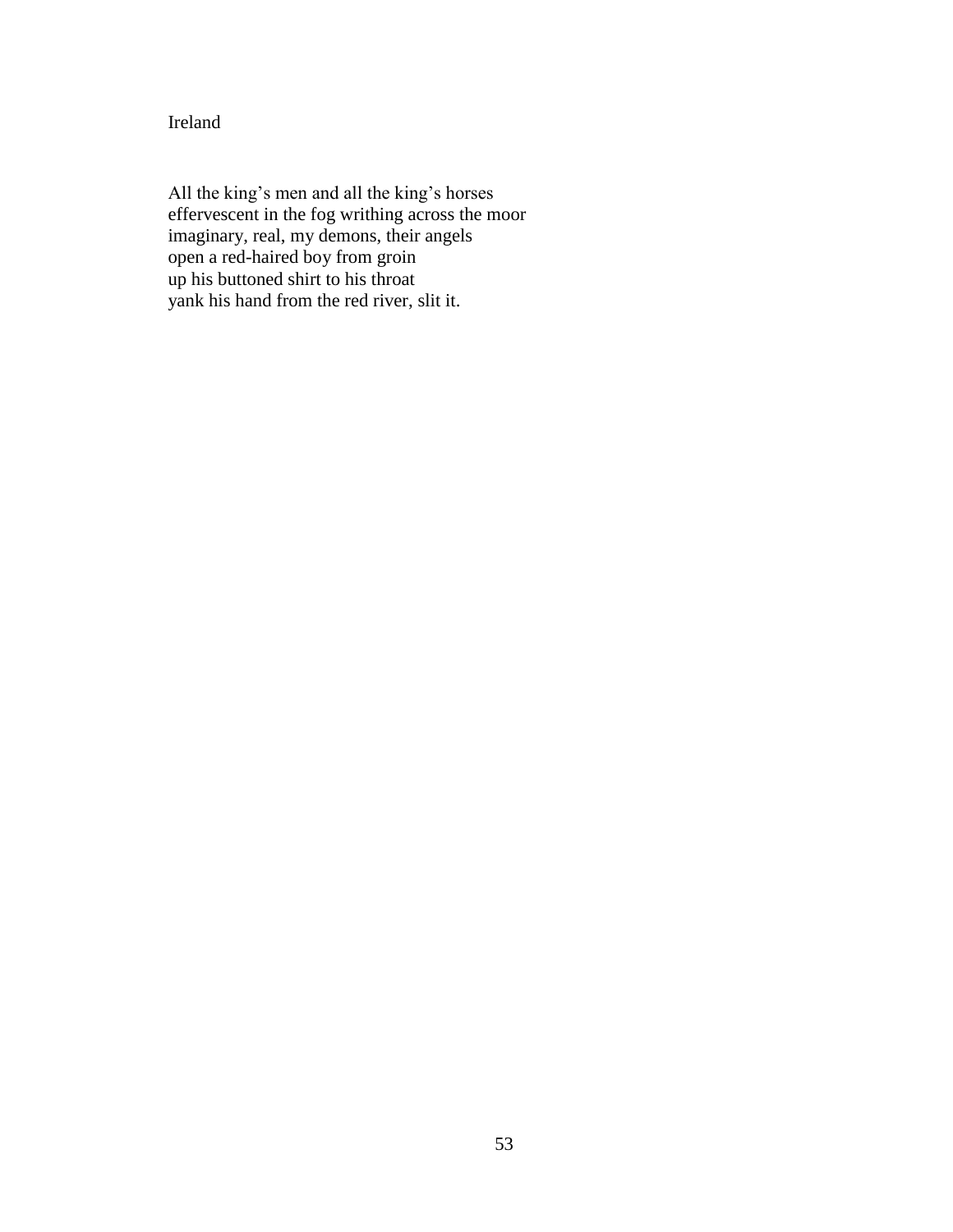# Ireland

All the king's men and all the king's horses
effervescent in the fog writhing across the moor
imaginary, real, my demons, their angels
open a red-haired boy from groin
up his buttoned shirt to his throat
yank his hand from the red river, slit it.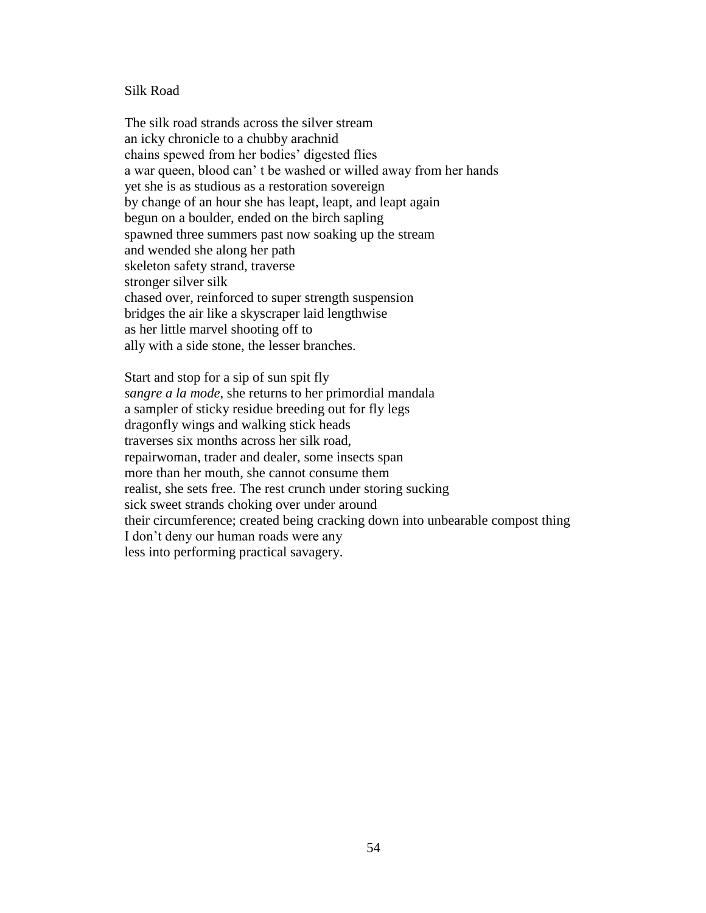Silk Road

The silk road strands across the silver stream  
an icky chronicle to a chubby arachnid  
chains spewed from her bodies' digested flies  
a war queen, blood can' t be washed or willed away from her hands  
yet she is as studious as a restoration sovereign  
by change of an hour she has leapt, leapt, and leapt again  
begun on a boulder, ended on the birch sapling  
spawned three summers past now soaking up the stream  
and wended she along her path  
skeleton safety strand, traverse  
stronger silver silk  
chased over, reinforced to super strength suspension  
bridges the air like a skyscraper laid lengthwise  
as her little marvel shooting off to  
ally with a side stone, the lesser branches.

Start and stop for a sip of sun spit fly  
*sangre a la mode*, she returns to her primordial mandala  
a sampler of sticky residue breeding out for fly legs  
dragonfly wings and walking stick heads  
traverses six months across her silk road,  
repairwoman, trader and dealer, some insects span  
more than her mouth, she cannot consume them  
realist, she sets free. The rest crunch under storing sucking  
sick sweet strands choking over under around  
their circumference; created being cracking down into unbearable compost thing  
I don't deny our human roads were any  
less into performing practical savagery.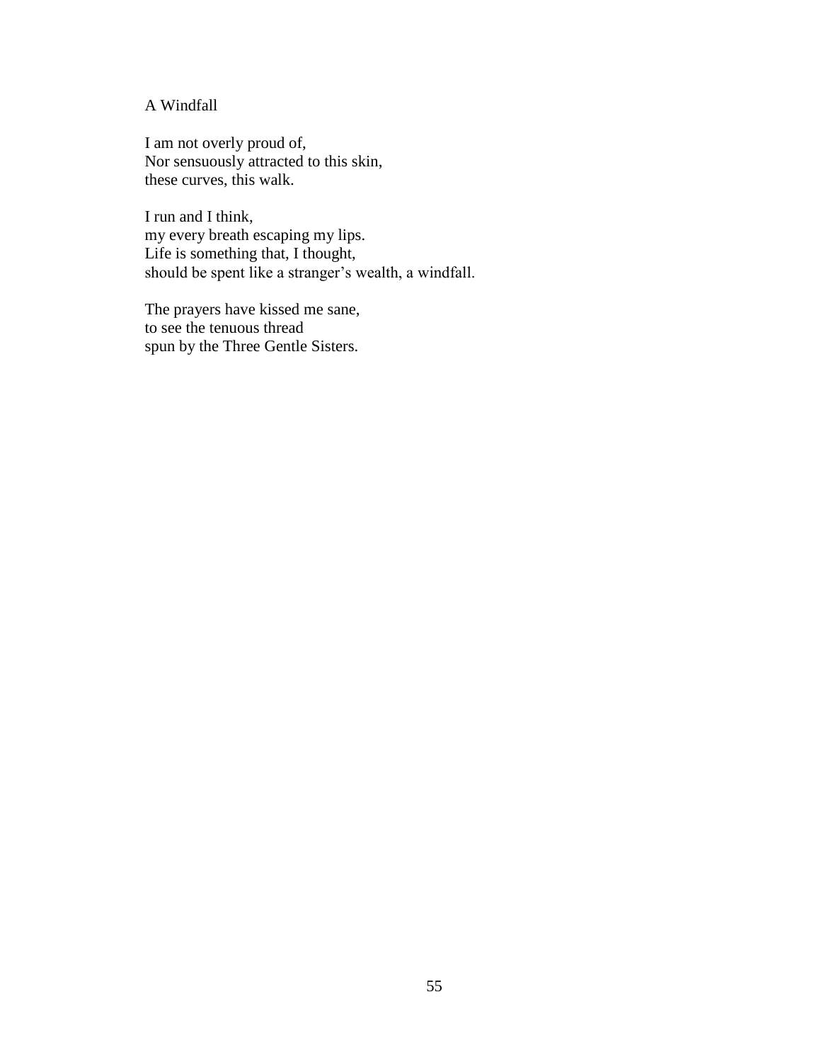## A Windfall

I am not overly proud of,  
Nor sensuously attracted to this skin,  
these curves, this walk.

I run and I think,  
my every breath escaping my lips.  
Life is something that, I thought,  
should be spent like a stranger's wealth, a windfall.

The prayers have kissed me sane,  
to see the tenuous thread  
spun by the Three Gentle Sisters.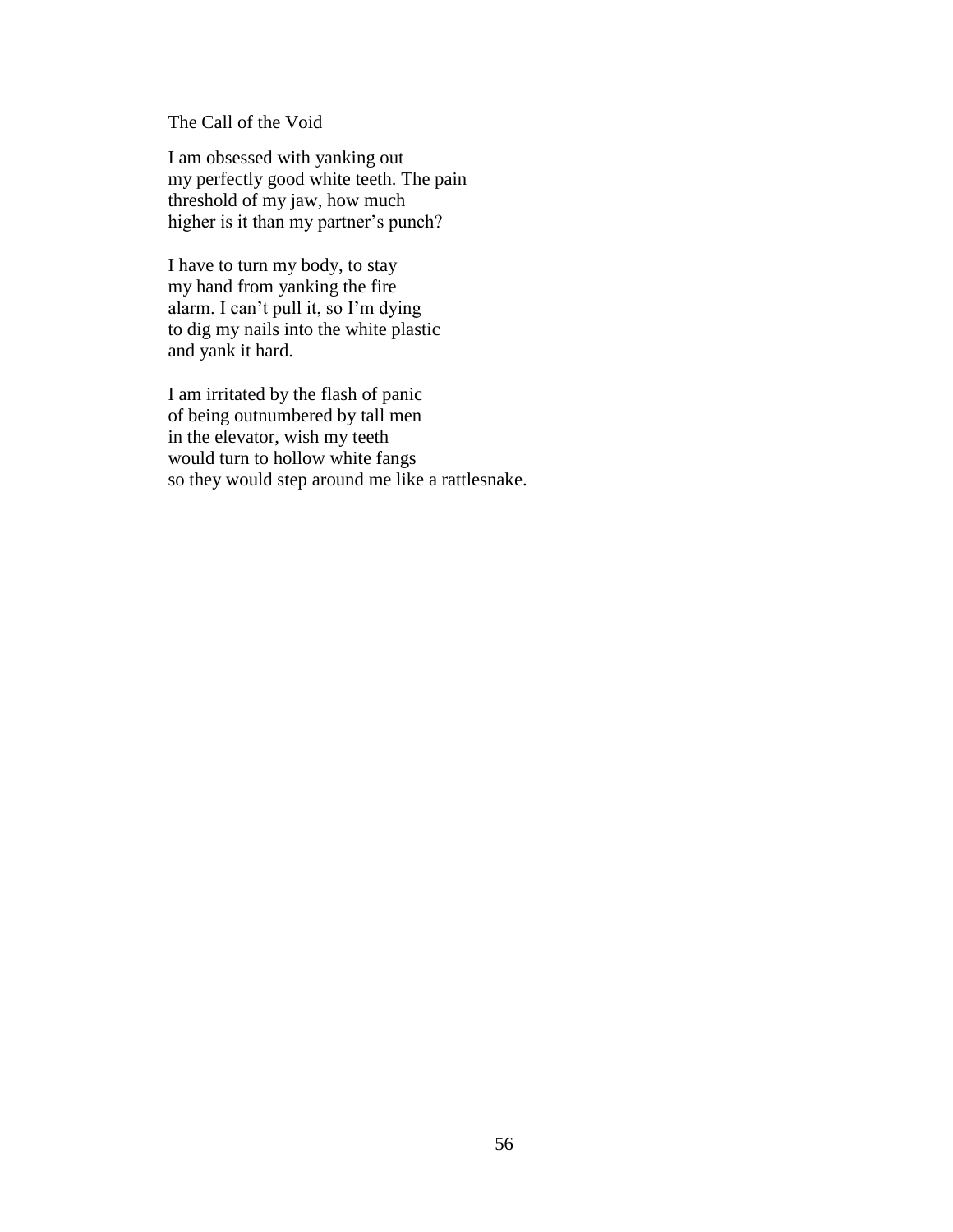# The Call of the Void

I am obsessed with yanking out  
my perfectly good white teeth. The pain  
threshold of my jaw, how much  
higher is it than my partner's punch?

I have to turn my body, to stay  
my hand from yanking the fire  
alarm. I can't pull it, so I'm dying  
to dig my nails into the white plastic  
and yank it hard.

I am irritated by the flash of panic  
of being outnumbered by tall men  
in the elevator, wish my teeth  
would turn to hollow white fangs  
so they would step around me like a rattlesnake.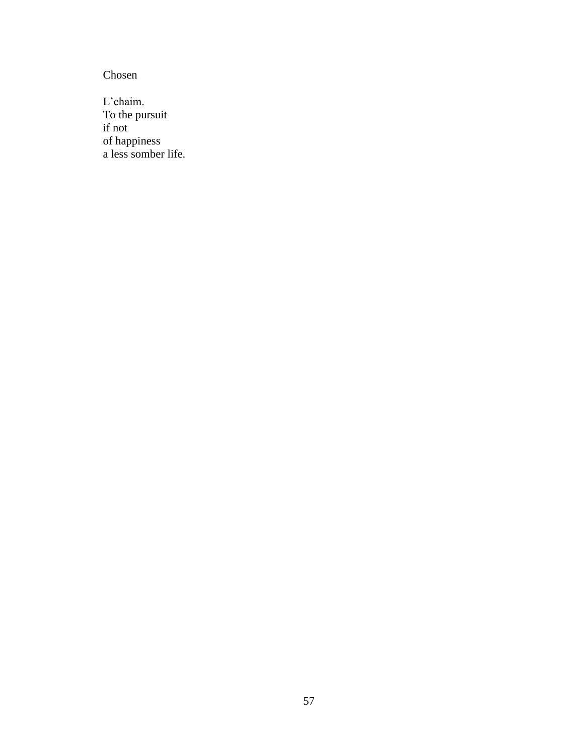## Chosen

L’chaim.  
To the pursuit  
if not  
of happiness  
a less somber life.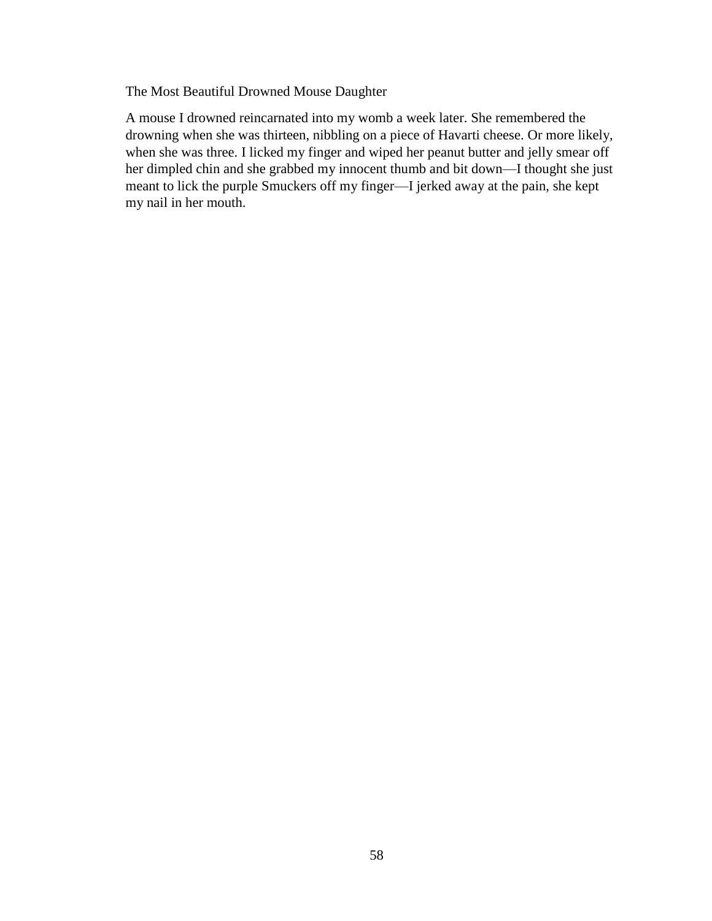# The Most Beautiful Drowned Mouse Daughter

A mouse I drowned reincarnated into my womb a week later. She remembered the drowning when she was thirteen, nibbling on a piece of Havarti cheese. Or more likely, when she was three. I licked my finger and wiped her peanut butter and jelly smear off her dimpled chin and she grabbed my innocent thumb and bit down—I thought she just meant to lick the purple Smuckers off my finger—I jerked away at the pain, she kept my nail in her mouth.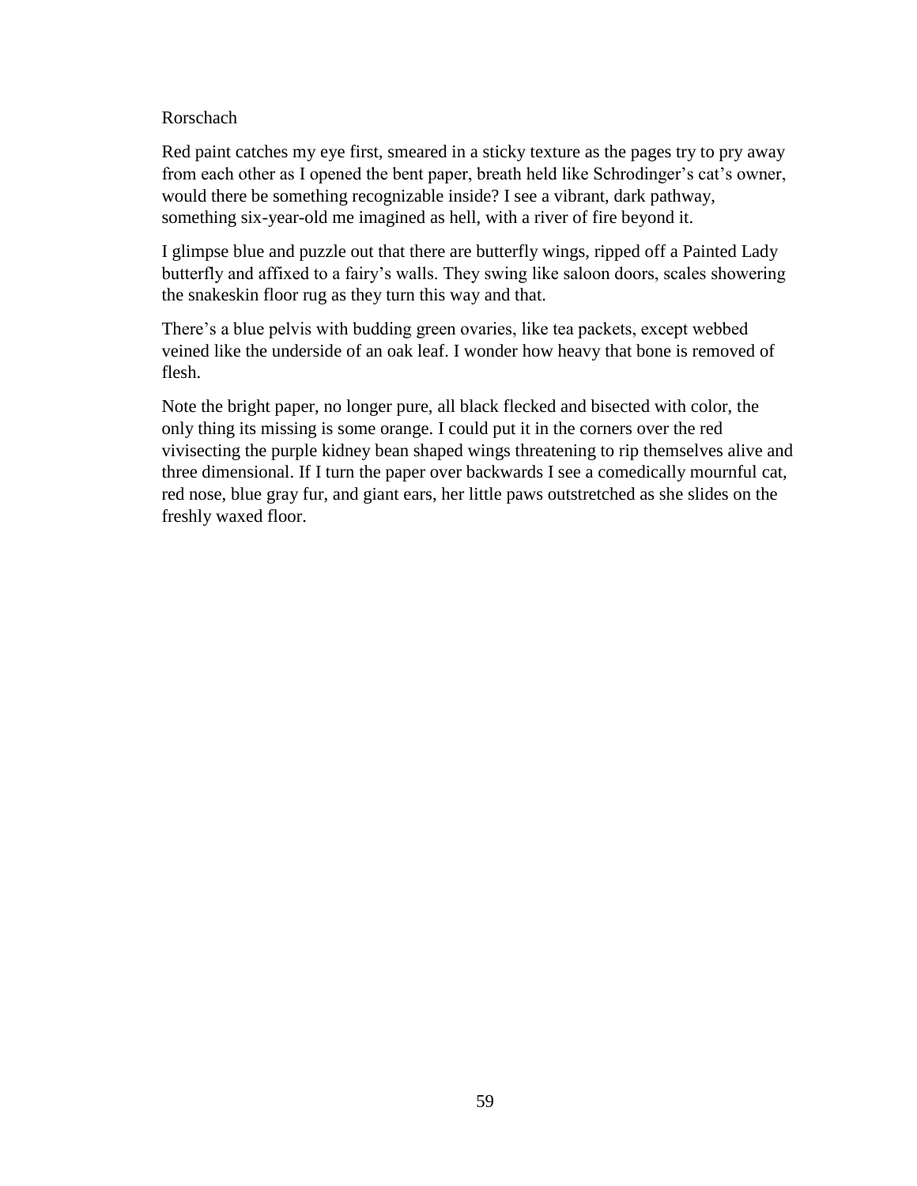# Rorschach

Red paint catches my eye first, smeared in a sticky texture as the pages try to pry away from each other as I opened the bent paper, breath held like Schrodinger's cat's owner, would there be something recognizable inside? I see a vibrant, dark pathway, something six-year-old me imagined as hell, with a river of fire beyond it.

I glimpse blue and puzzle out that there are butterfly wings, ripped off a Painted Lady butterfly and affixed to a fairy's walls. They swing like saloon doors, scales showering the snakeskin floor rug as they turn this way and that.

There's a blue pelvis with budding green ovaries, like tea packets, except webbed veined like the underside of an oak leaf. I wonder how heavy that bone is removed of flesh.

Note the bright paper, no longer pure, all black flecked and bisected with color, the only thing its missing is some orange. I could put it in the corners over the red vivisecting the purple kidney bean shaped wings threatening to rip themselves alive and three dimensional. If I turn the paper over backwards I see a comedically mournful cat, red nose, blue gray fur, and giant ears, her little paws outstretched as she slides on the freshly waxed floor.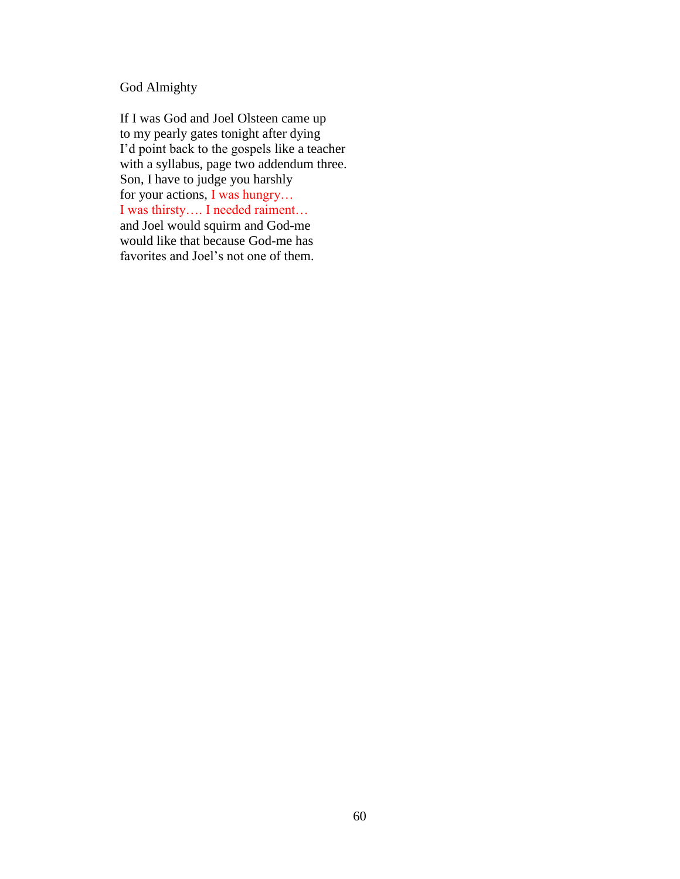God Almighty

If I was God and Joel Olsteen came up  
to my pearly gates tonight after dying  
I'd point back to the gospels like a teacher  
with a syllabus, page two addendum three.  
Son, I have to judge you harshly  
for your actions, I was hungry…  
I was thirsty…. I needed raiment…  
and Joel would squirm and God-me  
would like that because God-me has  
favorites and Joel's not one of them.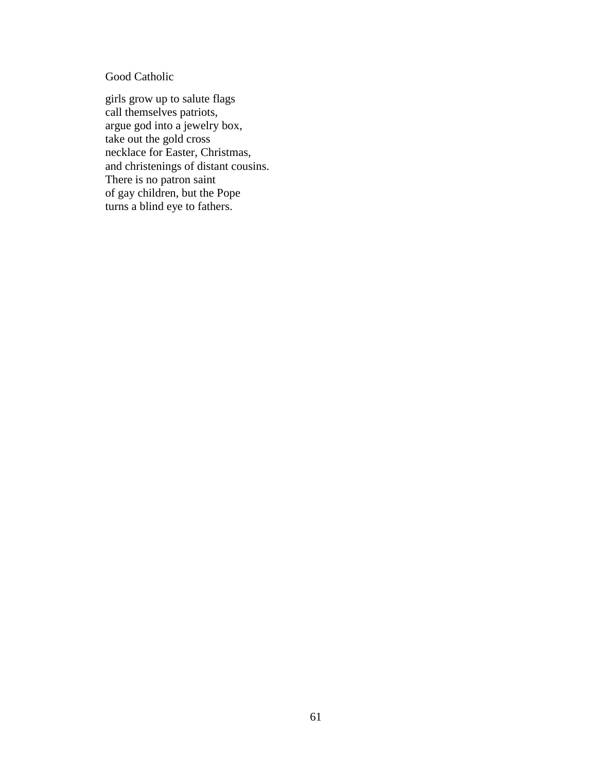## Good Catholic

girls grow up to salute flags  
call themselves patriots,  
argue god into a jewelry box,  
take out the gold cross  
necklace for Easter, Christmas,  
and christenings of distant cousins.  
There is no patron saint  
of gay children, but the Pope  
turns a blind eye to fathers.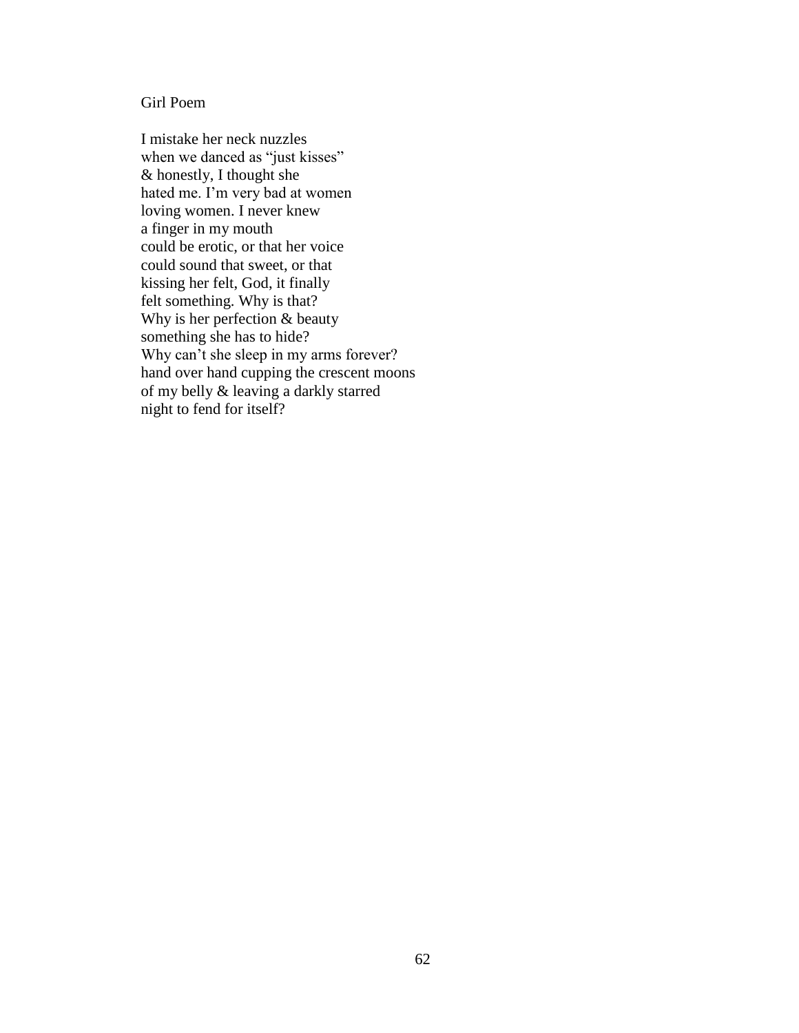## Girl Poem

I mistake her neck nuzzles  
when we danced as "just kisses"  
& honestly, I thought she  
hated me. I'm very bad at women  
loving women. I never knew  
a finger in my mouth  
could be erotic, or that her voice  
could sound that sweet, or that  
kissing her felt, God, it finally  
felt something. Why is that?  
Why is her perfection & beauty  
something she has to hide?  
Why can't she sleep in my arms forever?  
hand over hand cupping the crescent moons  
of my belly & leaving a darkly starred  
night to fend for itself?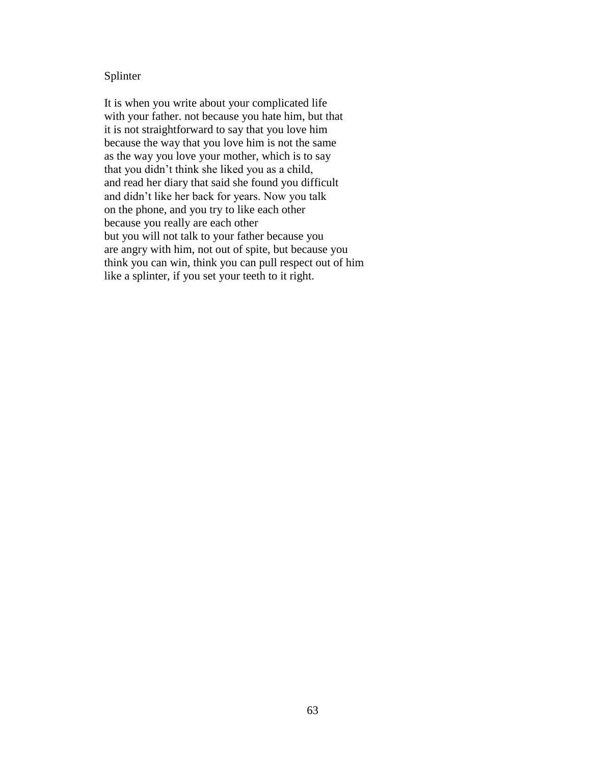Splinter

It is when you write about your complicated life  
with your father. not because you hate him, but that  
it is not straightforward to say that you love him  
because the way that you love him is not the same  
as the way you love your mother, which is to say  
that you didn't think she liked you as a child,  
and read her diary that said she found you difficult  
and didn't like her back for years. Now you talk  
on the phone, and you try to like each other  
because you really are each other  
but you will not talk to your father because you  
are angry with him, not out of spite, but because you  
think you can win, think you can pull respect out of him  
like a splinter, if you set your teeth to it right.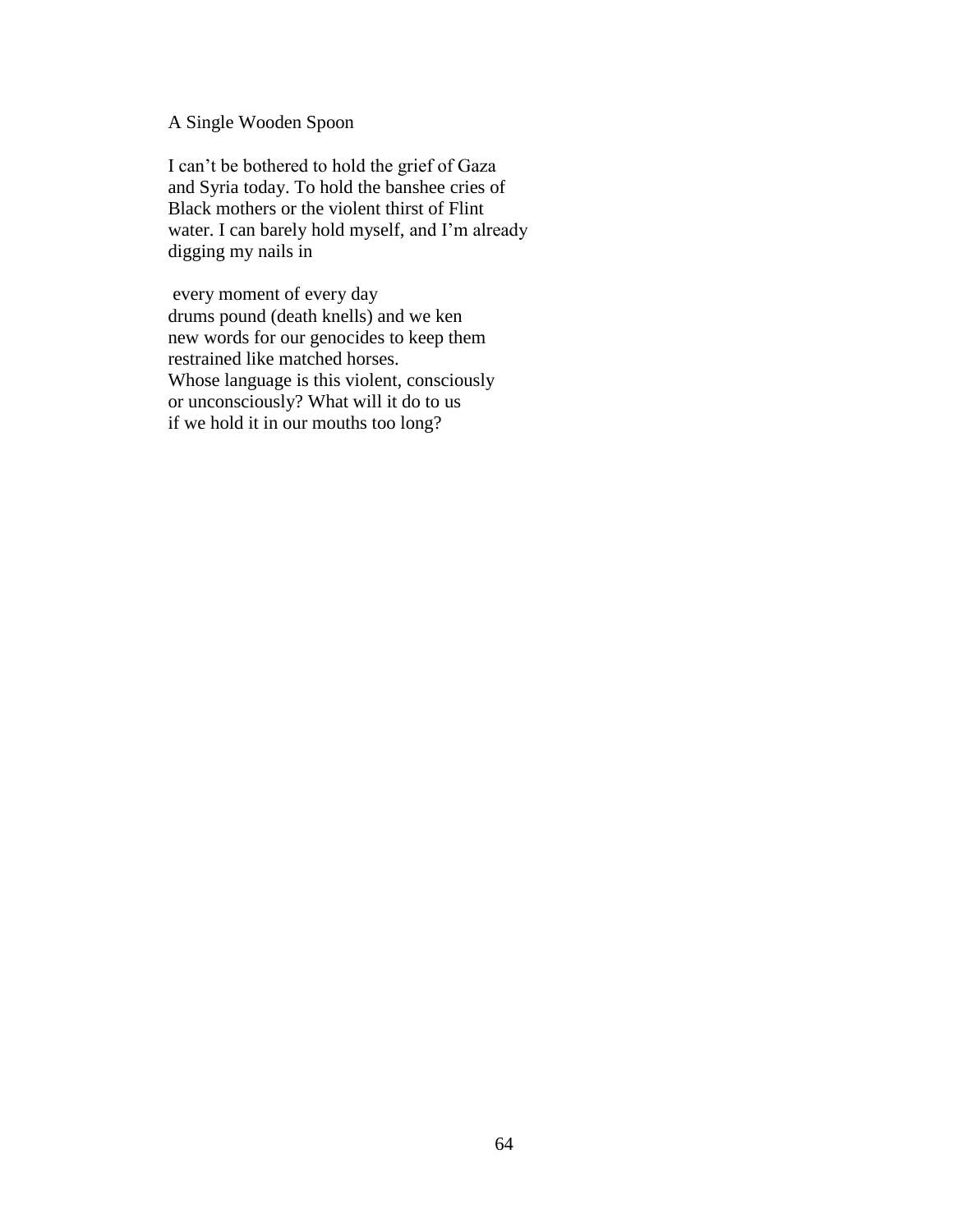A Single Wooden Spoon

I can't be bothered to hold the grief of Gaza  
and Syria today. To hold the banshee cries of  
Black mothers or the violent thirst of Flint  
water. I can barely hold myself, and I'm already  
digging my nails in

every moment of every day  
drums pound (death knells) and we ken  
new words for our genocides to keep them  
restrained like matched horses.  
Whose language is this violent, consciously  
or unconsciously? What will it do to us  
if we hold it in our mouths too long?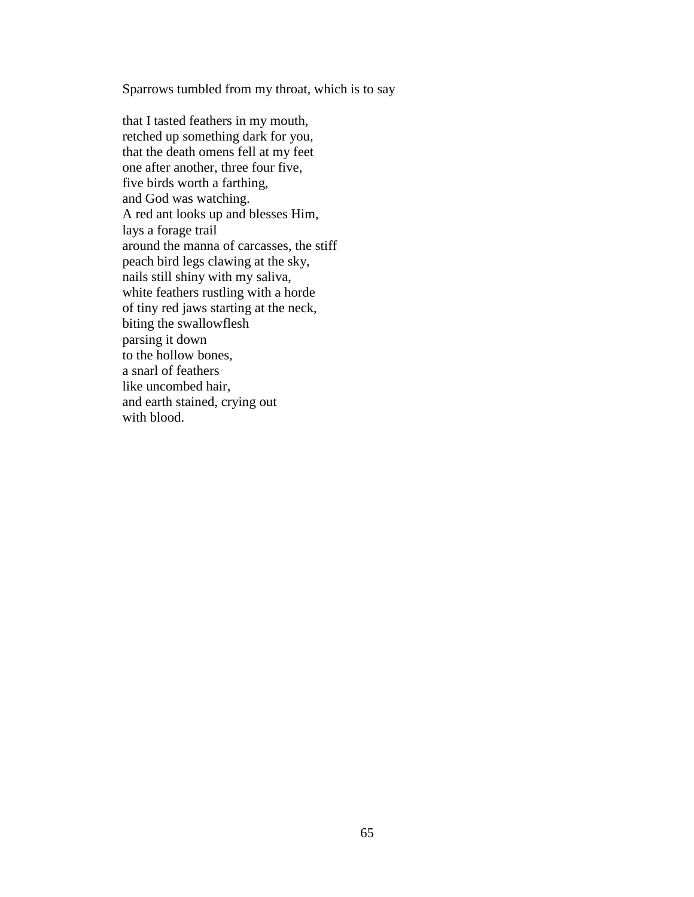Sparrows tumbled from my throat, which is to say

that I tasted feathers in my mouth,  
retched up something dark for you,  
that the death omens fell at my feet  
one after another, three four five,  
five birds worth a farthing,  
and God was watching.  
A red ant looks up and blesses Him,  
lays a forage trail  
around the manna of carcasses, the stiff  
peach bird legs clawing at the sky,  
nails still shiny with my saliva,  
white feathers rustling with a horde  
of tiny red jaws starting at the neck,  
biting the swallowflesh  
parsing it down  
to the hollow bones,  
a snarl of feathers  
like uncombed hair,  
and earth stained, crying out  
with blood.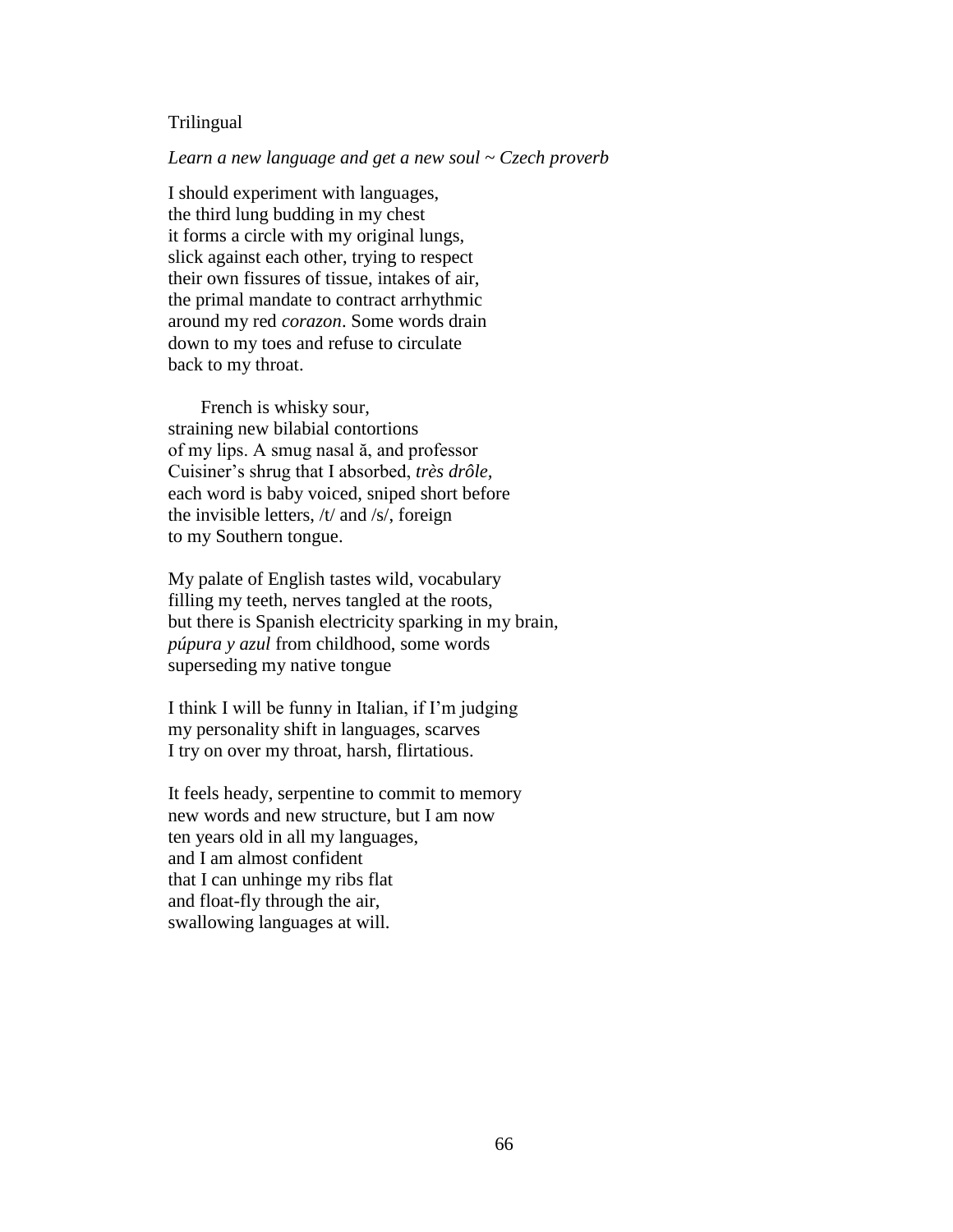Trilingual

*Learn a new language and get a new soul ~ Czech proverb*

I should experiment with languages,  
the third lung budding in my chest  
it forms a circle with my original lungs,  
slick against each other, trying to respect  
their own fissures of tissue, intakes of air,  
the primal mandate to contract arrhythmic  
around my red *corazon*. Some words drain  
down to my toes and refuse to circulate  
back to my throat.

    French is whisky sour,  
straining new bilabial contortions  
of my lips. A smug nasal ă, and professor  
Cuisiner's shrug that I absorbed, *très drôle,*  
each word is baby voiced, sniped short before  
the invisible letters, /t/ and /s/, foreign  
to my Southern tongue.

My palate of English tastes wild, vocabulary  
filling my teeth, nerves tangled at the roots,  
but there is Spanish electricity sparking in my brain,  
*púpura y azul* from childhood, some words  
superseding my native tongue

I think I will be funny in Italian, if I'm judging  
my personality shift in languages, scarves  
I try on over my throat, harsh, flirtatious.

It feels heady, serpentine to commit to memory  
new words and new structure, but I am now  
ten years old in all my languages,  
and I am almost confident  
that I can unhinge my ribs flat  
and float-fly through the air,  
swallowing languages at will.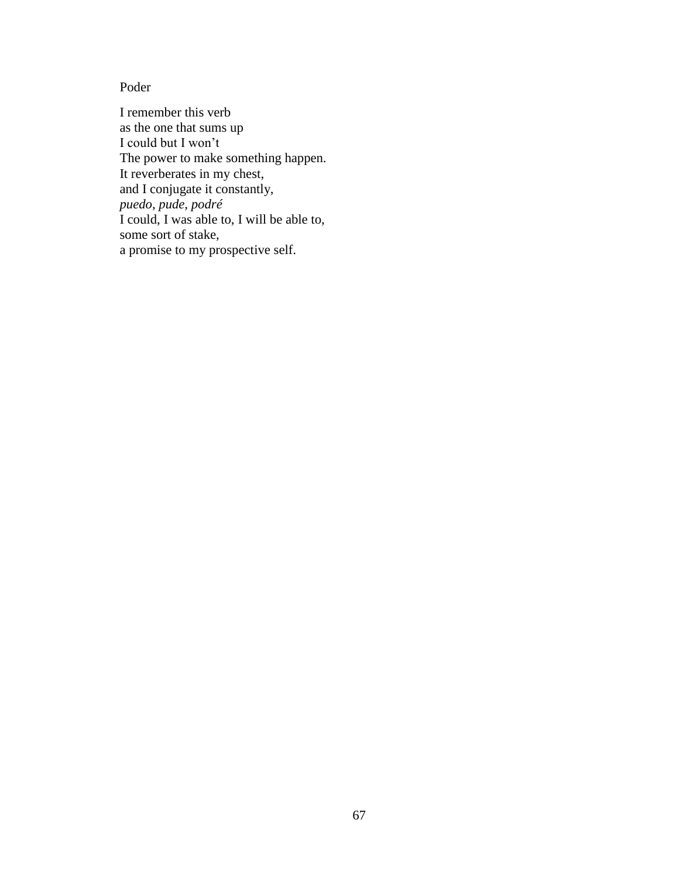Poder

I remember this verb  
as the one that sums up  
I could but I won’t  
The power to make something happen.  
It reverberates in my chest,  
and I conjugate it constantly,  
*puedo, pude, podré*  
I could, I was able to, I will be able to,  
some sort of stake,  
a promise to my prospective self.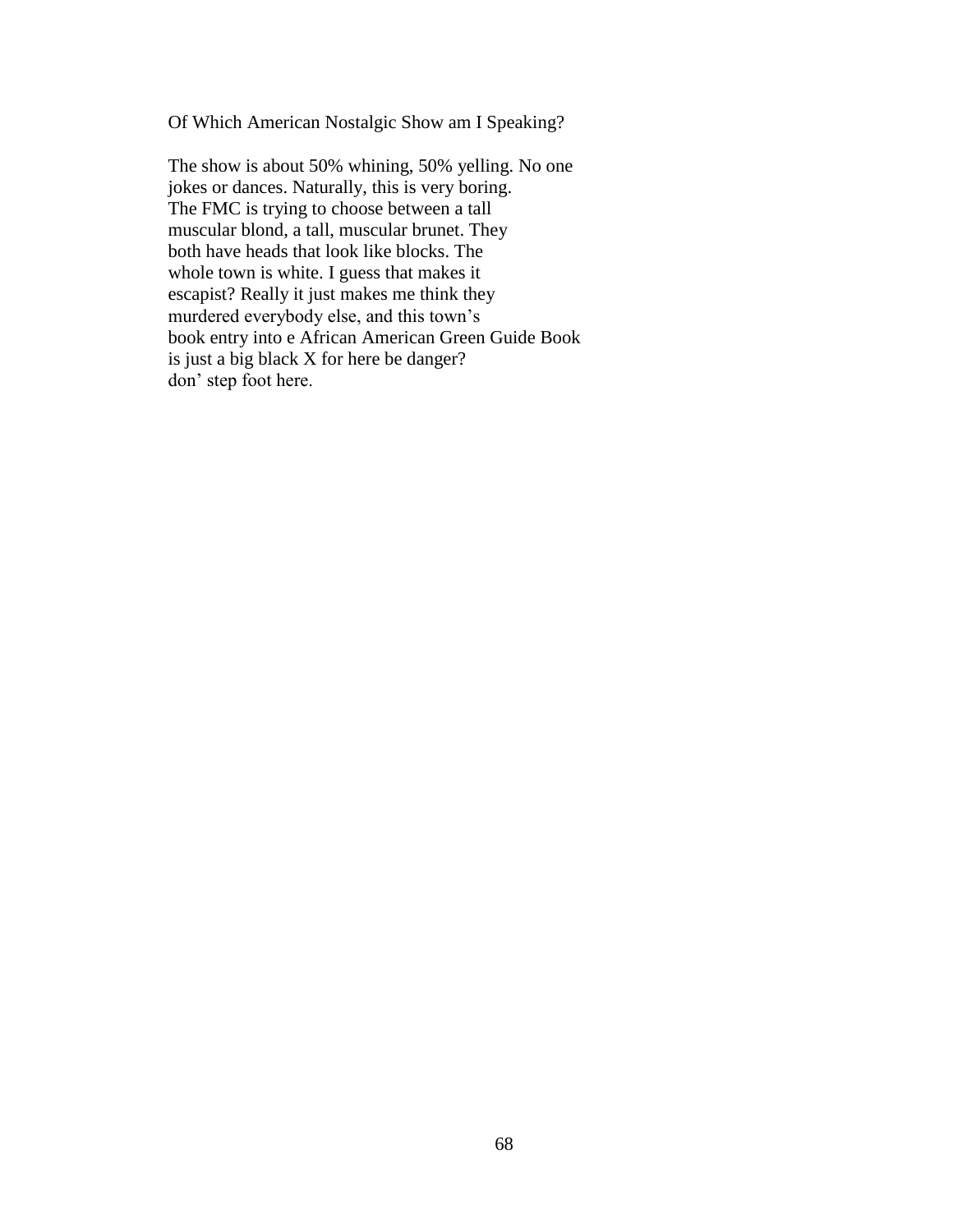Of Which American Nostalgic Show am I Speaking?

The show is about 50% whining, 50% yelling. No one
jokes or dances. Naturally, this is very boring.
The FMC is trying to choose between a tall
muscular blond, a tall, muscular brunet. They
both have heads that look like blocks. The
whole town is white. I guess that makes it
escapist? Really it just makes me think they
murdered everybody else, and this town's
book entry into e African American Green Guide Book
is just a big black X for here be danger?
don' step foot here.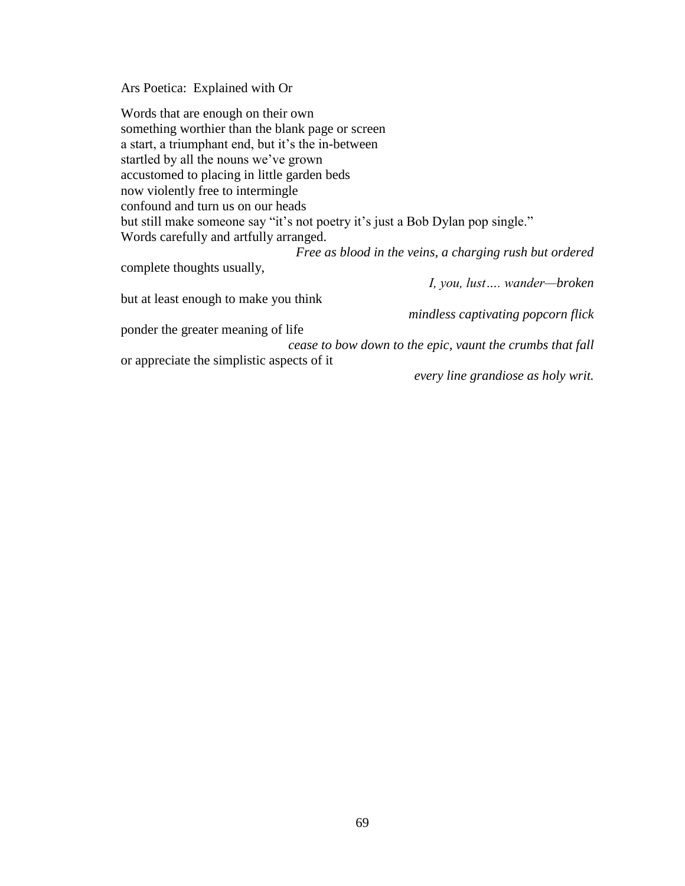Ars Poetica:  Explained with Or

Words that are enough on their own  
something worthier than the blank page or screen  
a start, a triumphant end, but it's the in-between  
startled by all the nouns we've grown  
accustomed to placing in little garden beds  
now violently free to intermingle  
confound and turn us on our heads  
but still make someone say "it's not poetry it's just a Bob Dylan pop single."  
Words carefully and artfully arranged.  
*Free as blood in the veins, a charging rush but ordered*  
complete thoughts usually,  
*I, you, lust…. wander—broken*  
but at least enough to make you think  
*mindless captivating popcorn flick*  
ponder the greater meaning of life  
*cease to bow down to the epic, vaunt the crumbs that fall*  
or appreciate the simplistic aspects of it  
*every line grandiose as holy writ.*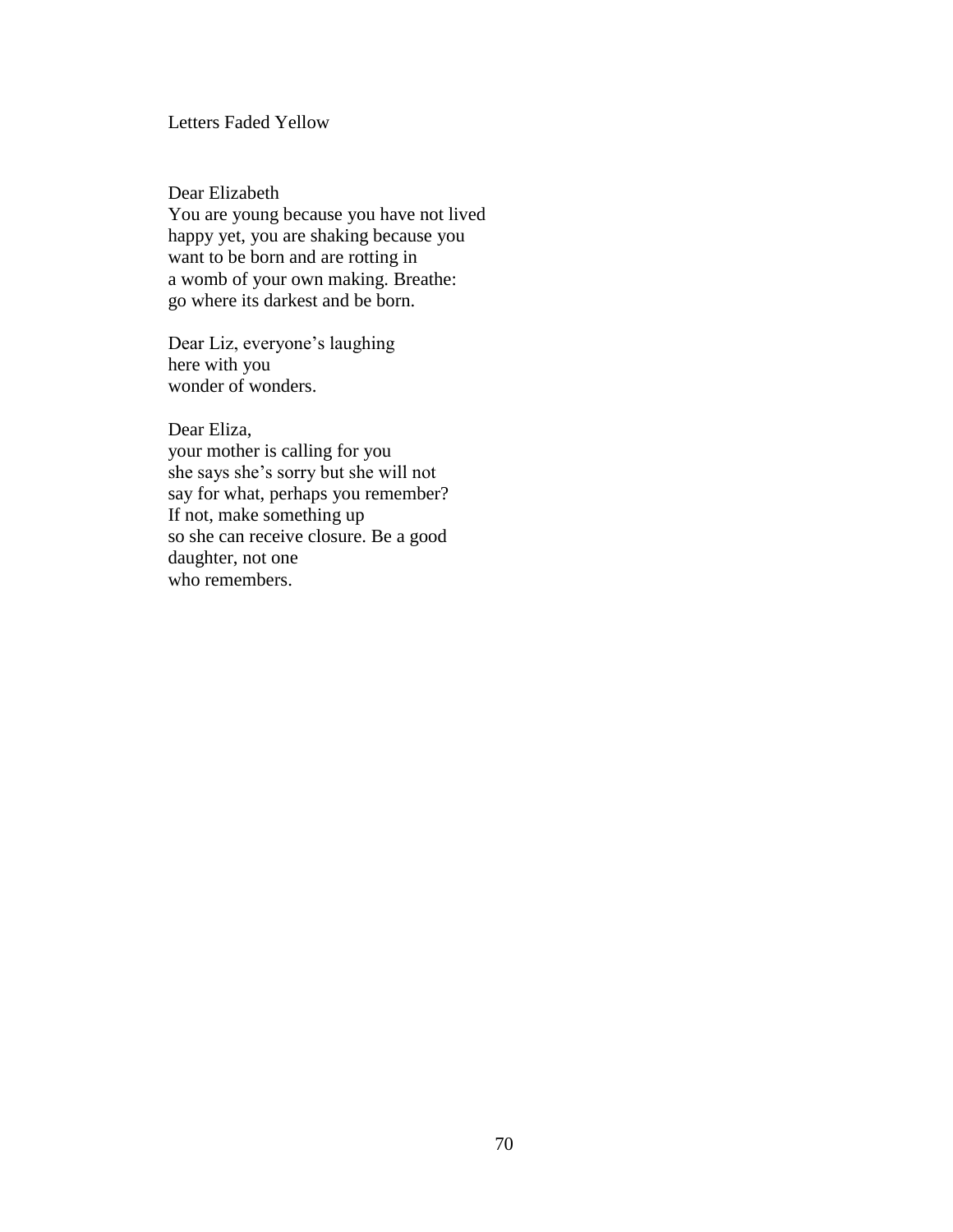# Letters Faded Yellow

Dear Elizabeth  
You are young because you have not lived  
happy yet, you are shaking because you  
want to be born and are rotting in  
a womb of your own making. Breathe:  
go where its darkest and be born.

Dear Liz, everyone's laughing  
here with you  
wonder of wonders.

Dear Eliza,  
your mother is calling for you  
she says she's sorry but she will not  
say for what, perhaps you remember?  
If not, make something up  
so she can receive closure. Be a good  
daughter, not one  
who remembers.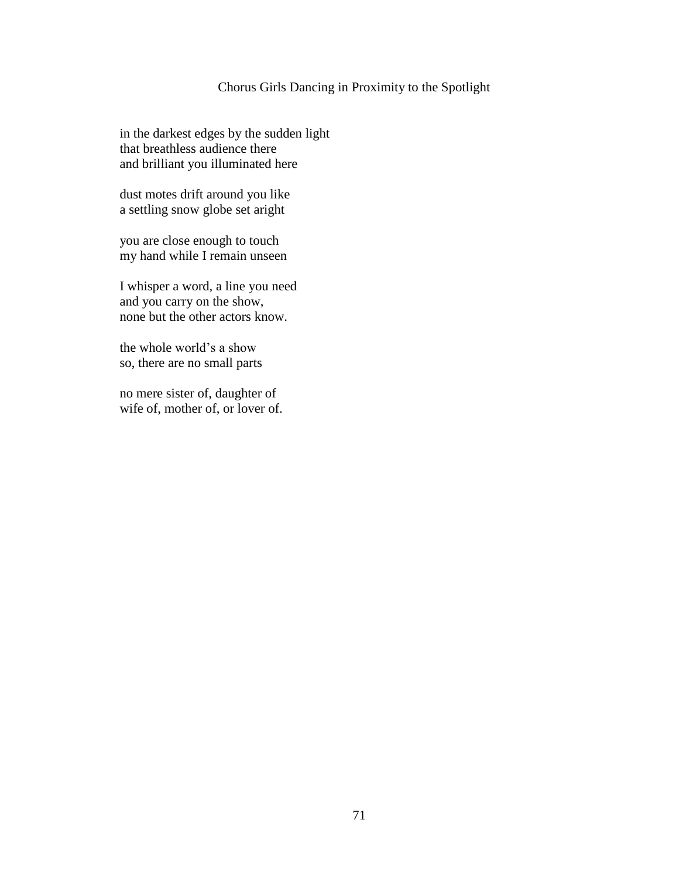## Chorus Girls Dancing in Proximity to the Spotlight

in the darkest edges by the sudden light  
that breathless audience there  
and brilliant you illuminated here

dust motes drift around you like  
a settling snow globe set aright

you are close enough to touch  
my hand while I remain unseen

I whisper a word, a line you need  
and you carry on the show,  
none but the other actors know.

the whole world's a show  
so, there are no small parts

no mere sister of, daughter of  
wife of, mother of, or lover of.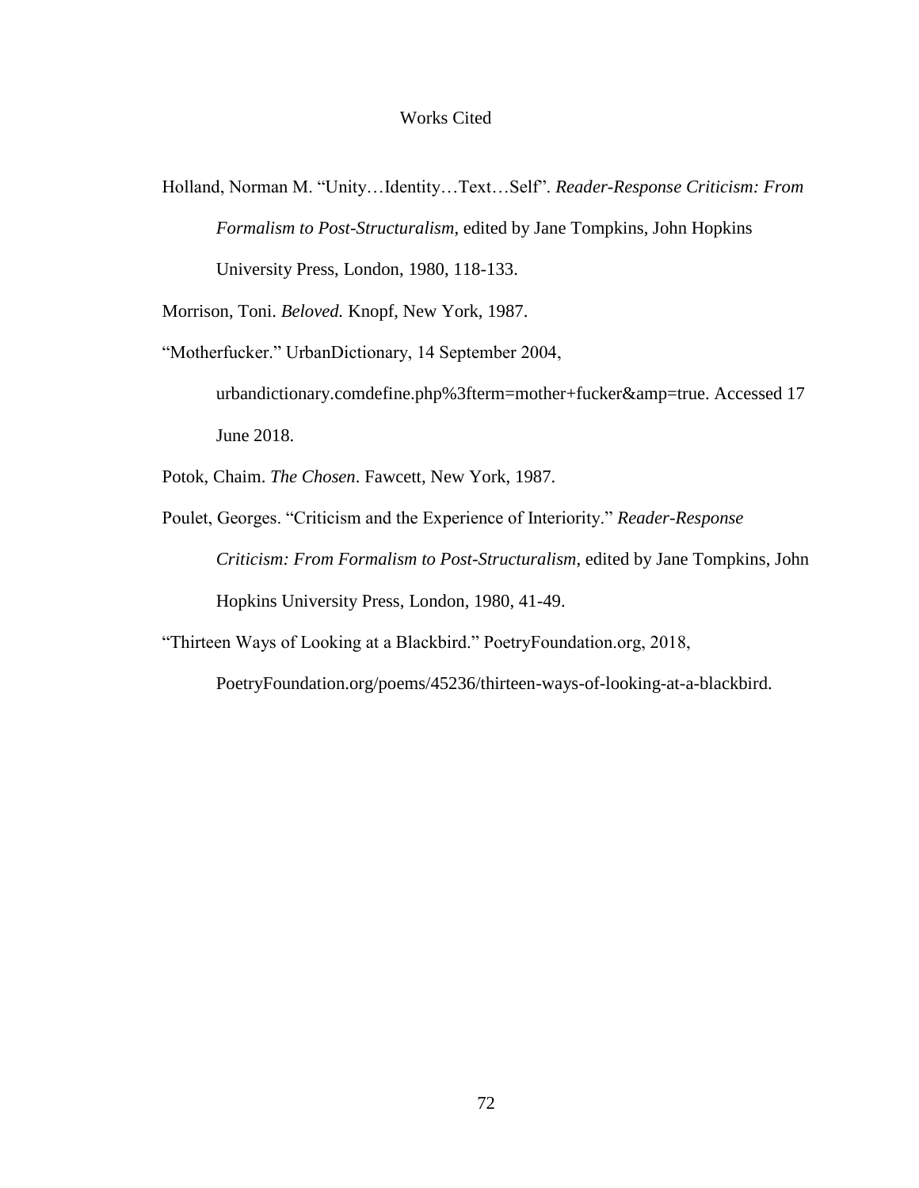# Works Cited

Holland, Norman M. "Unity…Identity…Text…Self". *Reader-Response Criticism: From Formalism to Post-Structuralism*, edited by Jane Tompkins, John Hopkins University Press, London, 1980, 118-133.

Morrison, Toni. *Beloved.* Knopf, New York, 1987.

"Motherfucker." UrbanDictionary, 14 September 2004, urbandictionary.comdefine.php%3fterm=mother+fucker&amp=true. Accessed 17 June 2018.

Potok, Chaim. *The Chosen*. Fawcett, New York, 1987.

Poulet, Georges. "Criticism and the Experience of Interiority." *Reader-Response Criticism: From Formalism to Post-Structuralism*, edited by Jane Tompkins, John Hopkins University Press, London, 1980, 41-49.

"Thirteen Ways of Looking at a Blackbird." PoetryFoundation.org, 2018, PoetryFoundation.org/poems/45236/thirteen-ways-of-looking-at-a-blackbird.